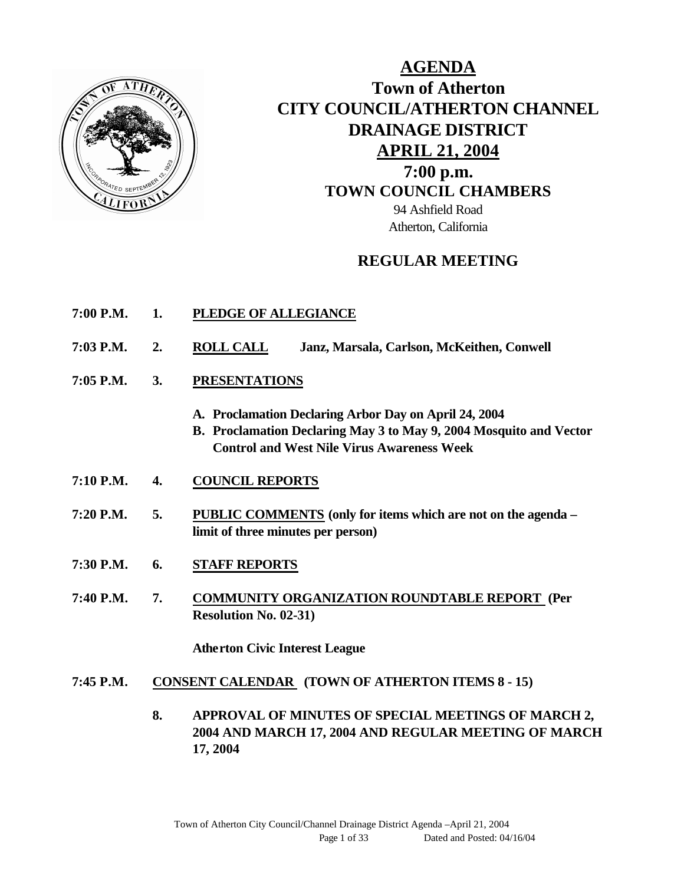# AGENDA

## Town of Atherton
## CITY COUNCIL/ATHERTON CHANNEL DRAINAGE DISTRICT
## APRIL 21, 2004
## 7:00 p.m.
## TOWN COUNCIL CHAMBERS

94 Ashfield Road
Atherton, California

## REGULAR MEETING

**7:00 P.M. 1. PLEDGE OF ALLEGIANCE**

**7:03 P.M. 2. ROLL CALL** **Janz, Marsala, Carlson, McKeithen, Conwell**

**7:05 P.M. 3. PRESENTATIONS**

- **A. Proclamation Declaring Arbor Day on April 24, 2004**
- **B. Proclamation Declaring May 3 to May 9, 2004 Mosquito and Vector Control and West Nile Virus Awareness Week**

**7:10 P.M. 4. COUNCIL REPORTS**

**7:20 P.M. 5. PUBLIC COMMENTS (only for items which are not on the agenda – limit of three minutes per person)**

**7:30 P.M. 6. STAFF REPORTS**

**7:40 P.M. 7. COMMUNITY ORGANIZATION ROUNDTABLE REPORT (Per Resolution No. 02-31)**

**Atherton Civic Interest League**

**7:45 P.M. CONSENT CALENDAR (TOWN OF ATHERTON ITEMS 8 - 15)**

**8. APPROVAL OF MINUTES OF SPECIAL MEETINGS OF MARCH 2, 2004 AND MARCH 17, 2004 AND REGULAR MEETING OF MARCH 17, 2004**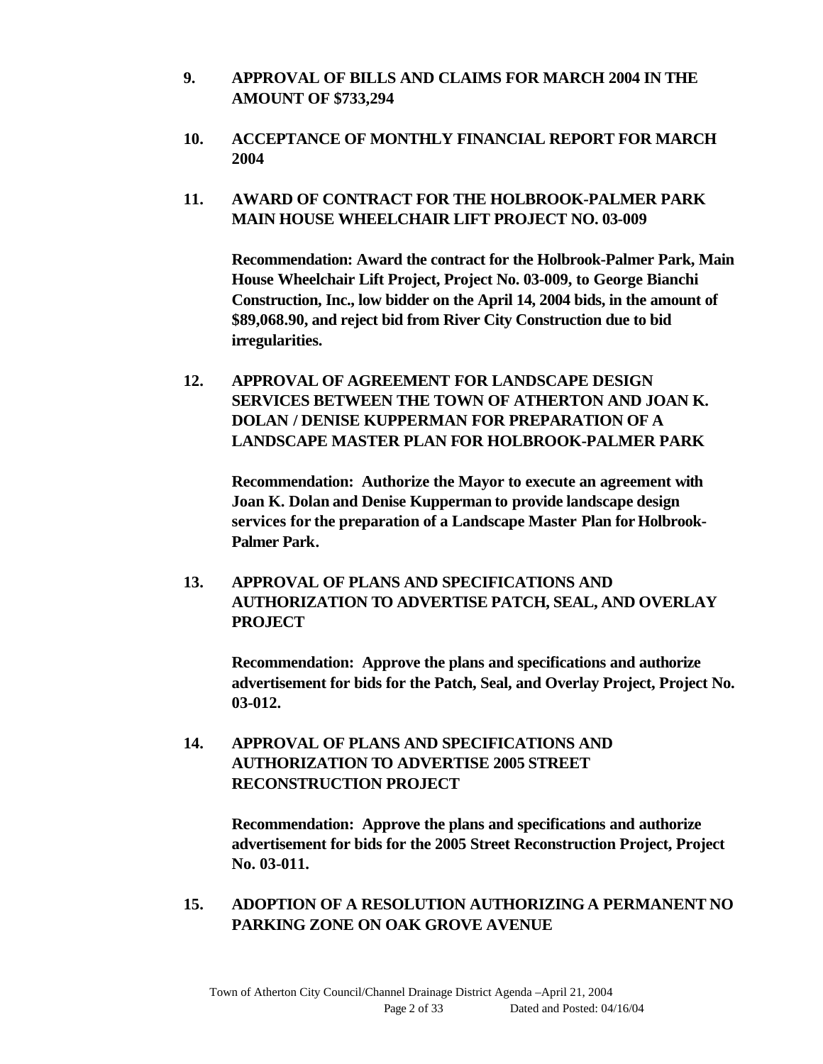**9. APPROVAL OF BILLS AND CLAIMS FOR MARCH 2004 IN THE AMOUNT OF $733,294**

**10. ACCEPTANCE OF MONTHLY FINANCIAL REPORT FOR MARCH 2004**

**11. AWARD OF CONTRACT FOR THE HOLBROOK-PALMER PARK MAIN HOUSE WHEELCHAIR LIFT PROJECT NO. 03-009**

**Recommendation: Award the contract for the Holbrook-Palmer Park, Main House Wheelchair Lift Project, Project No. 03-009, to George Bianchi Construction, Inc., low bidder on the April 14, 2004 bids, in the amount of $89,068.90, and reject bid from River City Construction due to bid irregularities.**

**12. APPROVAL OF AGREEMENT FOR LANDSCAPE DESIGN SERVICES BETWEEN THE TOWN OF ATHERTON AND JOAN K. DOLAN / DENISE KUPPERMAN FOR PREPARATION OF A LANDSCAPE MASTER PLAN FOR HOLBROOK-PALMER PARK**

**Recommendation: Authorize the Mayor to execute an agreement with Joan K. Dolan and Denise Kupperman to provide landscape design services for the preparation of a Landscape Master Plan for Holbrook-Palmer Park.**

**13. APPROVAL OF PLANS AND SPECIFICATIONS AND AUTHORIZATION TO ADVERTISE PATCH, SEAL, AND OVERLAY PROJECT**

**Recommendation: Approve the plans and specifications and authorize advertisement for bids for the Patch, Seal, and Overlay Project, Project No. 03-012.**

**14. APPROVAL OF PLANS AND SPECIFICATIONS AND AUTHORIZATION TO ADVERTISE 2005 STREET RECONSTRUCTION PROJECT**

**Recommendation: Approve the plans and specifications and authorize advertisement for bids for the 2005 Street Reconstruction Project, Project No. 03-011.**

**15. ADOPTION OF A RESOLUTION AUTHORIZING A PERMANENT NO PARKING ZONE ON OAK GROVE AVENUE**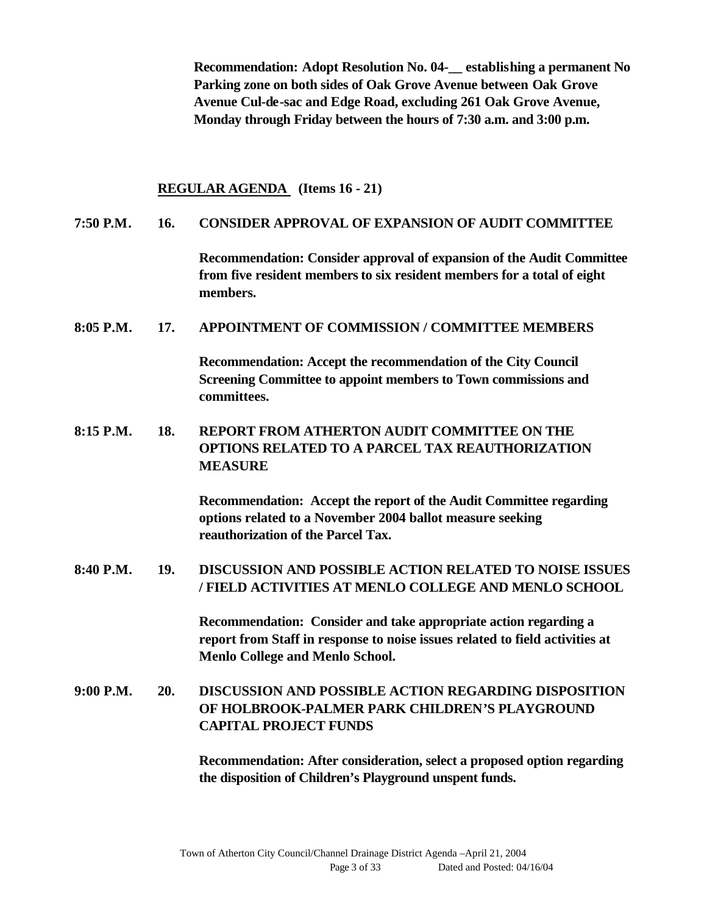**Recommendation: Adopt Resolution No. 04-__ establishing a permanent No Parking zone on both sides of Oak Grove Avenue between Oak Grove Avenue Cul-de-sac and Edge Road, excluding 261 Oak Grove Avenue, Monday through Friday between the hours of 7:30 a.m. and 3:00 p.m.**

## REGULAR AGENDA (Items 16 - 21)

**7:50 P.M. 16. CONSIDER APPROVAL OF EXPANSION OF AUDIT COMMITTEE**

**Recommendation: Consider approval of expansion of the Audit Committee from five resident members to six resident members for a total of eight members.**

**8:05 P.M. 17. APPOINTMENT OF COMMISSION / COMMITTEE MEMBERS**

**Recommendation: Accept the recommendation of the City Council Screening Committee to appoint members to Town commissions and committees.**

**8:15 P.M. 18. REPORT FROM ATHERTON AUDIT COMMITTEE ON THE OPTIONS RELATED TO A PARCEL TAX REAUTHORIZATION MEASURE**

**Recommendation: Accept the report of the Audit Committee regarding options related to a November 2004 ballot measure seeking reauthorization of the Parcel Tax.**

**8:40 P.M. 19. DISCUSSION AND POSSIBLE ACTION RELATED TO NOISE ISSUES / FIELD ACTIVITIES AT MENLO COLLEGE AND MENLO SCHOOL**

**Recommendation: Consider and take appropriate action regarding a report from Staff in response to noise issues related to field activities at Menlo College and Menlo School.**

**9:00 P.M. 20. DISCUSSION AND POSSIBLE ACTION REGARDING DISPOSITION OF HOLBROOK-PALMER PARK CHILDREN'S PLAYGROUND CAPITAL PROJECT FUNDS**

**Recommendation: After consideration, select a proposed option regarding the disposition of Children's Playground unspent funds.**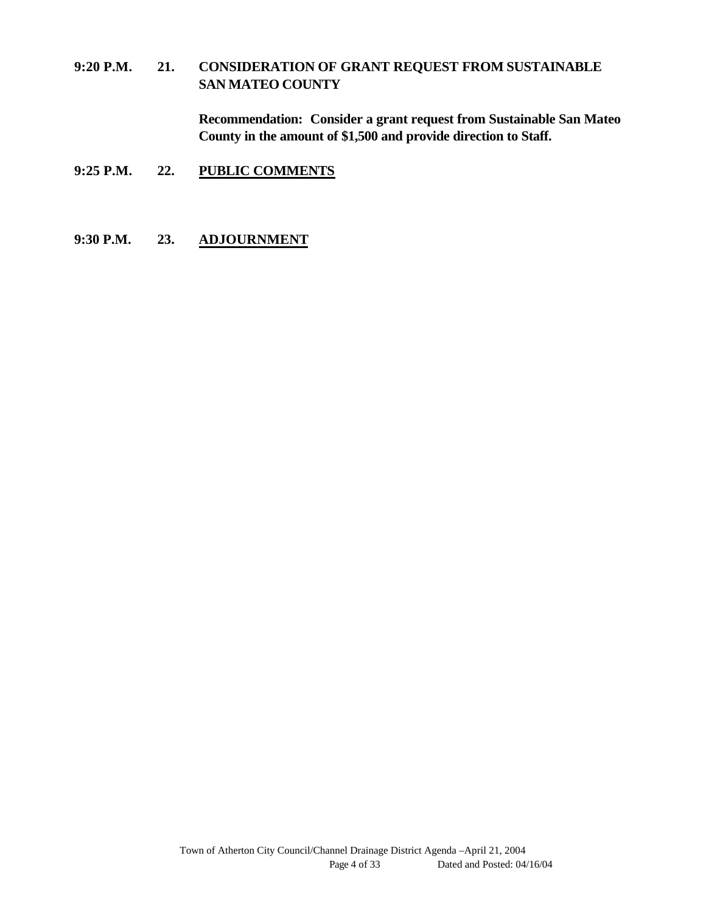**9:20 P.M. 21. CONSIDERATION OF GRANT REQUEST FROM SUSTAINABLE SAN MATEO COUNTY**

**Recommendation: Consider a grant request from Sustainable San Mateo County in the amount of $1,500 and provide direction to Staff.**

**9:25 P.M. 22. PUBLIC COMMENTS**

**9:30 P.M. 23. ADJOURNMENT**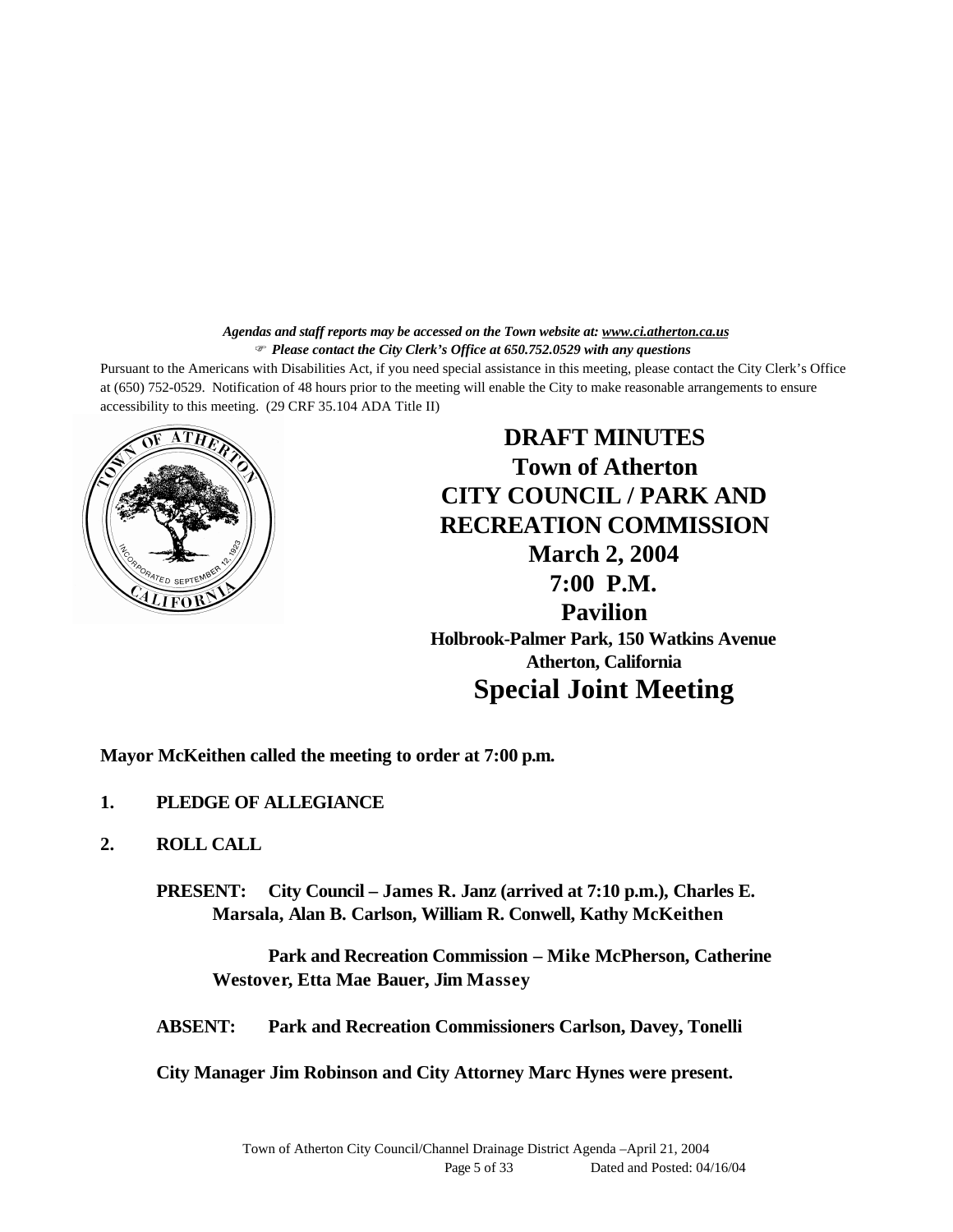*Agendas and staff reports may be accessed on the Town website at: www.ci.atherton.ca.us*
*Please contact the City Clerk's Office at 650.752.0529 with any questions*

Pursuant to the Americans with Disabilities Act, if you need special assistance in this meeting, please contact the City Clerk's Office at (650) 752-0529. Notification of 48 hours prior to the meeting will enable the City to make reasonable arrangements to ensure accessibility to this meeting. (29 CRF 35.104 ADA Title II)

# DRAFT MINUTES
## Town of Atherton
## CITY COUNCIL / PARK AND RECREATION COMMISSION
## March 2, 2004
## 7:00 P.M.
## Pavilion
### Holbrook-Palmer Park, 150 Watkins Avenue
### Atherton, California
# Special Joint Meeting

**Mayor McKeithen called the meeting to order at 7:00 p.m.**

**1. PLEDGE OF ALLEGIANCE**

**2. ROLL CALL**

**PRESENT: City Council – James R. Janz (arrived at 7:10 p.m.), Charles E. Marsala, Alan B. Carlson, William R. Conwell, Kathy McKeithen**

**Park and Recreation Commission – Mike McPherson, Catherine Westover, Etta Mae Bauer, Jim Massey**

**ABSENT: Park and Recreation Commissioners Carlson, Davey, Tonelli**

**City Manager Jim Robinson and City Attorney Marc Hynes were present.**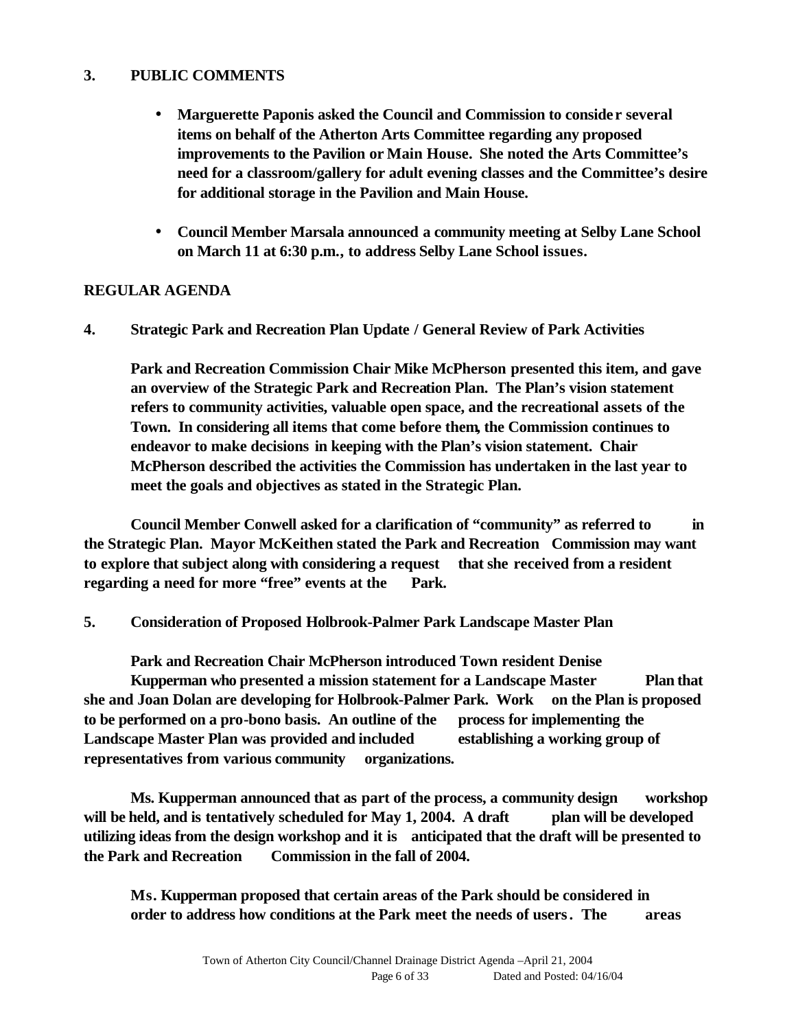## 3. PUBLIC COMMENTS

- **Marguerette Paponis asked the Council and Commission to consider several items on behalf of the Atherton Arts Committee regarding any proposed improvements to the Pavilion or Main House. She noted the Arts Committee's need for a classroom/gallery for adult evening classes and the Committee's desire for additional storage in the Pavilion and Main House.**

- **Council Member Marsala announced a community meeting at Selby Lane School on March 11 at 6:30 p.m., to address Selby Lane School issues.**

## REGULAR AGENDA

**4. Strategic Park and Recreation Plan Update / General Review of Park Activities**

**Park and Recreation Commission Chair Mike McPherson presented this item, and gave an overview of the Strategic Park and Recreation Plan. The Plan's vision statement refers to community activities, valuable open space, and the recreational assets of the Town. In considering all items that come before them, the Commission continues to endeavor to make decisions in keeping with the Plan's vision statement. Chair McPherson described the activities the Commission has undertaken in the last year to meet the goals and objectives as stated in the Strategic Plan.**

**Council Member Conwell asked for a clarification of "community" as referred to in the Strategic Plan. Mayor McKeithen stated the Park and Recreation Commission may want to explore that subject along with considering a request that she received from a resident regarding a need for more "free" events at the Park.**

**5. Consideration of Proposed Holbrook-Palmer Park Landscape Master Plan**

**Park and Recreation Chair McPherson introduced Town resident Denise Kupperman who presented a mission statement for a Landscape Master Plan that she and Joan Dolan are developing for Holbrook-Palmer Park. Work on the Plan is proposed to be performed on a pro-bono basis. An outline of the process for implementing the Landscape Master Plan was provided and included establishing a working group of representatives from various community organizations.**

**Ms. Kupperman announced that as part of the process, a community design workshop will be held, and is tentatively scheduled for May 1, 2004. A draft plan will be developed utilizing ideas from the design workshop and it is anticipated that the draft will be presented to the Park and Recreation Commission in the fall of 2004.**

**Ms. Kupperman proposed that certain areas of the Park should be considered in order to address how conditions at the Park meet the needs of users. The areas**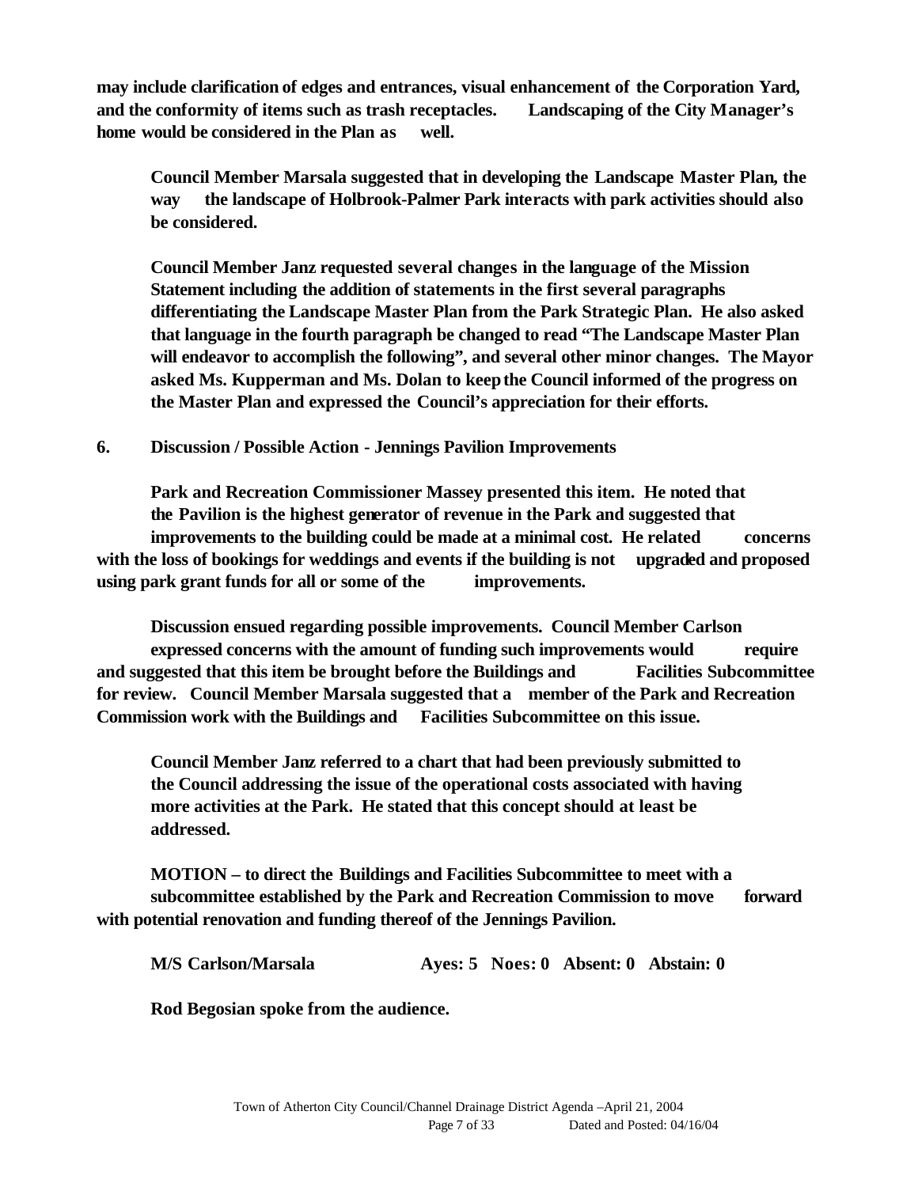**may include clarification of edges and entrances, visual enhancement of the Corporation Yard, and the conformity of items such as trash receptacles. Landscaping of the City Manager's home would be considered in the Plan as well.**

**Council Member Marsala suggested that in developing the Landscape Master Plan, the way the landscape of Holbrook-Palmer Park interacts with park activities should also be considered.**

**Council Member Janz requested several changes in the language of the Mission Statement including the addition of statements in the first several paragraphs differentiating the Landscape Master Plan from the Park Strategic Plan. He also asked that language in the fourth paragraph be changed to read "The Landscape Master Plan will endeavor to accomplish the following", and several other minor changes. The Mayor asked Ms. Kupperman and Ms. Dolan to keep the Council informed of the progress on the Master Plan and expressed the Council's appreciation for their efforts.**

**6. Discussion / Possible Action - Jennings Pavilion Improvements**

**Park and Recreation Commissioner Massey presented this item. He noted that the Pavilion is the highest generator of revenue in the Park and suggested that improvements to the building could be made at a minimal cost. He related concerns with the loss of bookings for weddings and events if the building is not upgraded and proposed using park grant funds for all or some of the improvements.**

**Discussion ensued regarding possible improvements. Council Member Carlson expressed concerns with the amount of funding such improvements would require and suggested that this item be brought before the Buildings and Facilities Subcommittee for review. Council Member Marsala suggested that a member of the Park and Recreation Commission work with the Buildings and Facilities Subcommittee on this issue.**

**Council Member Janz referred to a chart that had been previously submitted to the Council addressing the issue of the operational costs associated with having more activities at the Park. He stated that this concept should at least be addressed.**

**MOTION – to direct the Buildings and Facilities Subcommittee to meet with a subcommittee established by the Park and Recreation Commission to move forward with potential renovation and funding thereof of the Jennings Pavilion.**

**M/S Carlson/Marsala Ayes: 5 Noes: 0 Absent: 0 Abstain: 0**

**Rod Begosian spoke from the audience.**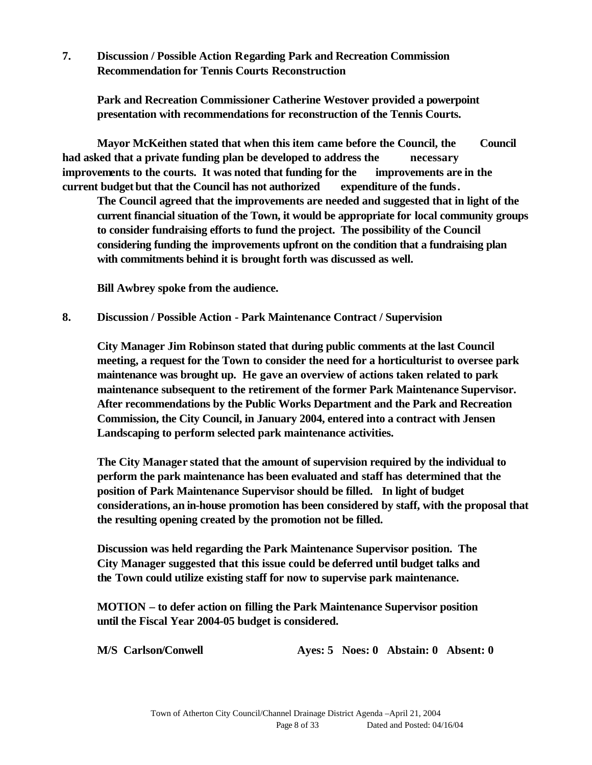**7. Discussion / Possible Action Regarding Park and Recreation Commission Recommendation for Tennis Courts Reconstruction**

**Park and Recreation Commissioner Catherine Westover provided a powerpoint presentation with recommendations for reconstruction of the Tennis Courts.**

**Mayor McKeithen stated that when this item came before the Council, the Council had asked that a private funding plan be developed to address the necessary improvements to the courts. It was noted that funding for the improvements are in the current budget but that the Council has not authorized expenditure of the funds. The Council agreed that the improvements are needed and suggested that in light of the current financial situation of the Town, it would be appropriate for local community groups to consider fundraising efforts to fund the project. The possibility of the Council considering funding the improvements upfront on the condition that a fundraising plan with commitments behind it is brought forth was discussed as well.**

**Bill Awbrey spoke from the audience.**

**8. Discussion / Possible Action - Park Maintenance Contract / Supervision**

**City Manager Jim Robinson stated that during public comments at the last Council meeting, a request for the Town to consider the need for a horticulturist to oversee park maintenance was brought up. He gave an overview of actions taken related to park maintenance subsequent to the retirement of the former Park Maintenance Supervisor. After recommendations by the Public Works Department and the Park and Recreation Commission, the City Council, in January 2004, entered into a contract with Jensen Landscaping to perform selected park maintenance activities.**

**The City Manager stated that the amount of supervision required by the individual to perform the park maintenance has been evaluated and staff has determined that the position of Park Maintenance Supervisor should be filled. In light of budget considerations, an in-house promotion has been considered by staff, with the proposal that the resulting opening created by the promotion not be filled.**

**Discussion was held regarding the Park Maintenance Supervisor position. The City Manager suggested that this issue could be deferred until budget talks and the Town could utilize existing staff for now to supervise park maintenance.**

**MOTION – to defer action on filling the Park Maintenance Supervisor position until the Fiscal Year 2004-05 budget is considered.**

**M/S Carlson/Conwell Ayes: 5 Noes: 0 Abstain: 0 Absent: 0**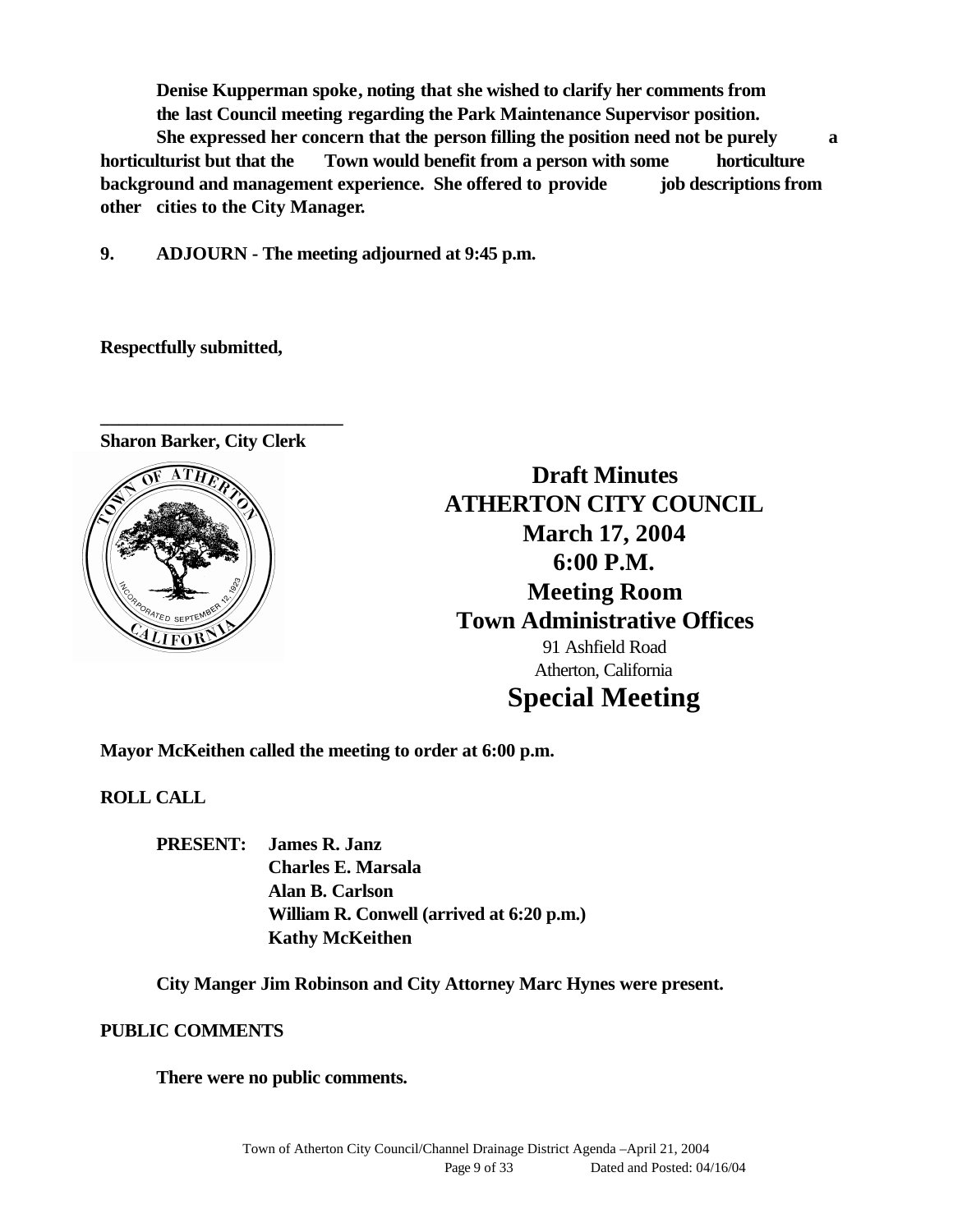**Denise Kupperman spoke, noting that she wished to clarify her comments from the last Council meeting regarding the Park Maintenance Supervisor position. She expressed her concern that the person filling the position need not be purely a horticulturist but that the Town would benefit from a person with some horticulture background and management experience. She offered to provide job descriptions from other cities to the City Manager.**

**9. ADJOURN - The meeting adjourned at 9:45 p.m.**

**Respectfully submitted,**

**___________________________**
**Sharon Barker, City Clerk**

# Draft Minutes
# ATHERTON CITY COUNCIL
# March 17, 2004
# 6:00 P.M.
# Meeting Room
# Town Administrative Offices

91 Ashfield Road
Atherton, California

# Special Meeting

**Mayor McKeithen called the meeting to order at 6:00 p.m.**

**ROLL CALL**

**PRESENT:** **James R. Janz**
**Charles E. Marsala**
**Alan B. Carlson**
**William R. Conwell (arrived at 6:20 p.m.)**
**Kathy McKeithen**

**City Manger Jim Robinson and City Attorney Marc Hynes were present.**

**PUBLIC COMMENTS**

**There were no public comments.**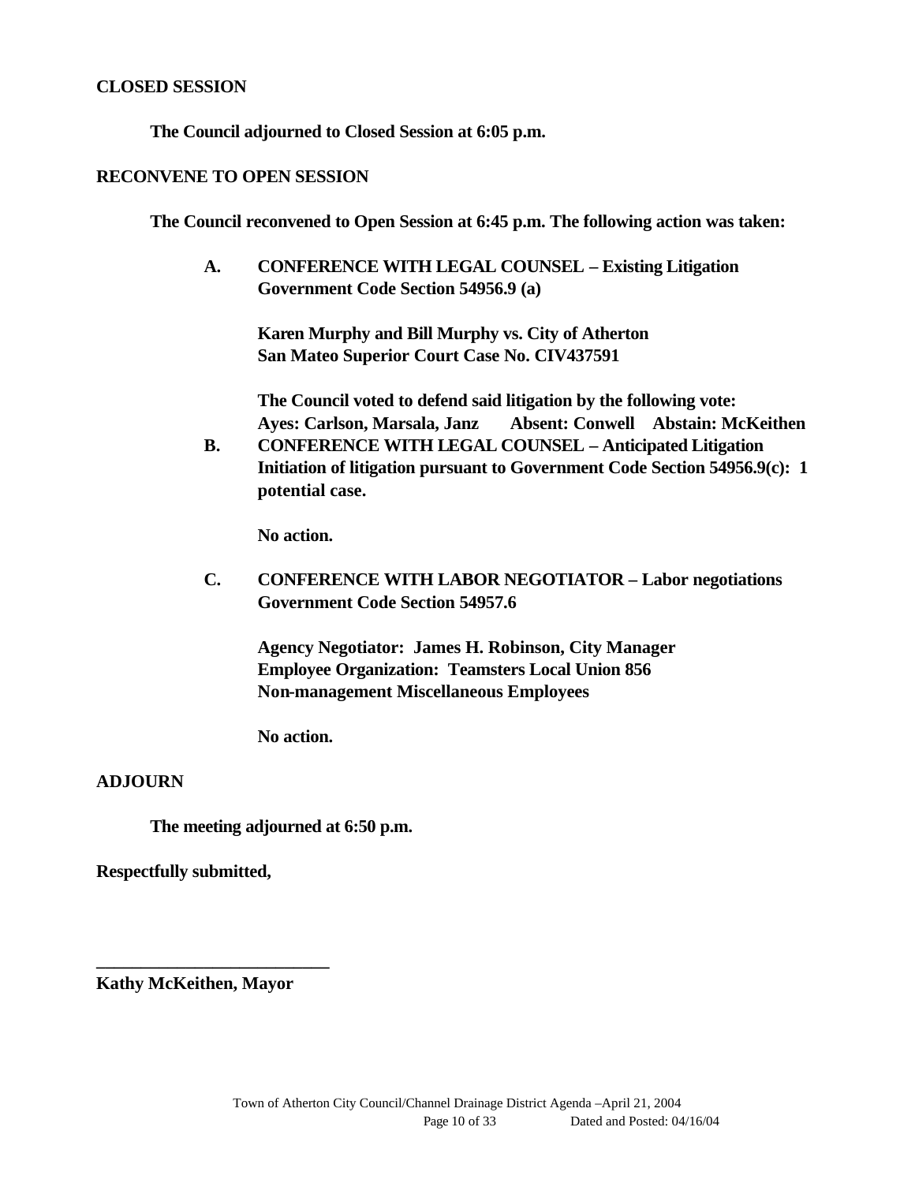**CLOSED SESSION**

**The Council adjourned to Closed Session at 6:05 p.m.**

**RECONVENE TO OPEN SESSION**

**The Council reconvened to Open Session at 6:45 p.m. The following action was taken:**

**A. CONFERENCE WITH LEGAL COUNSEL – Existing Litigation Government Code Section 54956.9 (a)**

**Karen Murphy and Bill Murphy vs. City of Atherton**
**San Mateo Superior Court Case No. CIV437591**

**The Council voted to defend said litigation by the following vote:**
**Ayes: Carlson, Marsala, Janz Absent: Conwell Abstain: McKeithen**

**B. CONFERENCE WITH LEGAL COUNSEL – Anticipated Litigation Initiation of litigation pursuant to Government Code Section 54956.9(c): 1 potential case.**

**No action.**

**C. CONFERENCE WITH LABOR NEGOTIATOR – Labor negotiations Government Code Section 54957.6**

**Agency Negotiator: James H. Robinson, City Manager**
**Employee Organization: Teamsters Local Union 856**
**Non-management Miscellaneous Employees**

**No action.**

**ADJOURN**

**The meeting adjourned at 6:50 p.m.**

**Respectfully submitted,**

**___________________________**
**Kathy McKeithen, Mayor**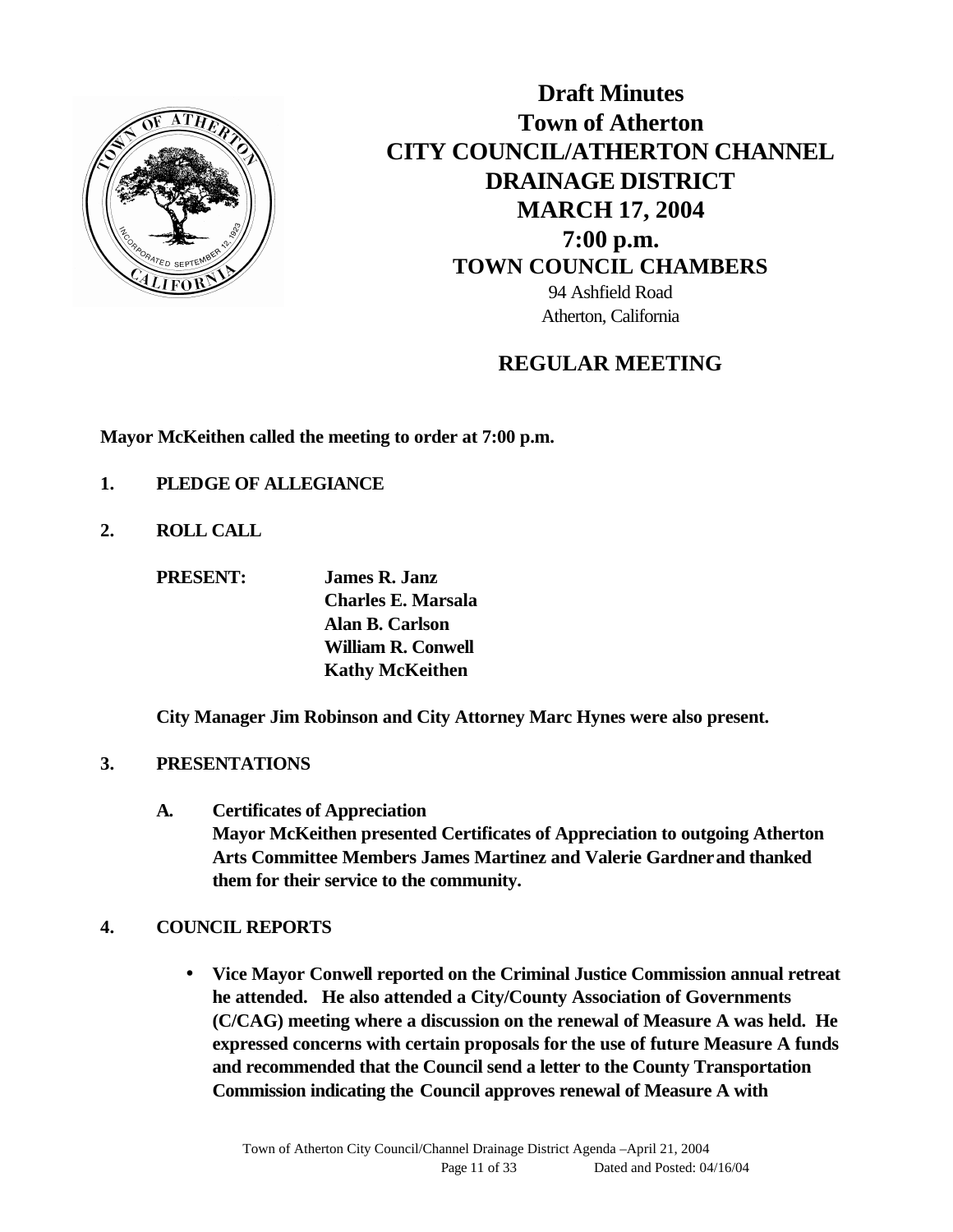# Draft Minutes
# Town of Atherton
# CITY COUNCIL/ATHERTON CHANNEL DRAINAGE DISTRICT
# MARCH 17, 2004
# 7:00 p.m.
## TOWN COUNCIL CHAMBERS

94 Ashfield Road
Atherton, California

## REGULAR MEETING

**Mayor McKeithen called the meeting to order at 7:00 p.m.**

**1. PLEDGE OF ALLEGIANCE**

**2. ROLL CALL**

**PRESENT:** **James R. Janz**
**Charles E. Marsala**
**Alan B. Carlson**
**William R. Conwell**
**Kathy McKeithen**

**City Manager Jim Robinson and City Attorney Marc Hynes were also present.**

**3. PRESENTATIONS**

**A. Certificates of Appreciation**
**Mayor McKeithen presented Certificates of Appreciation to outgoing Atherton Arts Committee Members James Martinez and Valerie Gardner and thanked them for their service to the community.**

**4. COUNCIL REPORTS**

- **Vice Mayor Conwell reported on the Criminal Justice Commission annual retreat he attended. He also attended a City/County Association of Governments (C/CAG) meeting where a discussion on the renewal of Measure A was held. He expressed concerns with certain proposals for the use of future Measure A funds and recommended that the Council send a letter to the County Transportation Commission indicating the Council approves renewal of Measure A with**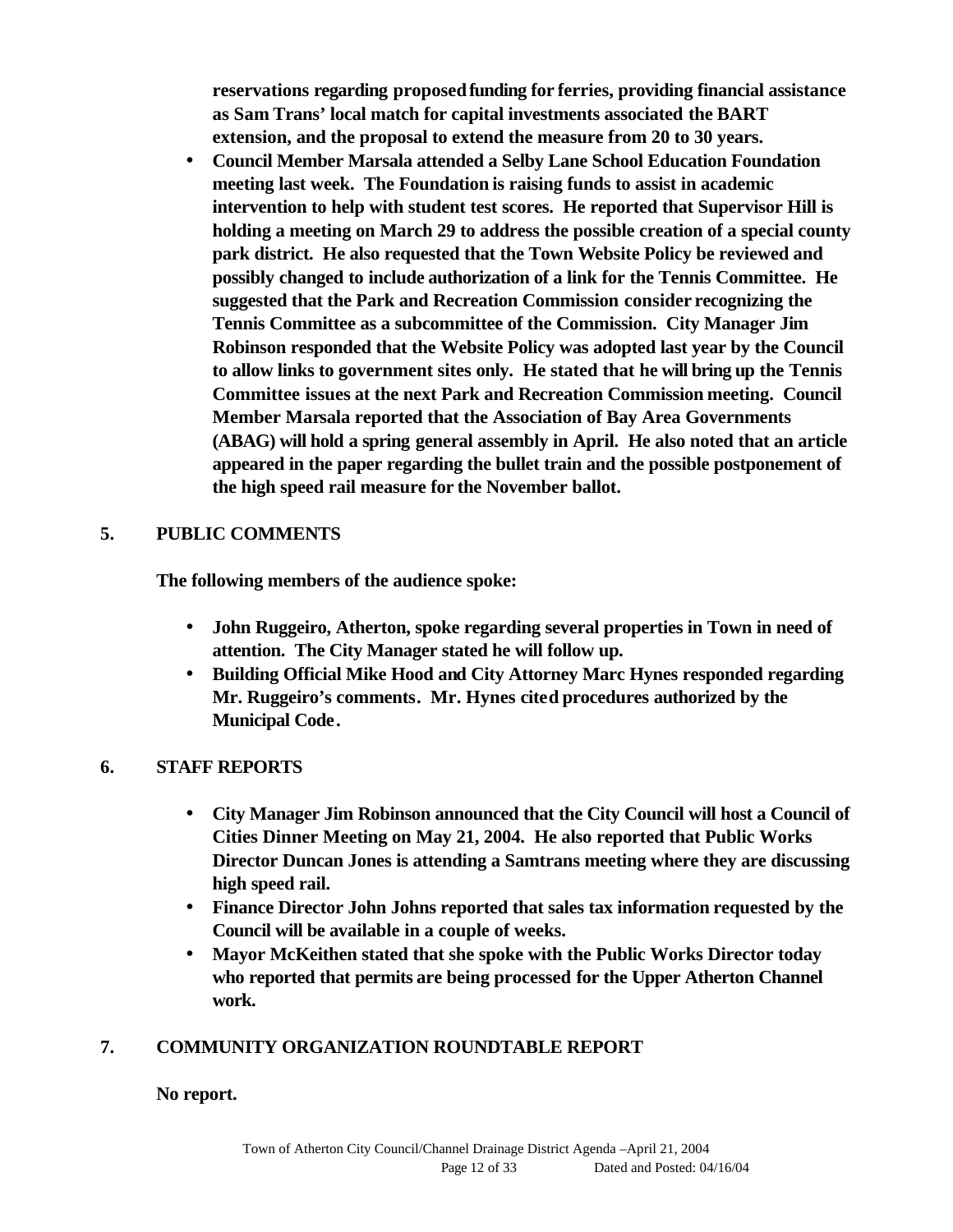**reservations regarding proposed funding for ferries, providing financial assistance as Sam Trans' local match for capital investments associated the BART extension, and the proposal to extend the measure from 20 to 30 years.**

- **Council Member Marsala attended a Selby Lane School Education Foundation meeting last week. The Foundation is raising funds to assist in academic intervention to help with student test scores. He reported that Supervisor Hill is holding a meeting on March 29 to address the possible creation of a special county park district. He also requested that the Town Website Policy be reviewed and possibly changed to include authorization of a link for the Tennis Committee. He suggested that the Park and Recreation Commission consider recognizing the Tennis Committee as a subcommittee of the Commission. City Manager Jim Robinson responded that the Website Policy was adopted last year by the Council to allow links to government sites only. He stated that he will bring up the Tennis Committee issues at the next Park and Recreation Commission meeting. Council Member Marsala reported that the Association of Bay Area Governments (ABAG) will hold a spring general assembly in April. He also noted that an article appeared in the paper regarding the bullet train and the possible postponement of the high speed rail measure for the November ballot.**

## 5. PUBLIC COMMENTS

**The following members of the audience spoke:**

- **John Ruggeiro, Atherton, spoke regarding several properties in Town in need of attention. The City Manager stated he will follow up.**
- **Building Official Mike Hood and City Attorney Marc Hynes responded regarding Mr. Ruggeiro's comments. Mr. Hynes cited procedures authorized by the Municipal Code.**

## 6. STAFF REPORTS

- **City Manager Jim Robinson announced that the City Council will host a Council of Cities Dinner Meeting on May 21, 2004. He also reported that Public Works Director Duncan Jones is attending a Samtrans meeting where they are discussing high speed rail.**
- **Finance Director John Johns reported that sales tax information requested by the Council will be available in a couple of weeks.**
- **Mayor McKeithen stated that she spoke with the Public Works Director today who reported that permits are being processed for the Upper Atherton Channel work.**

## 7. COMMUNITY ORGANIZATION ROUNDTABLE REPORT

**No report.**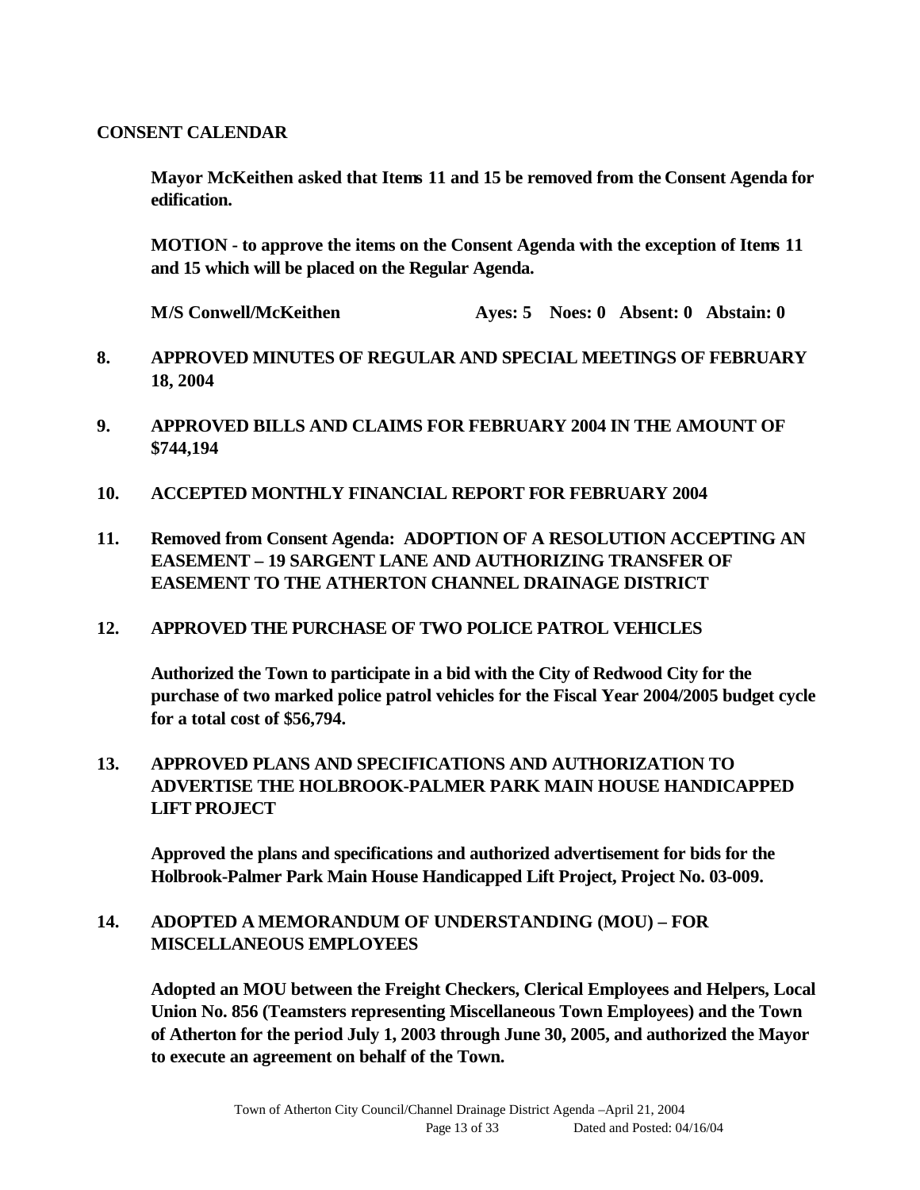**CONSENT CALENDAR**

**Mayor McKeithen asked that Items 11 and 15 be removed from the Consent Agenda for edification.**

**MOTION - to approve the items on the Consent Agenda with the exception of Items 11 and 15 which will be placed on the Regular Agenda.**

**M/S Conwell/McKeithen Ayes: 5 Noes: 0 Absent: 0 Abstain: 0**

**8. APPROVED MINUTES OF REGULAR AND SPECIAL MEETINGS OF FEBRUARY 18, 2004**

**9. APPROVED BILLS AND CLAIMS FOR FEBRUARY 2004 IN THE AMOUNT OF $744,194**

**10. ACCEPTED MONTHLY FINANCIAL REPORT FOR FEBRUARY 2004**

**11. Removed from Consent Agenda: ADOPTION OF A RESOLUTION ACCEPTING AN EASEMENT – 19 SARGENT LANE AND AUTHORIZING TRANSFER OF EASEMENT TO THE ATHERTON CHANNEL DRAINAGE DISTRICT**

**12. APPROVED THE PURCHASE OF TWO POLICE PATROL VEHICLES**

**Authorized the Town to participate in a bid with the City of Redwood City for the purchase of two marked police patrol vehicles for the Fiscal Year 2004/2005 budget cycle for a total cost of $56,794.**

**13. APPROVED PLANS AND SPECIFICATIONS AND AUTHORIZATION TO ADVERTISE THE HOLBROOK-PALMER PARK MAIN HOUSE HANDICAPPED LIFT PROJECT**

**Approved the plans and specifications and authorized advertisement for bids for the Holbrook-Palmer Park Main House Handicapped Lift Project, Project No. 03-009.**

**14. ADOPTED A MEMORANDUM OF UNDERSTANDING (MOU) – FOR MISCELLANEOUS EMPLOYEES**

**Adopted an MOU between the Freight Checkers, Clerical Employees and Helpers, Local Union No. 856 (Teamsters representing Miscellaneous Town Employees) and the Town of Atherton for the period July 1, 2003 through June 30, 2005, and authorized the Mayor to execute an agreement on behalf of the Town.**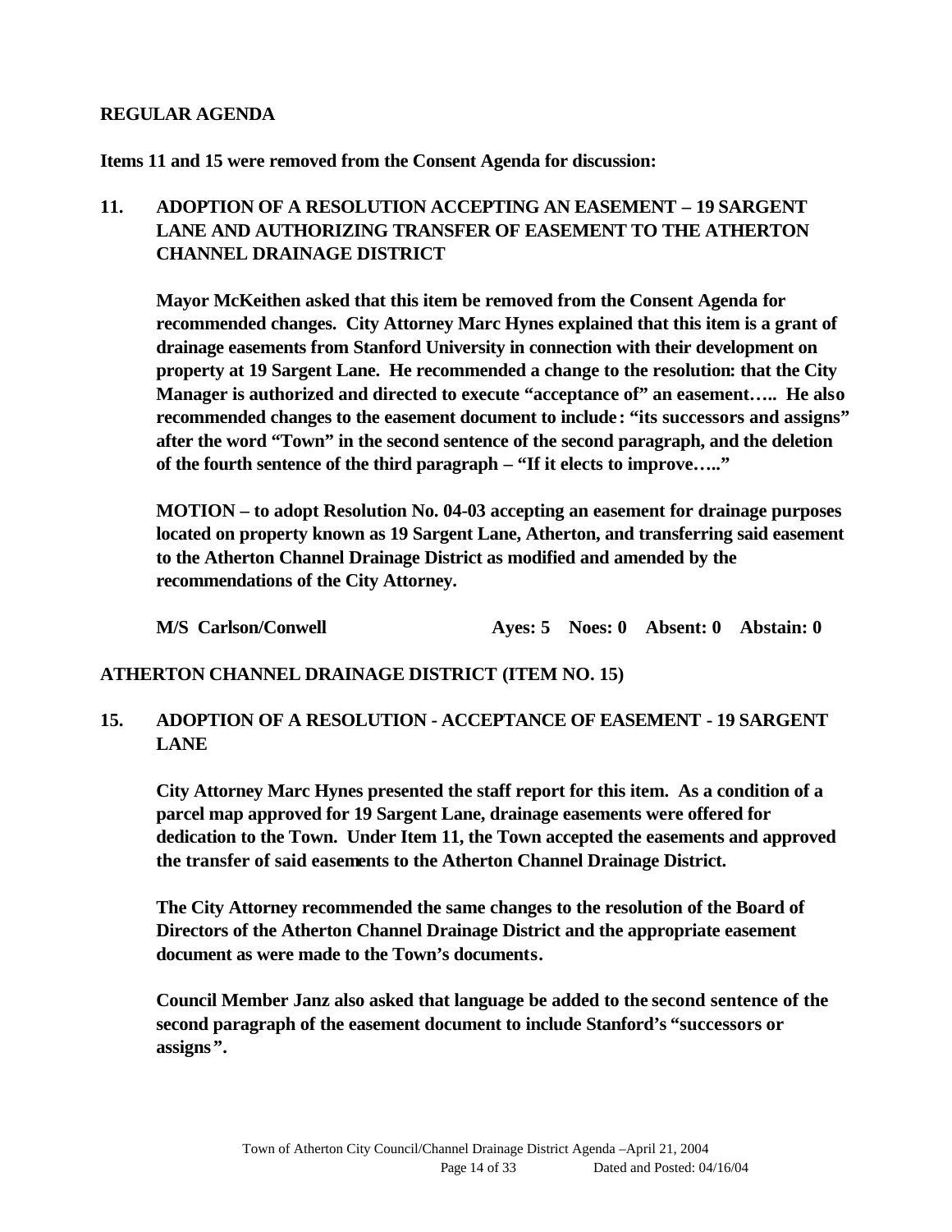## REGULAR AGENDA

**Items 11 and 15 were removed from the Consent Agenda for discussion:**

### 11. ADOPTION OF A RESOLUTION ACCEPTING AN EASEMENT – 19 SARGENT LANE AND AUTHORIZING TRANSFER OF EASEMENT TO THE ATHERTON CHANNEL DRAINAGE DISTRICT

**Mayor McKeithen asked that this item be removed from the Consent Agenda for recommended changes. City Attorney Marc Hynes explained that this item is a grant of drainage easements from Stanford University in connection with their development on property at 19 Sargent Lane. He recommended a change to the resolution: that the City Manager is authorized and directed to execute "acceptance of" an easement….. He also recommended changes to the easement document to include: "its successors and assigns" after the word "Town" in the second sentence of the second paragraph, and the deletion of the fourth sentence of the third paragraph – "If it elects to improve….."**

**MOTION – to adopt Resolution No. 04-03 accepting an easement for drainage purposes located on property known as 19 Sargent Lane, Atherton, and transferring said easement to the Atherton Channel Drainage District as modified and amended by the recommendations of the City Attorney.**

**M/S Carlson/Conwell Ayes: 5 Noes: 0 Absent: 0 Abstain: 0**

## ATHERTON CHANNEL DRAINAGE DISTRICT (ITEM NO. 15)

### 15. ADOPTION OF A RESOLUTION - ACCEPTANCE OF EASEMENT - 19 SARGENT LANE

**City Attorney Marc Hynes presented the staff report for this item. As a condition of a parcel map approved for 19 Sargent Lane, drainage easements were offered for dedication to the Town. Under Item 11, the Town accepted the easements and approved the transfer of said easements to the Atherton Channel Drainage District.**

**The City Attorney recommended the same changes to the resolution of the Board of Directors of the Atherton Channel Drainage District and the appropriate easement document as were made to the Town's documents.**

**Council Member Janz also asked that language be added to the second sentence of the second paragraph of the easement document to include Stanford's "successors or assigns".**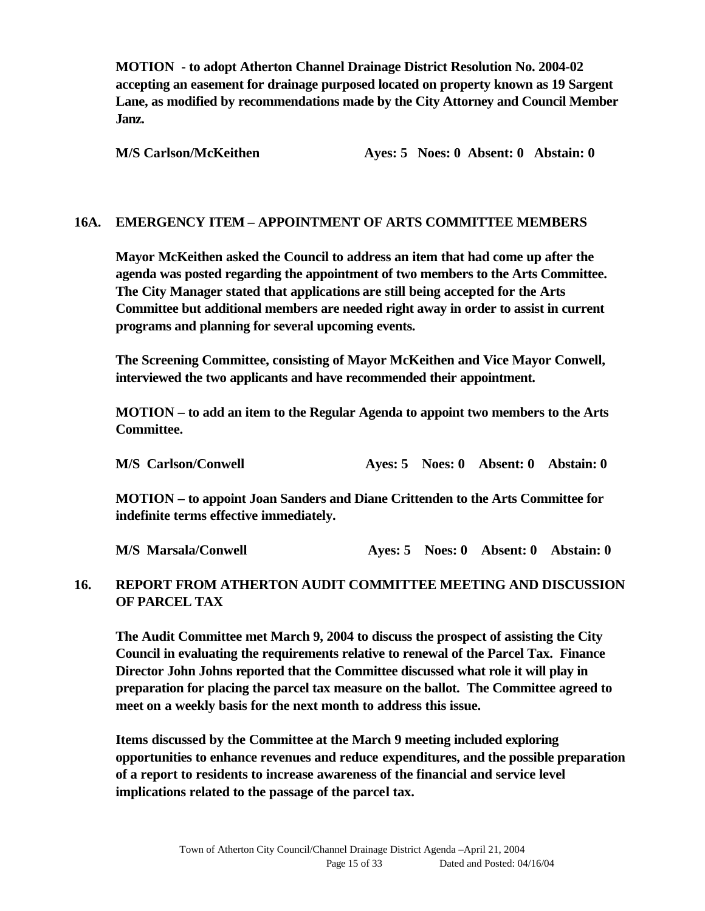**MOTION - to adopt Atherton Channel Drainage District Resolution No. 2004-02 accepting an easement for drainage purposed located on property known as 19 Sargent Lane, as modified by recommendations made by the City Attorney and Council Member Janz.**

**M/S Carlson/McKeithen Ayes: 5 Noes: 0 Absent: 0 Abstain: 0**

## 16A. EMERGENCY ITEM – APPOINTMENT OF ARTS COMMITTEE MEMBERS

**Mayor McKeithen asked the Council to address an item that had come up after the agenda was posted regarding the appointment of two members to the Arts Committee. The City Manager stated that applications are still being accepted for the Arts Committee but additional members are needed right away in order to assist in current programs and planning for several upcoming events.**

**The Screening Committee, consisting of Mayor McKeithen and Vice Mayor Conwell, interviewed the two applicants and have recommended their appointment.**

**MOTION – to add an item to the Regular Agenda to appoint two members to the Arts Committee.**

**M/S Carlson/Conwell Ayes: 5 Noes: 0 Absent: 0 Abstain: 0**

**MOTION – to appoint Joan Sanders and Diane Crittenden to the Arts Committee for indefinite terms effective immediately.**

**M/S Marsala/Conwell Ayes: 5 Noes: 0 Absent: 0 Abstain: 0**

## 16. REPORT FROM ATHERTON AUDIT COMMITTEE MEETING AND DISCUSSION OF PARCEL TAX

**The Audit Committee met March 9, 2004 to discuss the prospect of assisting the City Council in evaluating the requirements relative to renewal of the Parcel Tax. Finance Director John Johns reported that the Committee discussed what role it will play in preparation for placing the parcel tax measure on the ballot. The Committee agreed to meet on a weekly basis for the next month to address this issue.**

**Items discussed by the Committee at the March 9 meeting included exploring opportunities to enhance revenues and reduce expenditures, and the possible preparation of a report to residents to increase awareness of the financial and service level implications related to the passage of the parcel tax.**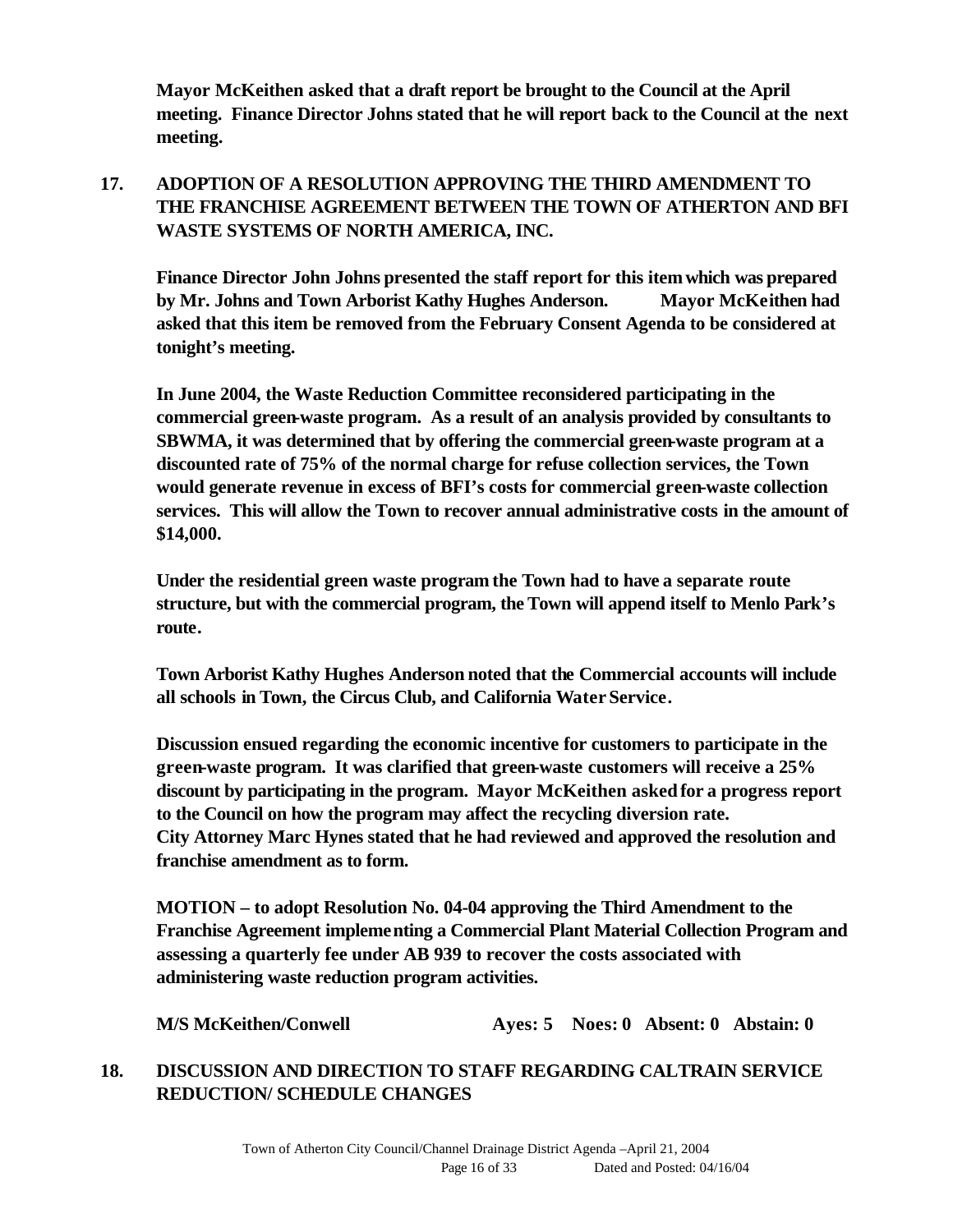**Mayor McKeithen asked that a draft report be brought to the Council at the April meeting. Finance Director Johns stated that he will report back to the Council at the next meeting.**

**17. ADOPTION OF A RESOLUTION APPROVING THE THIRD AMENDMENT TO THE FRANCHISE AGREEMENT BETWEEN THE TOWN OF ATHERTON AND BFI WASTE SYSTEMS OF NORTH AMERICA, INC.**

**Finance Director John Johns presented the staff report for this item which was prepared by Mr. Johns and Town Arborist Kathy Hughes Anderson. Mayor McKeithen had asked that this item be removed from the February Consent Agenda to be considered at tonight's meeting.**

**In June 2004, the Waste Reduction Committee reconsidered participating in the commercial green-waste program. As a result of an analysis provided by consultants to SBWMA, it was determined that by offering the commercial green-waste program at a discounted rate of 75% of the normal charge for refuse collection services, the Town would generate revenue in excess of BFI's costs for commercial green-waste collection services. This will allow the Town to recover annual administrative costs in the amount of $14,000.**

**Under the residential green waste program the Town had to have a separate route structure, but with the commercial program, the Town will append itself to Menlo Park's route.**

**Town Arborist Kathy Hughes Anderson noted that the Commercial accounts will include all schools in Town, the Circus Club, and California Water Service.**

**Discussion ensued regarding the economic incentive for customers to participate in the green-waste program. It was clarified that green-waste customers will receive a 25% discount by participating in the program. Mayor McKeithen asked for a progress report to the Council on how the program may affect the recycling diversion rate. City Attorney Marc Hynes stated that he had reviewed and approved the resolution and franchise amendment as to form.**

**MOTION – to adopt Resolution No. 04-04 approving the Third Amendment to the Franchise Agreement implementing a Commercial Plant Material Collection Program and assessing a quarterly fee under AB 939 to recover the costs associated with administering waste reduction program activities.**

**M/S McKeithen/Conwell Ayes: 5 Noes: 0 Absent: 0 Abstain: 0**

**18. DISCUSSION AND DIRECTION TO STAFF REGARDING CALTRAIN SERVICE REDUCTION/ SCHEDULE CHANGES**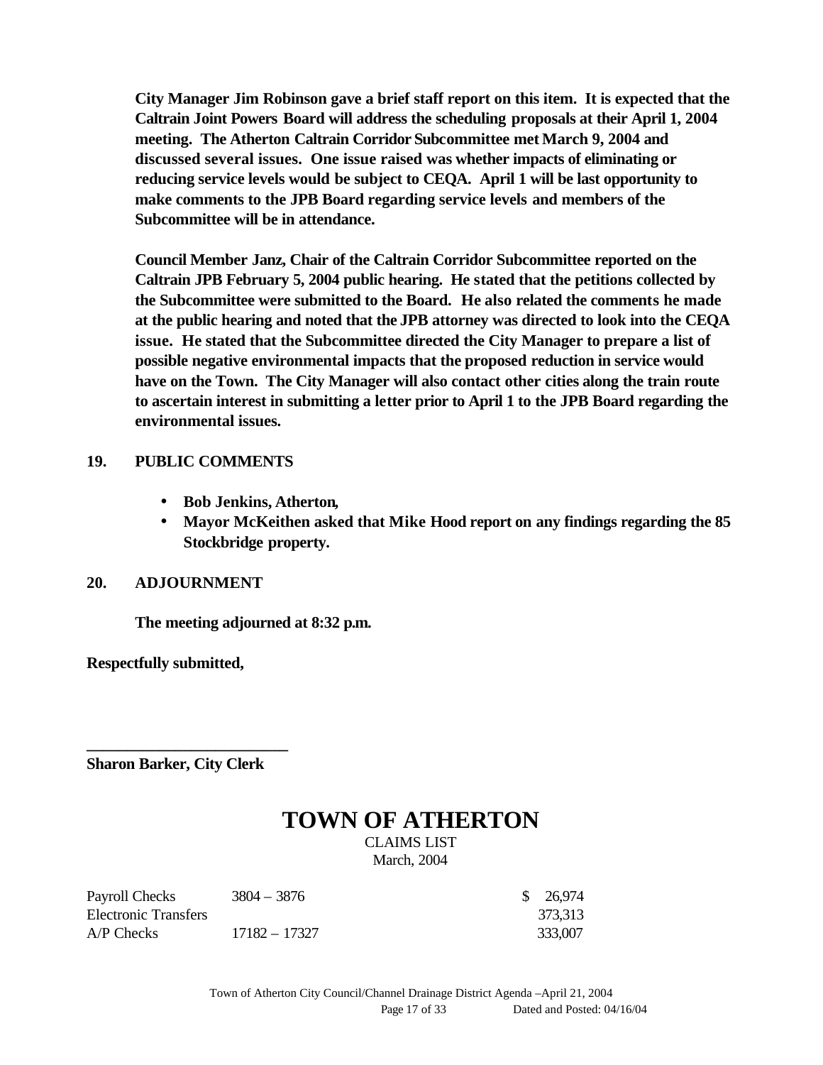**City Manager Jim Robinson gave a brief staff report on this item. It is expected that the Caltrain Joint Powers Board will address the scheduling proposals at their April 1, 2004 meeting. The Atherton Caltrain Corridor Subcommittee met March 9, 2004 and discussed several issues. One issue raised was whether impacts of eliminating or reducing service levels would be subject to CEQA. April 1 will be last opportunity to make comments to the JPB Board regarding service levels and members of the Subcommittee will be in attendance.**

**Council Member Janz, Chair of the Caltrain Corridor Subcommittee reported on the Caltrain JPB February 5, 2004 public hearing. He stated that the petitions collected by the Subcommittee were submitted to the Board. He also related the comments he made at the public hearing and noted that the JPB attorney was directed to look into the CEQA issue. He stated that the Subcommittee directed the City Manager to prepare a list of possible negative environmental impacts that the proposed reduction in service would have on the Town. The City Manager will also contact other cities along the train route to ascertain interest in submitting a letter prior to April 1 to the JPB Board regarding the environmental issues.**

**19. PUBLIC COMMENTS**

- **Bob Jenkins, Atherton,**
- **Mayor McKeithen asked that Mike Hood report on any findings regarding the 85 Stockbridge property.**

**20. ADJOURNMENT**

**The meeting adjourned at 8:32 p.m.**

**Respectfully submitted,**

**\_\_\_\_\_\_\_\_\_\_\_\_\_\_\_\_\_\_\_\_\_\_\_\_\_\_**

**Sharon Barker, City Clerk**

# TOWN OF ATHERTON

CLAIMS LIST

March, 2004

| | | |
|---|---|---|
| Payroll Checks | 3804 – 3876 | $ 26,974 |
| Electronic Transfers | | 373,313 |
| A/P Checks | 17182 – 17327 | 333,007 |

Town of Atherton City Council/Channel Drainage District Agenda –April 21, 2004

Dated and Posted: 04/16/04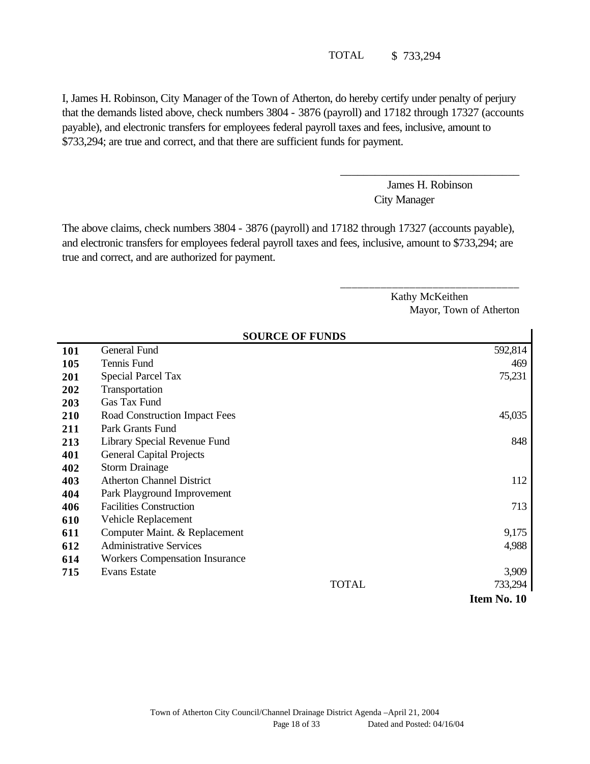TOTAL $ 733,294

I, James H. Robinson, City Manager of the Town of Atherton, do hereby certify under penalty of perjury that the demands listed above, check numbers 3804 - 3876 (payroll) and 17182 through 17327 (accounts payable), and electronic transfers for employees federal payroll taxes and fees, inclusive, amount to $733,294; are true and correct, and that there are sufficient funds for payment.

\_\_\_\_\_\_\_\_\_\_\_\_\_\_\_\_\_\_\_\_\_\_\_\_\_\_\_\_\_\_\_\_

James H. Robinson
City Manager

The above claims, check numbers 3804 - 3876 (payroll) and 17182 through 17327 (accounts payable), and electronic transfers for employees federal payroll taxes and fees, inclusive, amount to $733,294; are true and correct, and are authorized for payment.

\_\_\_\_\_\_\_\_\_\_\_\_\_\_\_\_\_\_\_\_\_\_\_\_\_\_\_\_\_\_\_\_

Kathy McKeithen
Mayor, Town of Atherton

**SOURCE OF FUNDS**

| | | |
|---|---|---|
| **101** | General Fund | 592,814 |
| **105** | Tennis Fund | 469 |
| **201** | Special Parcel Tax | 75,231 |
| **202** | Transportation | |
| **203** | Gas Tax Fund | |
| **210** | Road Construction Impact Fees | 45,035 |
| **211** | Park Grants Fund | |
| **213** | Library Special Revenue Fund | 848 |
| **401** | General Capital Projects | |
| **402** | Storm Drainage | |
| **403** | Atherton Channel District | 112 |
| **404** | Park Playground Improvement | |
| **406** | Facilities Construction | 713 |
| **610** | Vehicle Replacement | |
| **611** | Computer Maint. & Replacement | 9,175 |
| **612** | Administrative Services | 4,988 |
| **614** | Workers Compensation Insurance | |
| **715** | Evans Estate | 3,909 |
| | TOTAL | 733,294 |

**Item No. 10**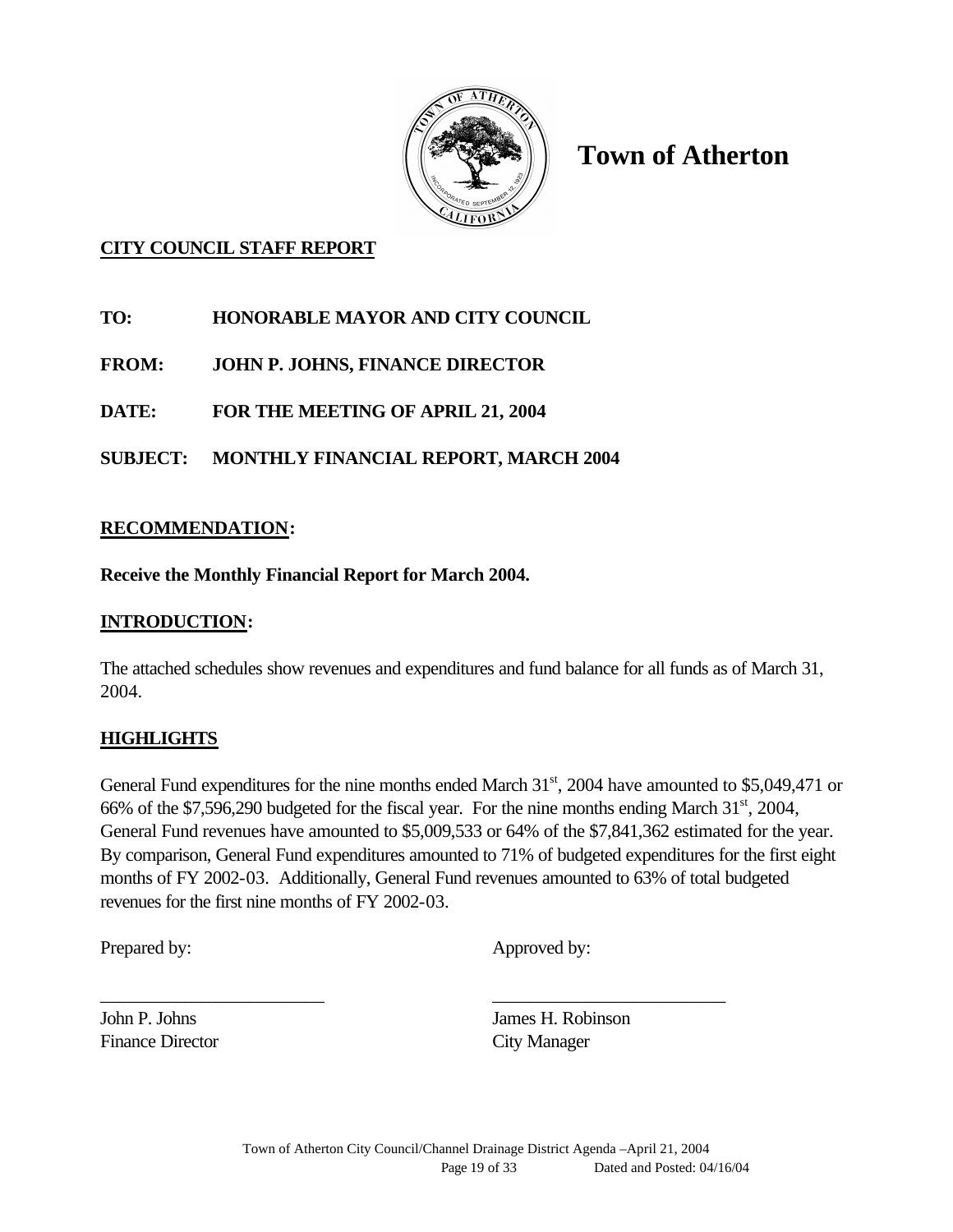# Town of Atherton

**CITY COUNCIL STAFF REPORT**

**TO:** HONORABLE MAYOR AND CITY COUNCIL

**FROM:** JOHN P. JOHNS, FINANCE DIRECTOR

**DATE:** FOR THE MEETING OF APRIL 21, 2004

**SUBJECT:** MONTHLY FINANCIAL REPORT, MARCH 2004

## RECOMMENDATION:

**Receive the Monthly Financial Report for March 2004.**

## INTRODUCTION:

The attached schedules show revenues and expenditures and fund balance for all funds as of March 31, 2004.

## HIGHLIGHTS

General Fund expenditures for the nine months ended March 31st, 2004 have amounted to $5,049,471 or 66% of the $7,596,290 budgeted for the fiscal year. For the nine months ending March 31st, 2004, General Fund revenues have amounted to $5,009,533 or 64% of the $7,841,362 estimated for the year. By comparison, General Fund expenditures amounted to 71% of budgeted expenditures for the first eight months of FY 2002-03. Additionally, General Fund revenues amounted to 63% of total budgeted revenues for the first nine months of FY 2002-03.

Prepared by: Approved by:

\_\_\_\_\_\_\_\_\_\_\_\_\_\_\_\_\_\_\_\_\_\_\_\_\_ \_\_\_\_\_\_\_\_\_\_\_\_\_\_\_\_\_\_\_\_\_\_\_\_\_\_

John P. Johns
Finance Director

James H. Robinson
City Manager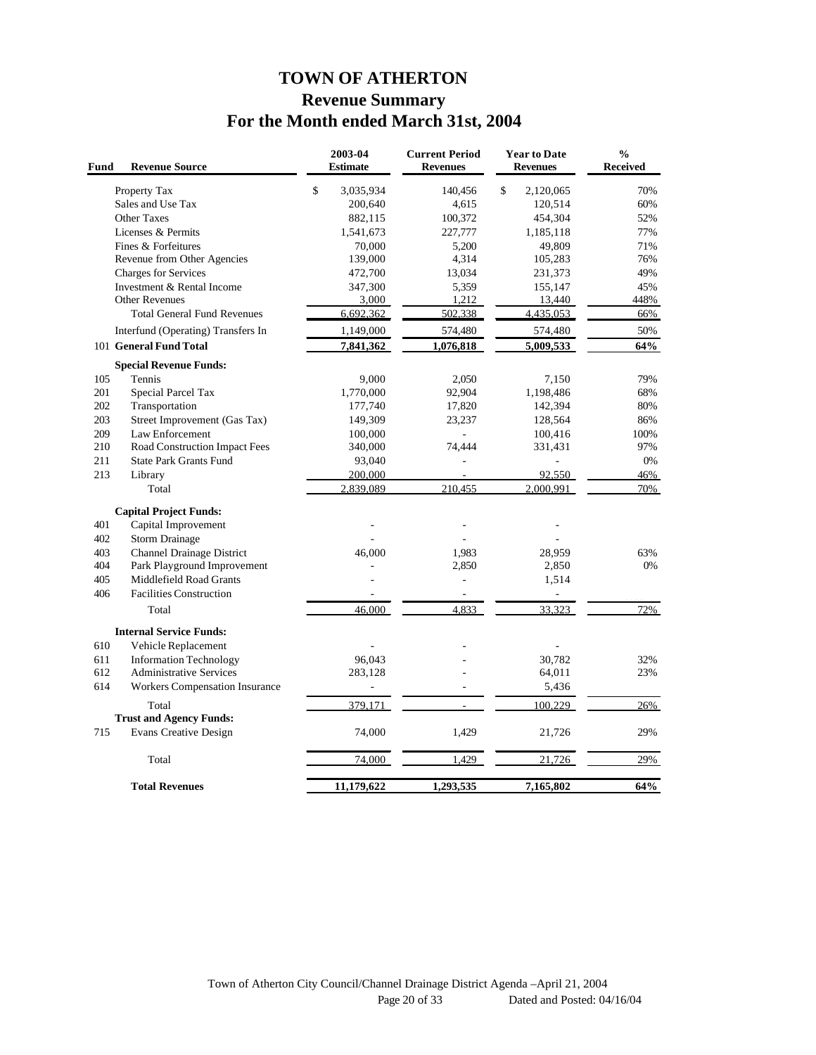# TOWN OF ATHERTON
## Revenue Summary
## For the Month ended March 31st, 2004

| Fund | Revenue Source | 2003-04 Estimate | Current Period Revenues | Year to Date Revenues | % Received |
|---|---|---|---|---|---|
| | Property Tax | $ 3,035,934 | 140,456 | $ 2,120,065 | 70% |
| | Sales and Use Tax | 200,640 | 4,615 | 120,514 | 60% |
| | Other Taxes | 882,115 | 100,372 | 454,304 | 52% |
| | Licenses & Permits | 1,541,673 | 227,777 | 1,185,118 | 77% |
| | Fines & Forfeitures | 70,000 | 5,200 | 49,809 | 71% |
| | Revenue from Other Agencies | 139,000 | 4,314 | 105,283 | 76% |
| | Charges for Services | 472,700 | 13,034 | 231,373 | 49% |
| | Investment & Rental Income | 347,300 | 5,359 | 155,147 | 45% |
| | Other Revenues | 3,000 | 1,212 | 13,440 | 448% |
| | Total General Fund Revenues | 6,692,362 | 502,338 | 4,435,053 | 66% |
| | Interfund (Operating) Transfers In | 1,149,000 | 574,480 | 574,480 | 50% |
| 101 | **General Fund Total** | **7,841,362** | **1,076,818** | **5,009,533** | **64%** |
| | **Special Revenue Funds:** | | | | |
| 105 | Tennis | 9,000 | 2,050 | 7,150 | 79% |
| 201 | Special Parcel Tax | 1,770,000 | 92,904 | 1,198,486 | 68% |
| 202 | Transportation | 177,740 | 17,820 | 142,394 | 80% |
| 203 | Street Improvement (Gas Tax) | 149,309 | 23,237 | 128,564 | 86% |
| 209 | Law Enforcement | 100,000 | - | 100,416 | 100% |
| 210 | Road Construction Impact Fees | 340,000 | 74,444 | 331,431 | 97% |
| 211 | State Park Grants Fund | 93,040 | - | - | 0% |
| 213 | Library | 200,000 | - | 92,550 | 46% |
| | Total | 2,839,089 | 210,455 | 2,000,991 | 70% |
| | **Capital Project Funds:** | | | | |
| 401 | Capital Improvement | - | - | - | |
| 402 | Storm Drainage | - | - | - | |
| 403 | Channel Drainage District | 46,000 | 1,983 | 28,959 | 63% |
| 404 | Park Playground Improvement | - | 2,850 | 2,850 | 0% |
| 405 | Middlefield Road Grants | - | - | 1,514 | |
| 406 | Facilities Construction | - | - | - | |
| | Total | 46,000 | 4,833 | 33,323 | 72% |
| | **Internal Service Funds:** | | | | |
| 610 | Vehicle Replacement | - | - | - | |
| 611 | Information Technology | 96,043 | - | 30,782 | 32% |
| 612 | Administrative Services | 283,128 | - | 64,011 | 23% |
| 614 | Workers Compensation Insurance | - | - | 5,436 | |
| | Total | 379,171 | - | 100,229 | 26% |
| | **Trust and Agency Funds:** | | | | |
| 715 | Evans Creative Design | 74,000 | 1,429 | 21,726 | 29% |
| | Total | 74,000 | 1,429 | 21,726 | 29% |
| | **Total Revenues** | **11,179,622** | **1,293,535** | **7,165,802** | **64%** |

Town of Atherton City Council/Channel Drainage District Agenda –April 21, 2004
Page 20 of 33 Dated and Posted: 04/16/04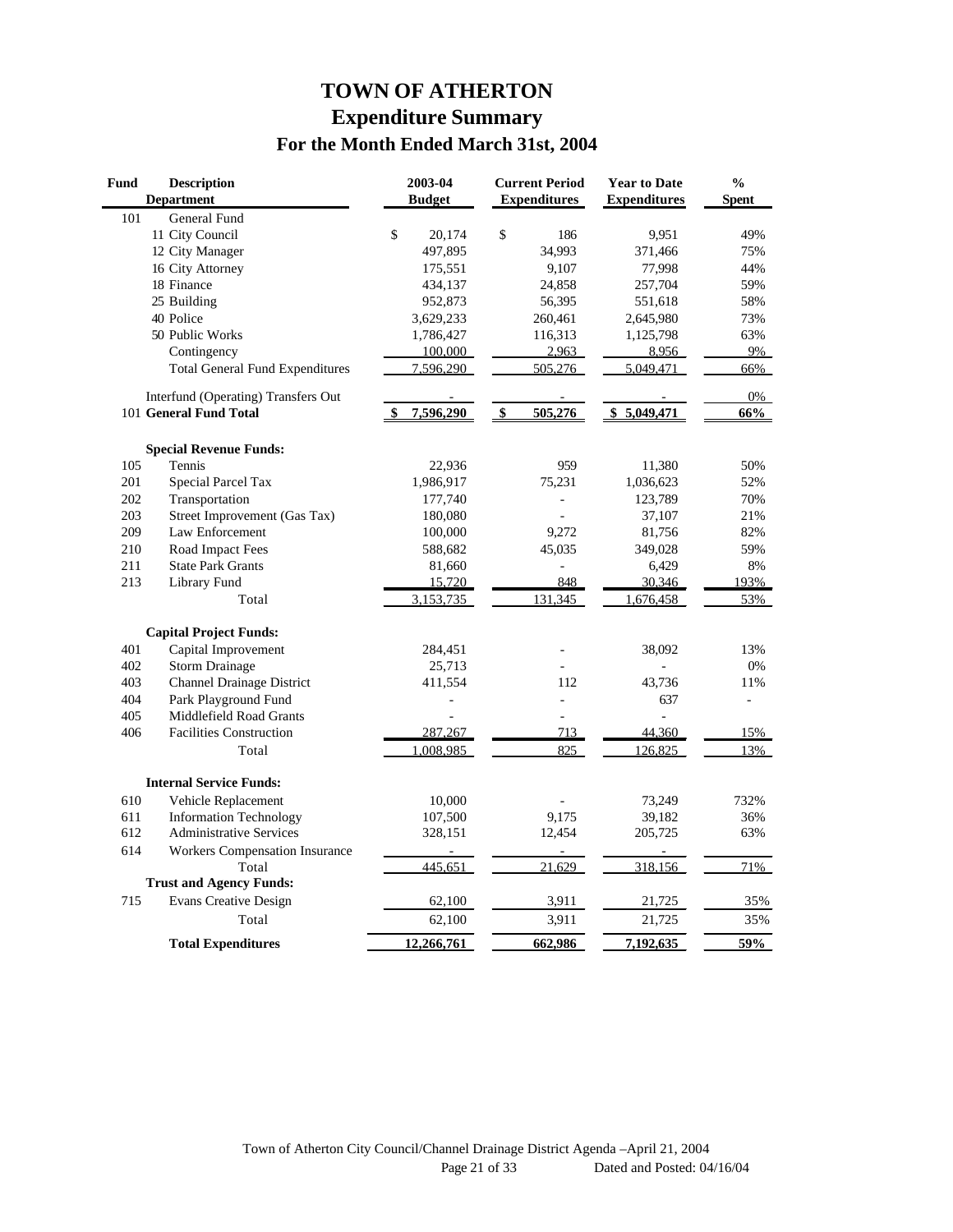# TOWN OF ATHERTON

## Expenditure Summary

### For the Month Ended March 31st, 2004

| Fund | Description / Department | 2003-04 Budget | Current Period Expenditures | Year to Date Expenditures | % Spent |
|---|---|---|---|---|---|
| 101 | General Fund | | | | |
| | 11 City Council | $ 20,174 | $ 186 | 9,951 | 49% |
| | 12 City Manager | 497,895 | 34,993 | 371,466 | 75% |
| | 16 City Attorney | 175,551 | 9,107 | 77,998 | 44% |
| | 18 Finance | 434,137 | 24,858 | 257,704 | 59% |
| | 25 Building | 952,873 | 56,395 | 551,618 | 58% |
| | 40 Police | 3,629,233 | 260,461 | 2,645,980 | 73% |
| | 50 Public Works | 1,786,427 | 116,313 | 1,125,798 | 63% |
| | Contingency | 100,000 | 2,963 | 8,956 | 9% |
| | Total General Fund Expenditures | 7,596,290 | 505,276 | 5,049,471 | 66% |
| | Interfund (Operating) Transfers Out | - | - | - | 0% |
| 101 | **General Fund Total** | **$ 7,596,290** | **$ 505,276** | **$ 5,049,471** | **66%** |
| | **Special Revenue Funds:** | | | | |
| 105 | Tennis | 22,936 | 959 | 11,380 | 50% |
| 201 | Special Parcel Tax | 1,986,917 | 75,231 | 1,036,623 | 52% |
| 202 | Transportation | 177,740 | - | 123,789 | 70% |
| 203 | Street Improvement (Gas Tax) | 180,080 | - | 37,107 | 21% |
| 209 | Law Enforcement | 100,000 | 9,272 | 81,756 | 82% |
| 210 | Road Impact Fees | 588,682 | 45,035 | 349,028 | 59% |
| 211 | State Park Grants | 81,660 | - | 6,429 | 8% |
| 213 | Library Fund | 15,720 | 848 | 30,346 | 193% |
| | Total | 3,153,735 | 131,345 | 1,676,458 | 53% |
| | **Capital Project Funds:** | | | | |
| 401 | Capital Improvement | 284,451 | - | 38,092 | 13% |
| 402 | Storm Drainage | 25,713 | - | - | 0% |
| 403 | Channel Drainage District | 411,554 | 112 | 43,736 | 11% |
| 404 | Park Playground Fund | - | - | 637 | - |
| 405 | Middlefield Road Grants | - | - | - | |
| 406 | Facilities Construction | 287,267 | 713 | 44,360 | 15% |
| | Total | 1,008,985 | 825 | 126,825 | 13% |
| | **Internal Service Funds:** | | | | |
| 610 | Vehicle Replacement | 10,000 | - | 73,249 | 732% |
| 611 | Information Technology | 107,500 | 9,175 | 39,182 | 36% |
| 612 | Administrative Services | 328,151 | 12,454 | 205,725 | 63% |
| 614 | Workers Compensation Insurance | - | - | - | |
| | Total | 445,651 | 21,629 | 318,156 | 71% |
| | **Trust and Agency Funds:** | | | | |
| 715 | Evans Creative Design | 62,100 | 3,911 | 21,725 | 35% |
| | Total | 62,100 | 3,911 | 21,725 | 35% |
| | **Total Expenditures** | **12,266,761** | **662,986** | **7,192,635** | **59%** |

Town of Atherton City Council/Channel Drainage District Agenda –April 21, 2004
Dated and Posted: 04/16/04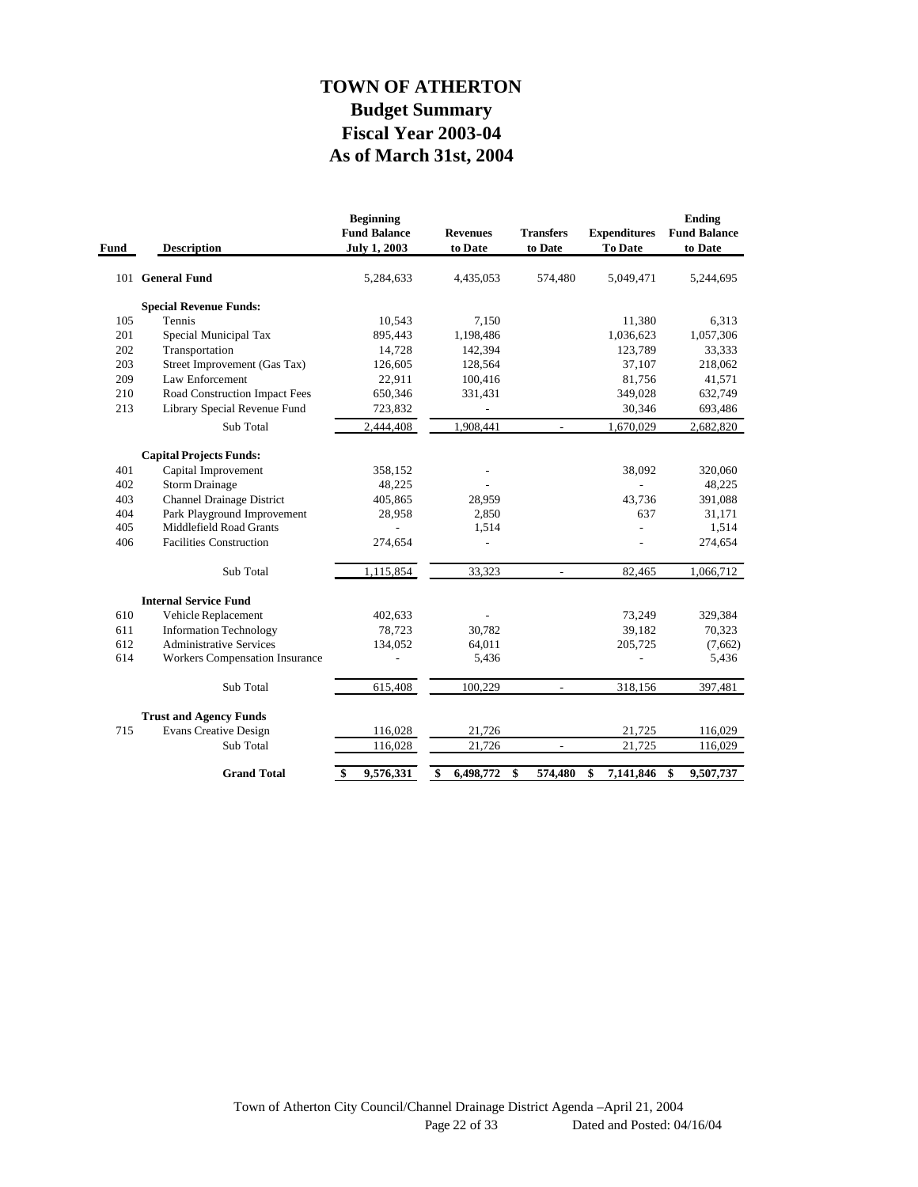# TOWN OF ATHERTON

## Budget Summary

## Fiscal Year 2003-04

## As of March 31st, 2004

| Fund | Description | Beginning Fund Balance July 1, 2003 | Revenues to Date | Transfers to Date | Expenditures To Date | Ending Fund Balance to Date |
|---|---|---|---|---|---|---|
| 101 | **General Fund** | 5,284,633 | 4,435,053 | 574,480 | 5,049,471 | 5,244,695 |
| | **Special Revenue Funds:** | | | | | |
| 105 | Tennis | 10,543 | 7,150 | | 11,380 | 6,313 |
| 201 | Special Municipal Tax | 895,443 | 1,198,486 | | 1,036,623 | 1,057,306 |
| 202 | Transportation | 14,728 | 142,394 | | 123,789 | 33,333 |
| 203 | Street Improvement (Gas Tax) | 126,605 | 128,564 | | 37,107 | 218,062 |
| 209 | Law Enforcement | 22,911 | 100,416 | | 81,756 | 41,571 |
| 210 | Road Construction Impact Fees | 650,346 | 331,431 | | 349,028 | 632,749 |
| 213 | Library Special Revenue Fund | 723,832 | - | | 30,346 | 693,486 |
| | Sub Total | 2,444,408 | 1,908,441 | - | 1,670,029 | 2,682,820 |
| | **Capital Projects Funds:** | | | | | |
| 401 | Capital Improvement | 358,152 | - | | 38,092 | 320,060 |
| 402 | Storm Drainage | 48,225 | - | | - | 48,225 |
| 403 | Channel Drainage District | 405,865 | 28,959 | | 43,736 | 391,088 |
| 404 | Park Playground Improvement | 28,958 | 2,850 | | 637 | 31,171 |
| 405 | Middlefield Road Grants | - | 1,514 | | - | 1,514 |
| 406 | Facilities Construction | 274,654 | - | | - | 274,654 |
| | Sub Total | 1,115,854 | 33,323 | - | 82,465 | 1,066,712 |
| | **Internal Service Fund** | | | | | |
| 610 | Vehicle Replacement | 402,633 | - | | 73,249 | 329,384 |
| 611 | Information Technology | 78,723 | 30,782 | | 39,182 | 70,323 |
| 612 | Administrative Services | 134,052 | 64,011 | | 205,725 | (7,662) |
| 614 | Workers Compensation Insurance | - | 5,436 | | - | 5,436 |
| | Sub Total | 615,408 | 100,229 | - | 318,156 | 397,481 |
| | **Trust and Agency Funds** | | | | | |
| 715 | Evans Creative Design | 116,028 | 21,726 | | 21,725 | 116,029 |
| | Sub Total | 116,028 | 21,726 | - | 21,725 | 116,029 |
| | **Grand Total** | **$ 9,576,331** | **$ 6,498,772** | **$ 574,480** | **$ 7,141,846** | **$ 9,507,737** |

Town of Atherton City Council/Channel Drainage District Agenda –April 21, 2004

Dated and Posted: 04/16/04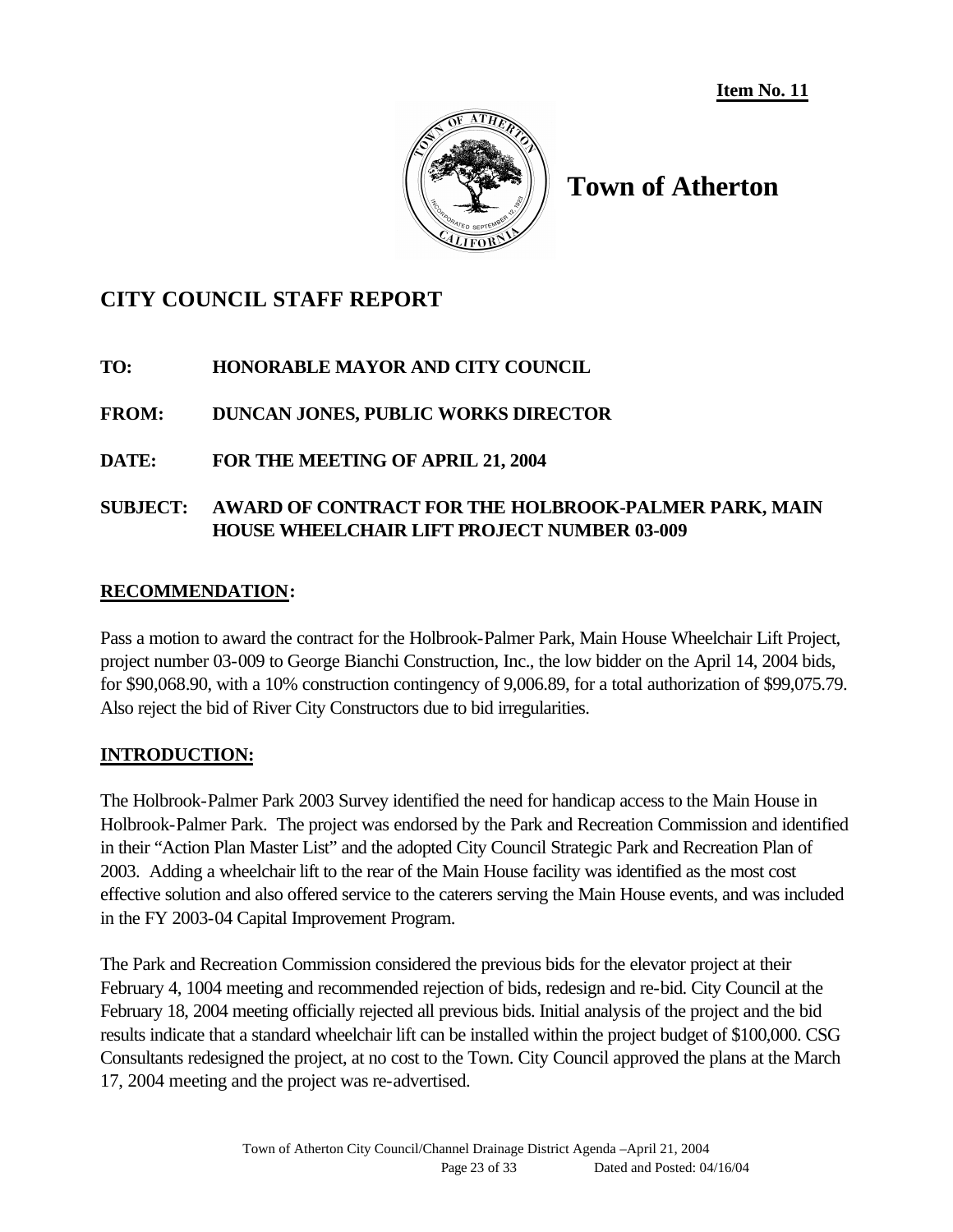**Item No. 11**

# Town of Atherton

## CITY COUNCIL STAFF REPORT

**TO:** HONORABLE MAYOR AND CITY COUNCIL

**FROM:** DUNCAN JONES, PUBLIC WORKS DIRECTOR

**DATE:** FOR THE MEETING OF APRIL 21, 2004

**SUBJECT:** AWARD OF CONTRACT FOR THE HOLBROOK-PALMER PARK, MAIN HOUSE WHEELCHAIR LIFT PROJECT NUMBER 03-009

### RECOMMENDATION:

Pass a motion to award the contract for the Holbrook-Palmer Park, Main House Wheelchair Lift Project, project number 03-009 to George Bianchi Construction, Inc., the low bidder on the April 14, 2004 bids, for $90,068.90, with a 10% construction contingency of 9,006.89, for a total authorization of $99,075.79. Also reject the bid of River City Constructors due to bid irregularities.

### INTRODUCTION:

The Holbrook-Palmer Park 2003 Survey identified the need for handicap access to the Main House in Holbrook-Palmer Park. The project was endorsed by the Park and Recreation Commission and identified in their "Action Plan Master List" and the adopted City Council Strategic Park and Recreation Plan of 2003. Adding a wheelchair lift to the rear of the Main House facility was identified as the most cost effective solution and also offered service to the caterers serving the Main House events, and was included in the FY 2003-04 Capital Improvement Program.

The Park and Recreation Commission considered the previous bids for the elevator project at their February 4, 1004 meeting and recommended rejection of bids, redesign and re-bid. City Council at the February 18, 2004 meeting officially rejected all previous bids. Initial analysis of the project and the bid results indicate that a standard wheelchair lift can be installed within the project budget of $100,000. CSG Consultants redesigned the project, at no cost to the Town. City Council approved the plans at the March 17, 2004 meeting and the project was re-advertised.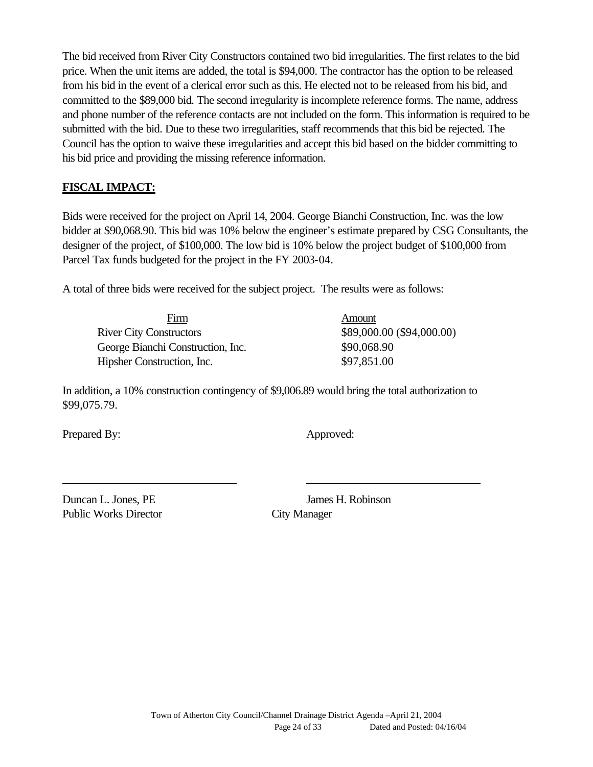The bid received from River City Constructors contained two bid irregularities. The first relates to the bid price. When the unit items are added, the total is $94,000. The contractor has the option to be released from his bid in the event of a clerical error such as this. He elected not to be released from his bid, and committed to the $89,000 bid. The second irregularity is incomplete reference forms. The name, address and phone number of the reference contacts are not included on the form. This information is required to be submitted with the bid. Due to these two irregularities, staff recommends that this bid be rejected. The Council has the option to waive these irregularities and accept this bid based on the bidder committing to his bid price and providing the missing reference information.

**FISCAL IMPACT:**

Bids were received for the project on April 14, 2004. George Bianchi Construction, Inc. was the low bidder at $90,068.90. This bid was 10% below the engineer's estimate prepared by CSG Consultants, the designer of the project, of $100,000. The low bid is 10% below the project budget of $100,000 from Parcel Tax funds budgeted for the project in the FY 2003-04.

A total of three bids were received for the subject project. The results were as follows:

| Firm | Amount |
|---|---|
| River City Constructors | $89,000.00 ($94,000.00) |
| George Bianchi Construction, Inc. | $90,068.90 |
| Hipsher Construction, Inc. | $97,851.00 |

In addition, a 10% construction contingency of $9,006.89 would bring the total authorization to $99,075.79.

Prepared By: Approved:

Duncan L. Jones, PE
Public Works Director

James H. Robinson
City Manager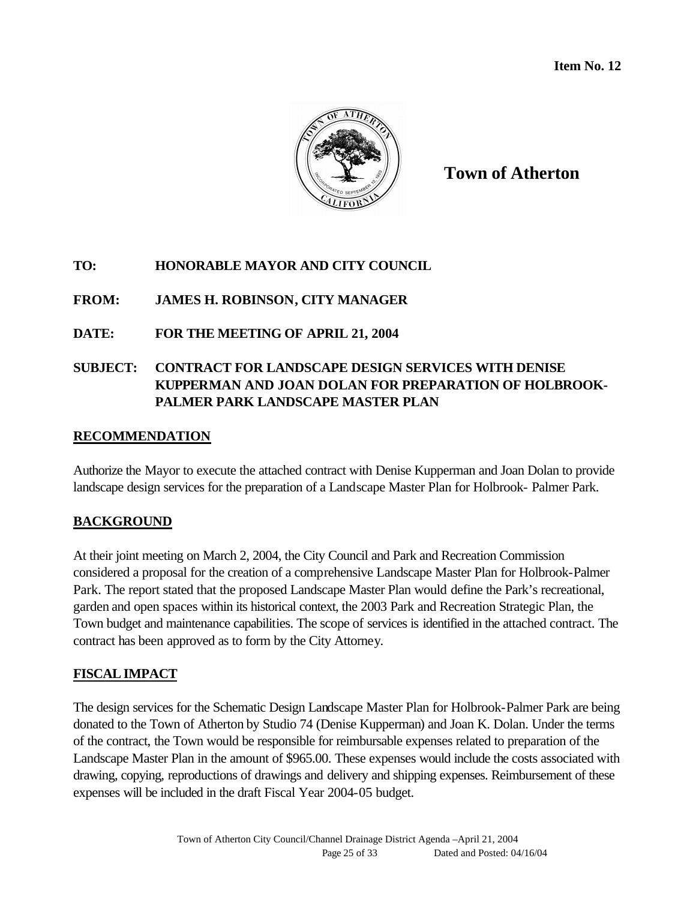**Item No. 12**

**Town of Atherton**

**TO:** HONORABLE MAYOR AND CITY COUNCIL

**FROM:** JAMES H. ROBINSON, CITY MANAGER

**DATE:** FOR THE MEETING OF APRIL 21, 2004

**SUBJECT:** CONTRACT FOR LANDSCAPE DESIGN SERVICES WITH DENISE KUPPERMAN AND JOAN DOLAN FOR PREPARATION OF HOLBROOK-PALMER PARK LANDSCAPE MASTER PLAN

## RECOMMENDATION

Authorize the Mayor to execute the attached contract with Denise Kupperman and Joan Dolan to provide landscape design services for the preparation of a Landscape Master Plan for Holbrook- Palmer Park.

## BACKGROUND

At their joint meeting on March 2, 2004, the City Council and Park and Recreation Commission considered a proposal for the creation of a comprehensive Landscape Master Plan for Holbrook-Palmer Park. The report stated that the proposed Landscape Master Plan would define the Park's recreational, garden and open spaces within its historical context, the 2003 Park and Recreation Strategic Plan, the Town budget and maintenance capabilities. The scope of services is identified in the attached contract. The contract has been approved as to form by the City Attorney.

## FISCAL IMPACT

The design services for the Schematic Design Landscape Master Plan for Holbrook-Palmer Park are being donated to the Town of Atherton by Studio 74 (Denise Kupperman) and Joan K. Dolan. Under the terms of the contract, the Town would be responsible for reimbursable expenses related to preparation of the Landscape Master Plan in the amount of $965.00. These expenses would include the costs associated with drawing, copying, reproductions of drawings and delivery and shipping expenses. Reimbursement of these expenses will be included in the draft Fiscal Year 2004-05 budget.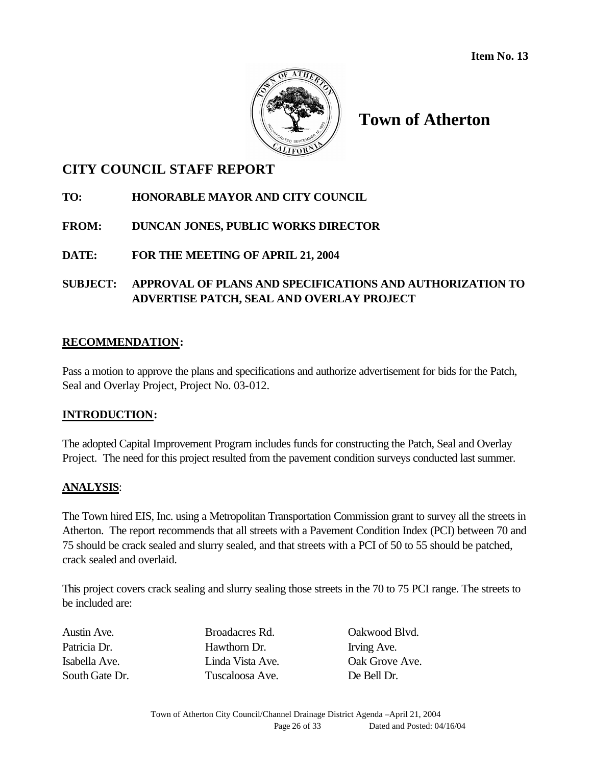**Item No. 13**

# Town of Atherton

## CITY COUNCIL STAFF REPORT

**TO:** HONORABLE MAYOR AND CITY COUNCIL

**FROM:** DUNCAN JONES, PUBLIC WORKS DIRECTOR

**DATE:** FOR THE MEETING OF APRIL 21, 2004

**SUBJECT:** APPROVAL OF PLANS AND SPECIFICATIONS AND AUTHORIZATION TO ADVERTISE PATCH, SEAL AND OVERLAY PROJECT

### RECOMMENDATION:

Pass a motion to approve the plans and specifications and authorize advertisement for bids for the Patch, Seal and Overlay Project, Project No. 03-012.

### INTRODUCTION:

The adopted Capital Improvement Program includes funds for constructing the Patch, Seal and Overlay Project. The need for this project resulted from the pavement condition surveys conducted last summer.

### ANALYSIS:

The Town hired EIS, Inc. using a Metropolitan Transportation Commission grant to survey all the streets in Atherton. The report recommends that all streets with a Pavement Condition Index (PCI) between 70 and 75 should be crack sealed and slurry sealed, and that streets with a PCI of 50 to 55 should be patched, crack sealed and overlaid.

This project covers crack sealing and slurry sealing those streets in the 70 to 75 PCI range. The streets to be included are:

| | | |
|---|---|---|
| Austin Ave. | Broadacres Rd. | Oakwood Blvd. |
| Patricia Dr. | Hawthorn Dr. | Irving Ave. |
| Isabella Ave. | Linda Vista Ave. | Oak Grove Ave. |
| South Gate Dr. | Tuscaloosa Ave. | De Bell Dr. |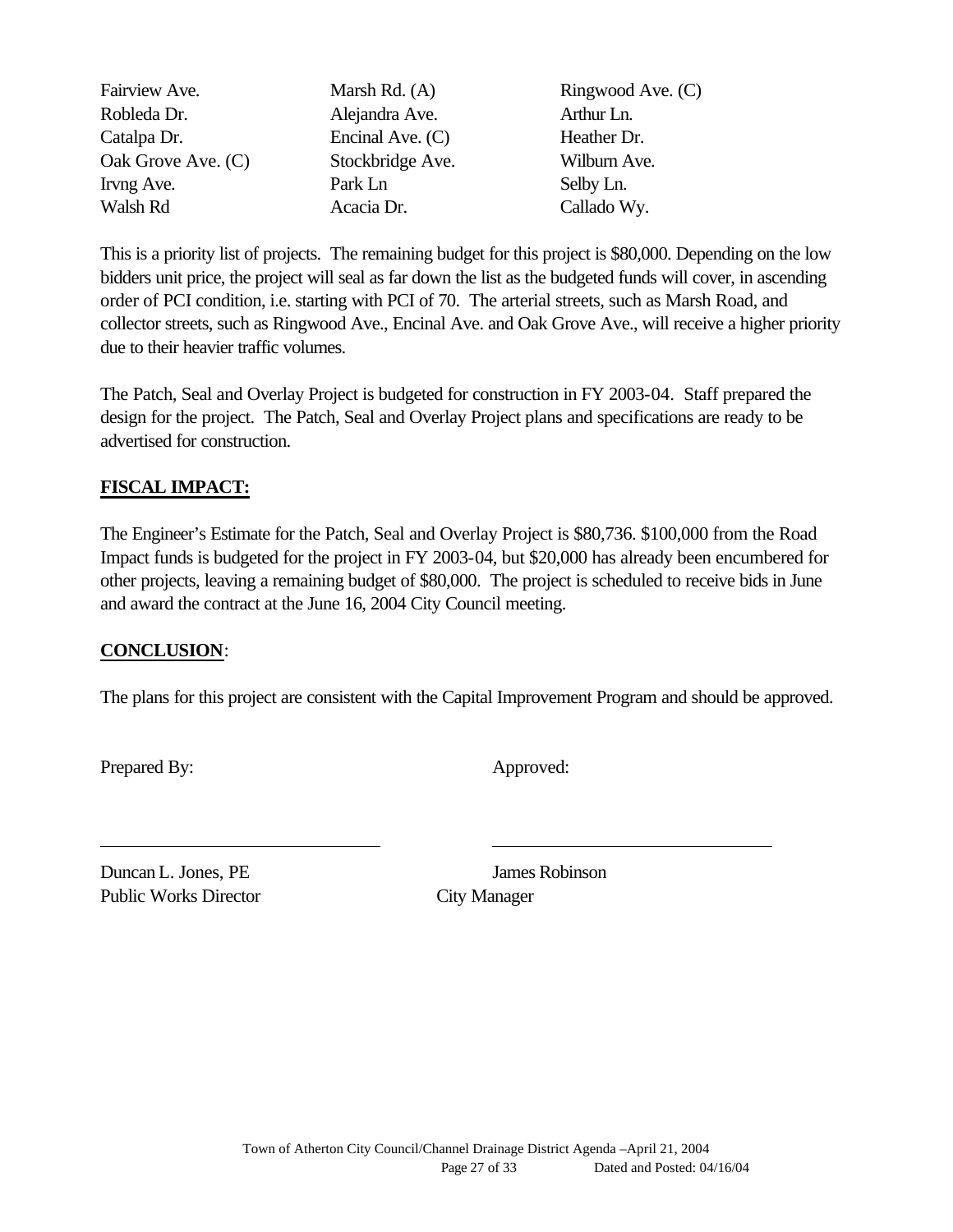| | | |
|---|---|---|
| Fairview Ave. | Marsh Rd. (A) | Ringwood Ave. (C) |
| Robleda Dr. | Alejandra Ave. | Arthur Ln. |
| Catalpa Dr. | Encinal Ave. (C) | Heather Dr. |
| Oak Grove Ave. (C) | Stockbridge Ave. | Wilburn Ave. |
| Irvng Ave. | Park Ln | Selby Ln. |
| Walsh Rd | Acacia Dr. | Callado Wy. |

This is a priority list of projects. The remaining budget for this project is $80,000. Depending on the low bidders unit price, the project will seal as far down the list as the budgeted funds will cover, in ascending order of PCI condition, i.e. starting with PCI of 70. The arterial streets, such as Marsh Road, and collector streets, such as Ringwood Ave., Encinal Ave. and Oak Grove Ave., will receive a higher priority due to their heavier traffic volumes.

The Patch, Seal and Overlay Project is budgeted for construction in FY 2003-04. Staff prepared the design for the project. The Patch, Seal and Overlay Project plans and specifications are ready to be advertised for construction.

**FISCAL IMPACT:**

The Engineer's Estimate for the Patch, Seal and Overlay Project is $80,736. $100,000 from the Road Impact funds is budgeted for the project in FY 2003-04, but $20,000 has already been encumbered for other projects, leaving a remaining budget of $80,000. The project is scheduled to receive bids in June and award the contract at the June 16, 2004 City Council meeting.

**CONCLUSION**:

The plans for this project are consistent with the Capital Improvement Program and should be approved.

Prepared By: Approved:

Duncan L. Jones, PE
Public Works Director

James Robinson
City Manager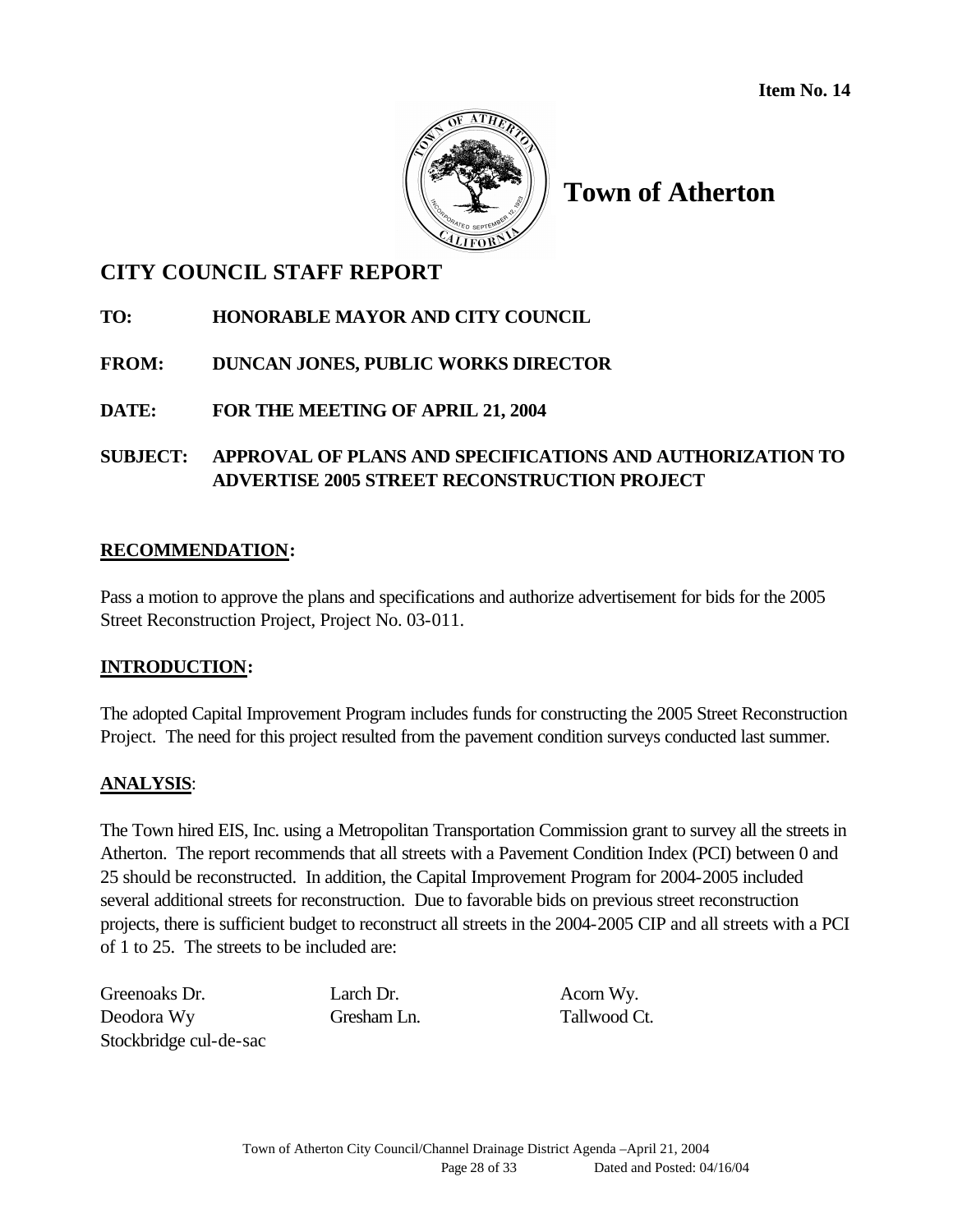**Item No. 14**

# Town of Atherton

## CITY COUNCIL STAFF REPORT

**TO:** HONORABLE MAYOR AND CITY COUNCIL

**FROM:** DUNCAN JONES, PUBLIC WORKS DIRECTOR

**DATE:** FOR THE MEETING OF APRIL 21, 2004

**SUBJECT:** APPROVAL OF PLANS AND SPECIFICATIONS AND AUTHORIZATION TO ADVERTISE 2005 STREET RECONSTRUCTION PROJECT

**RECOMMENDATION:**

Pass a motion to approve the plans and specifications and authorize advertisement for bids for the 2005 Street Reconstruction Project, Project No. 03-011.

**INTRODUCTION:**

The adopted Capital Improvement Program includes funds for constructing the 2005 Street Reconstruction Project. The need for this project resulted from the pavement condition surveys conducted last summer.

**ANALYSIS:**

The Town hired EIS, Inc. using a Metropolitan Transportation Commission grant to survey all the streets in Atherton. The report recommends that all streets with a Pavement Condition Index (PCI) between 0 and 25 should be reconstructed. In addition, the Capital Improvement Program for 2004-2005 included several additional streets for reconstruction. Due to favorable bids on previous street reconstruction projects, there is sufficient budget to reconstruct all streets in the 2004-2005 CIP and all streets with a PCI of 1 to 25. The streets to be included are:

| | | |
|---|---|---|
| Greenoaks Dr. | Larch Dr. | Acorn Wy. |
| Deodora Wy | Gresham Ln. | Tallwood Ct. |
| Stockbridge cul-de-sac | | |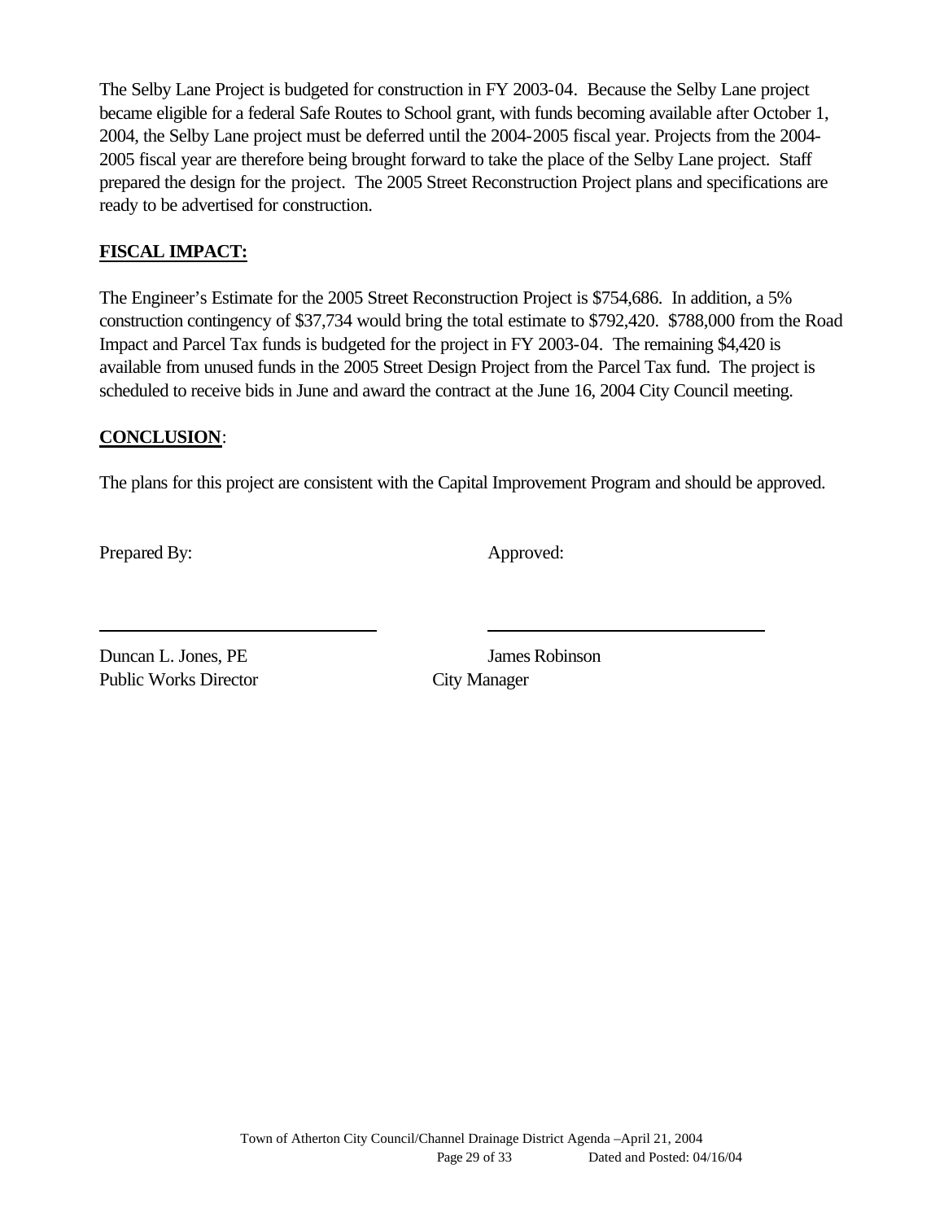The Selby Lane Project is budgeted for construction in FY 2003-04. Because the Selby Lane project became eligible for a federal Safe Routes to School grant, with funds becoming available after October 1, 2004, the Selby Lane project must be deferred until the 2004-2005 fiscal year. Projects from the 2004-2005 fiscal year are therefore being brought forward to take the place of the Selby Lane project. Staff prepared the design for the project. The 2005 Street Reconstruction Project plans and specifications are ready to be advertised for construction.

**FISCAL IMPACT:**

The Engineer's Estimate for the 2005 Street Reconstruction Project is $754,686. In addition, a 5% construction contingency of $37,734 would bring the total estimate to $792,420. $788,000 from the Road Impact and Parcel Tax funds is budgeted for the project in FY 2003-04. The remaining $4,420 is available from unused funds in the 2005 Street Design Project from the Parcel Tax fund. The project is scheduled to receive bids in June and award the contract at the June 16, 2004 City Council meeting.

**CONCLUSION**:

The plans for this project are consistent with the Capital Improvement Program and should be approved.

Prepared By: Approved:

Duncan L. Jones, PE
Public Works Director

James Robinson
City Manager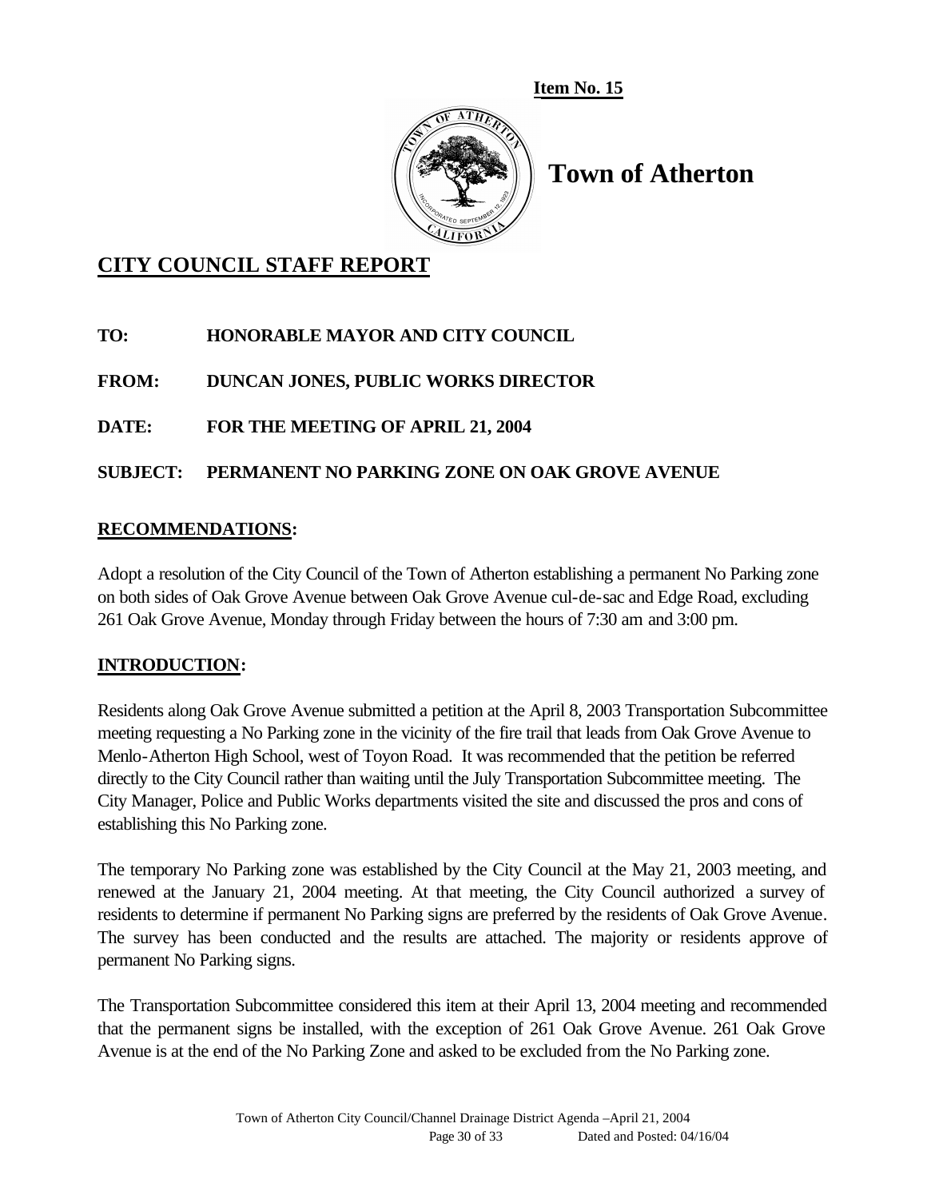**Item No. 15**

# Town of Atherton

## CITY COUNCIL STAFF REPORT

**TO: HONORABLE MAYOR AND CITY COUNCIL**

**FROM: DUNCAN JONES, PUBLIC WORKS DIRECTOR**

**DATE: FOR THE MEETING OF APRIL 21, 2004**

**SUBJECT: PERMANENT NO PARKING ZONE ON OAK GROVE AVENUE**

### RECOMMENDATIONS:

Adopt a resolution of the City Council of the Town of Atherton establishing a permanent No Parking zone on both sides of Oak Grove Avenue between Oak Grove Avenue cul-de-sac and Edge Road, excluding 261 Oak Grove Avenue, Monday through Friday between the hours of 7:30 am and 3:00 pm.

### INTRODUCTION:

Residents along Oak Grove Avenue submitted a petition at the April 8, 2003 Transportation Subcommittee meeting requesting a No Parking zone in the vicinity of the fire trail that leads from Oak Grove Avenue to Menlo-Atherton High School, west of Toyon Road. It was recommended that the petition be referred directly to the City Council rather than waiting until the July Transportation Subcommittee meeting. The City Manager, Police and Public Works departments visited the site and discussed the pros and cons of establishing this No Parking zone.

The temporary No Parking zone was established by the City Council at the May 21, 2003 meeting, and renewed at the January 21, 2004 meeting. At that meeting, the City Council authorized a survey of residents to determine if permanent No Parking signs are preferred by the residents of Oak Grove Avenue. The survey has been conducted and the results are attached. The majority or residents approve of permanent No Parking signs.

The Transportation Subcommittee considered this item at their April 13, 2004 meeting and recommended that the permanent signs be installed, with the exception of 261 Oak Grove Avenue. 261 Oak Grove Avenue is at the end of the No Parking Zone and asked to be excluded from the No Parking zone.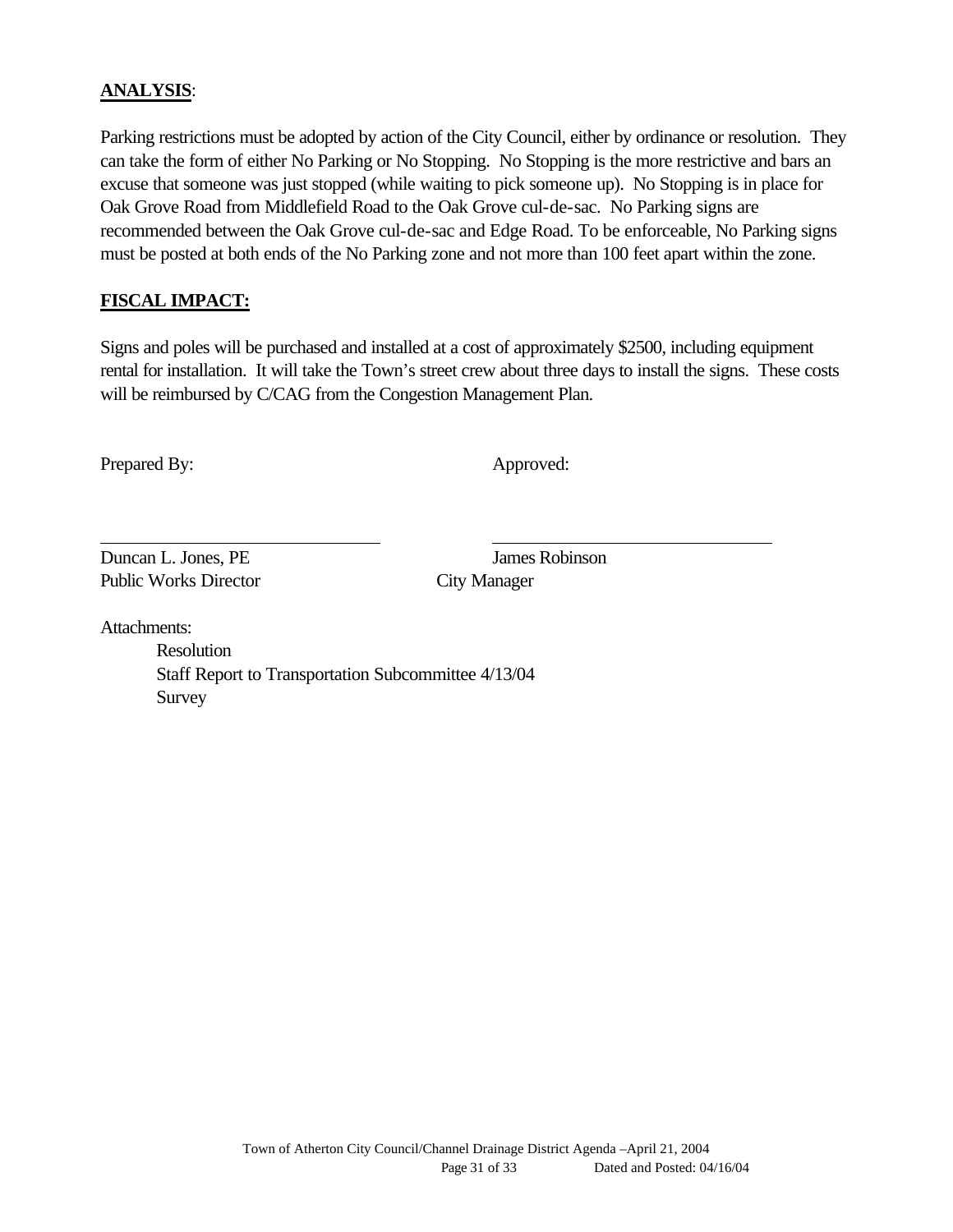## **ANALYSIS**:

Parking restrictions must be adopted by action of the City Council, either by ordinance or resolution. They can take the form of either No Parking or No Stopping. No Stopping is the more restrictive and bars an excuse that someone was just stopped (while waiting to pick someone up). No Stopping is in place for Oak Grove Road from Middlefield Road to the Oak Grove cul-de-sac. No Parking signs are recommended between the Oak Grove cul-de-sac and Edge Road. To be enforceable, No Parking signs must be posted at both ends of the No Parking zone and not more than 100 feet apart within the zone.

## **FISCAL IMPACT:**

Signs and poles will be purchased and installed at a cost of approximately $2500, including equipment rental for installation. It will take the Town's street crew about three days to install the signs. These costs will be reimbursed by C/CAG from the Congestion Management Plan.

Prepared By: Approved:

Duncan L. Jones, PE
Public Works Director

James Robinson
City Manager

Attachments:

- Resolution
- Staff Report to Transportation Subcommittee 4/13/04
- Survey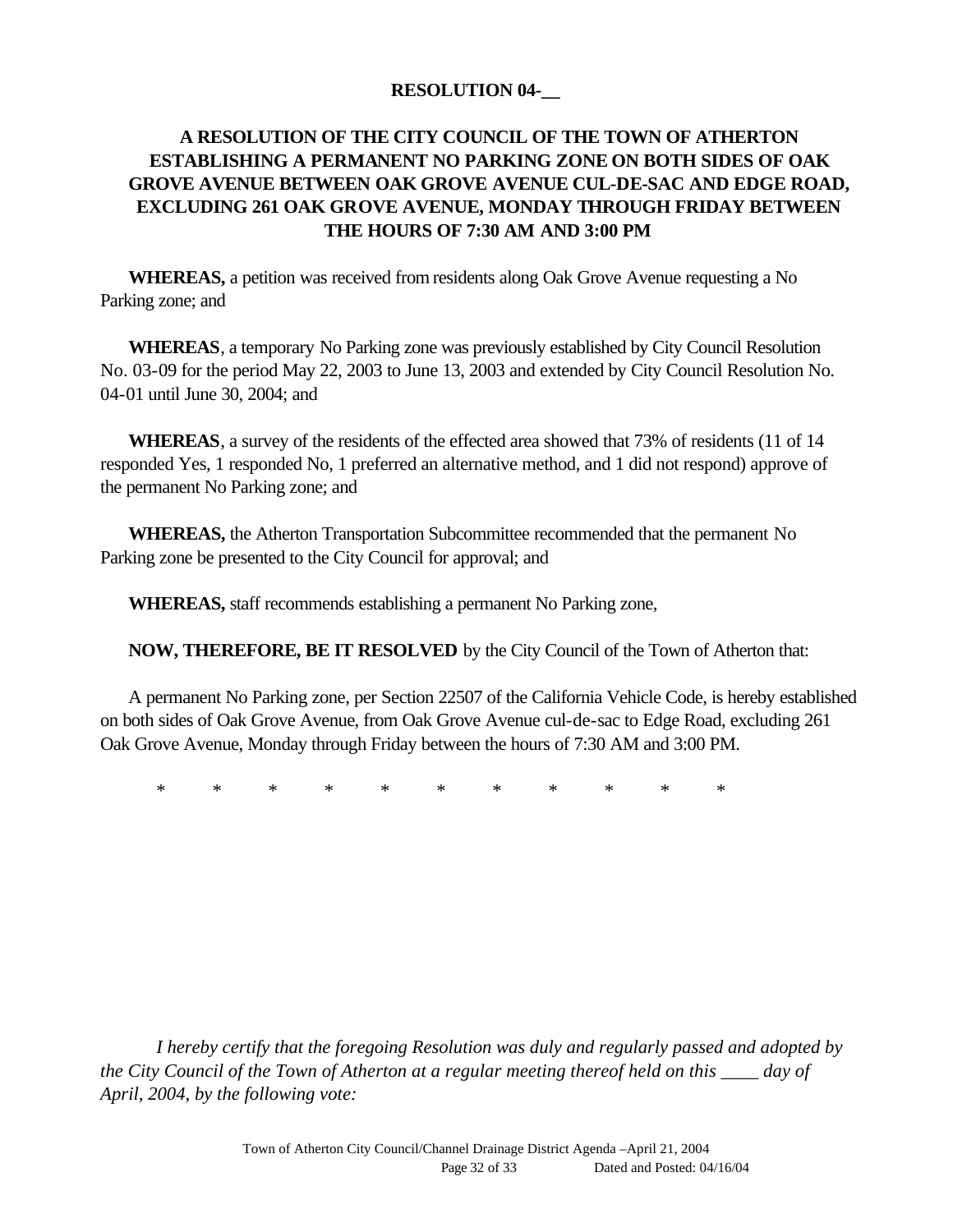**RESOLUTION 04-__**

**A RESOLUTION OF THE CITY COUNCIL OF THE TOWN OF ATHERTON ESTABLISHING A PERMANENT NO PARKING ZONE ON BOTH SIDES OF OAK GROVE AVENUE BETWEEN OAK GROVE AVENUE CUL-DE-SAC AND EDGE ROAD, EXCLUDING 261 OAK GROVE AVENUE, MONDAY THROUGH FRIDAY BETWEEN THE HOURS OF 7:30 AM AND 3:00 PM**

**WHEREAS,** a petition was received from residents along Oak Grove Avenue requesting a No Parking zone; and

**WHEREAS**, a temporary No Parking zone was previously established by City Council Resolution No. 03-09 for the period May 22, 2003 to June 13, 2003 and extended by City Council Resolution No. 04-01 until June 30, 2004; and

**WHEREAS**, a survey of the residents of the effected area showed that 73% of residents (11 of 14 responded Yes, 1 responded No, 1 preferred an alternative method, and 1 did not respond) approve of the permanent No Parking zone; and

**WHEREAS,** the Atherton Transportation Subcommittee recommended that the permanent No Parking zone be presented to the City Council for approval; and

**WHEREAS,** staff recommends establishing a permanent No Parking zone,

**NOW, THEREFORE, BE IT RESOLVED** by the City Council of the Town of Atherton that:

A permanent No Parking zone, per Section 22507 of the California Vehicle Code, is hereby established on both sides of Oak Grove Avenue, from Oak Grove Avenue cul-de-sac to Edge Road, excluding 261 Oak Grove Avenue, Monday through Friday between the hours of 7:30 AM and 3:00 PM.

\* \* \* \* \* \* \* \* \* \* \*

*I hereby certify that the foregoing Resolution was duly and regularly passed and adopted by the City Council of the Town of Atherton at a regular meeting thereof held on this ____ day of April, 2004, by the following vote:*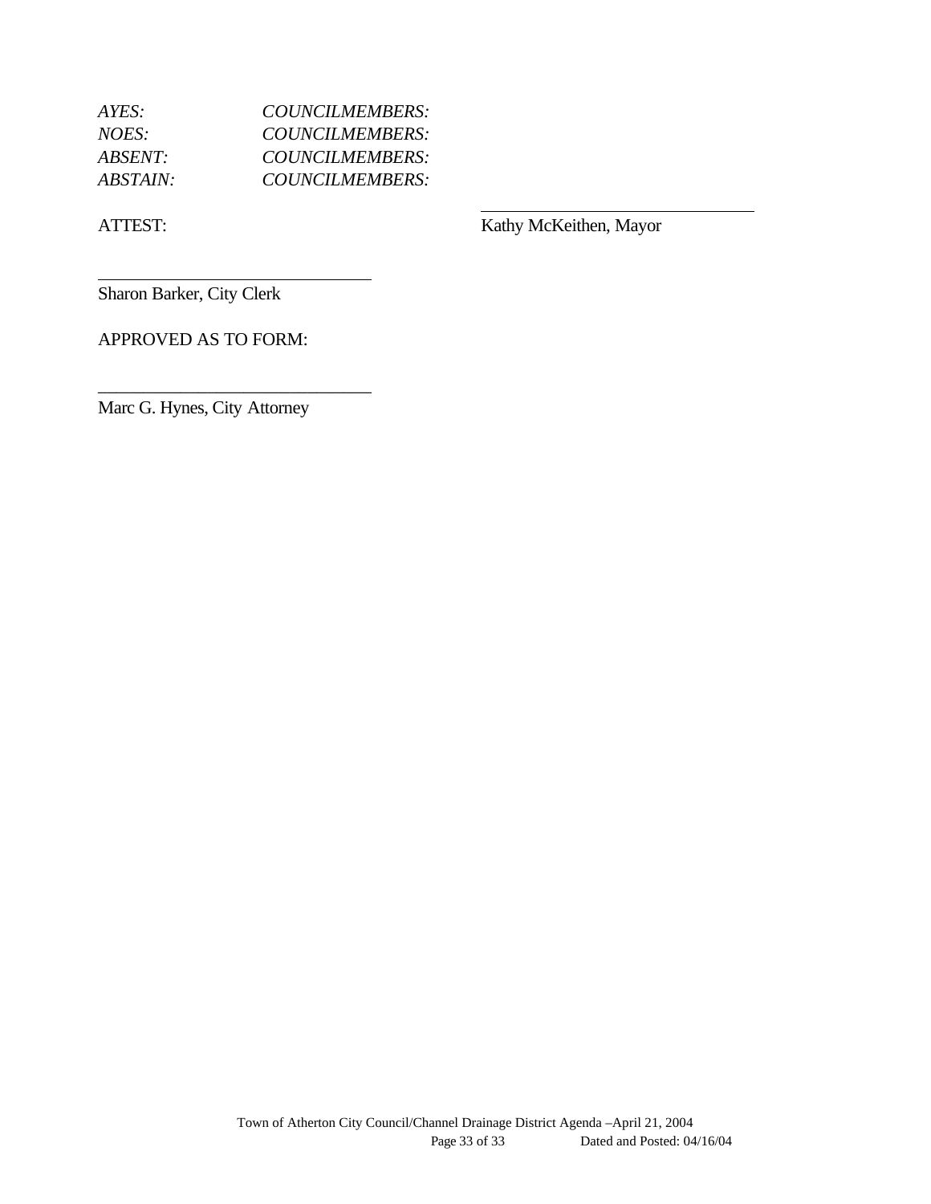*AYES:* *COUNCILMEMBERS:*
*NOES:* *COUNCILMEMBERS:*
*ABSENT:* *COUNCILMEMBERS:*
*ABSTAIN:* *COUNCILMEMBERS:*

ATTEST:

______________________________
Kathy McKeithen, Mayor

______________________________
Sharon Barker, City Clerk

APPROVED AS TO FORM:

______________________________
Marc G. Hynes, City Attorney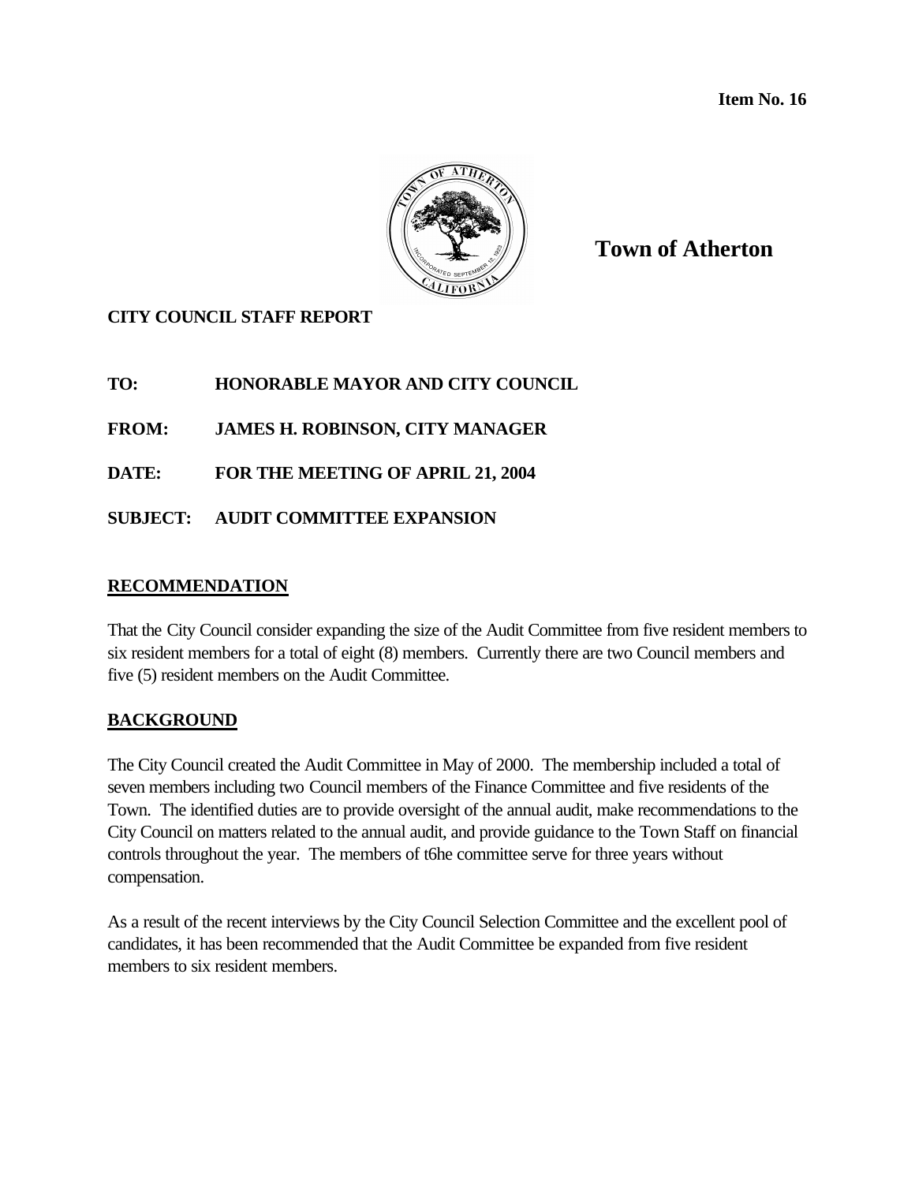**Item No. 16**

**Town of Atherton**

**CITY COUNCIL STAFF REPORT**

**TO:** HONORABLE MAYOR AND CITY COUNCIL

**FROM:** JAMES H. ROBINSON, CITY MANAGER

**DATE:** FOR THE MEETING OF APRIL 21, 2004

**SUBJECT:** AUDIT COMMITTEE EXPANSION

## RECOMMENDATION

That the City Council consider expanding the size of the Audit Committee from five resident members to six resident members for a total of eight (8) members. Currently there are two Council members and five (5) resident members on the Audit Committee.

## BACKGROUND

The City Council created the Audit Committee in May of 2000. The membership included a total of seven members including two Council members of the Finance Committee and five residents of the Town. The identified duties are to provide oversight of the annual audit, make recommendations to the City Council on matters related to the annual audit, and provide guidance to the Town Staff on financial controls throughout the year. The members of t6he committee serve for three years without compensation.

As a result of the recent interviews by the City Council Selection Committee and the excellent pool of candidates, it has been recommended that the Audit Committee be expanded from five resident members to six resident members.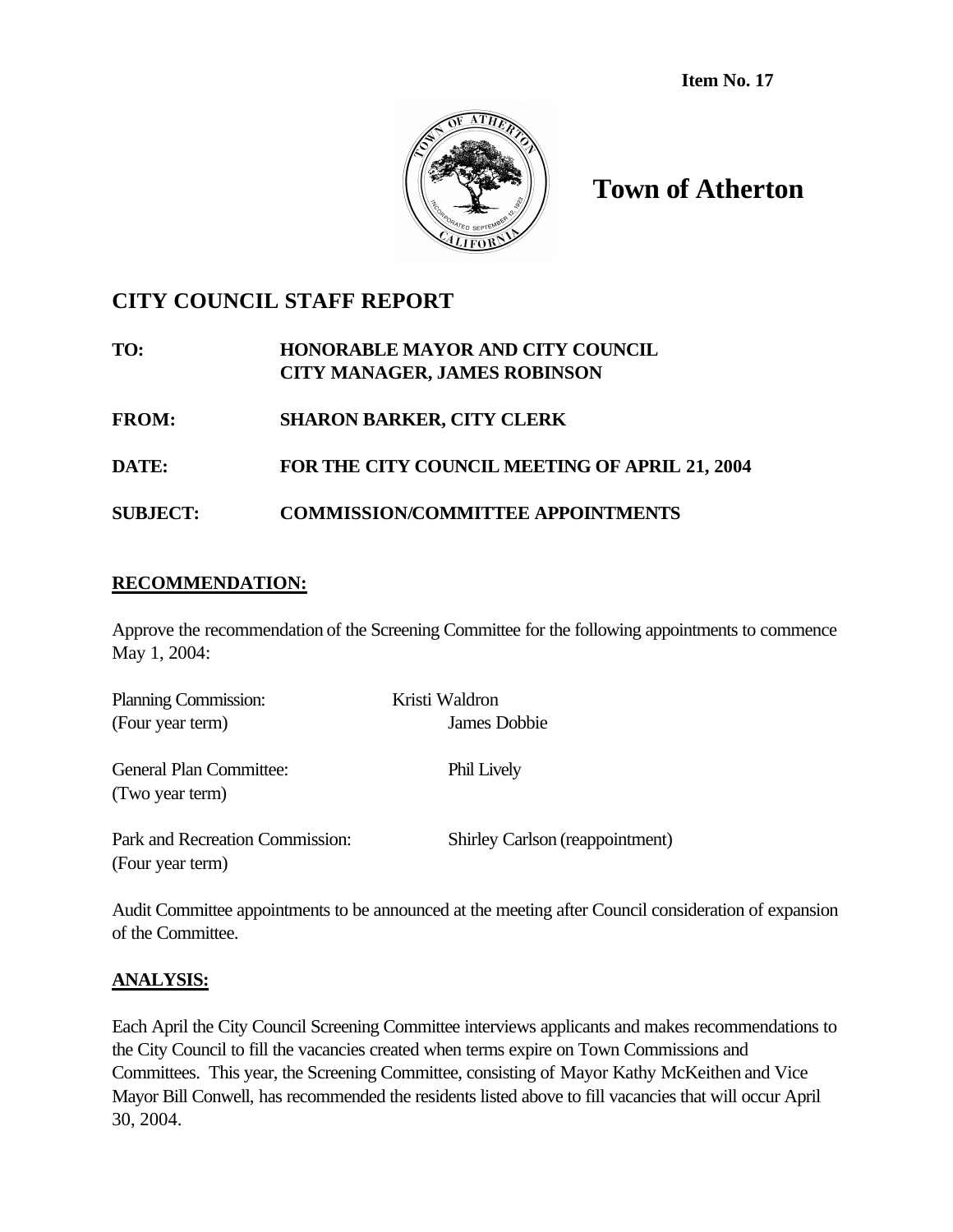**Item No. 17**

# Town of Atherton

## CITY COUNCIL STAFF REPORT

**TO:** HONORABLE MAYOR AND CITY COUNCIL
CITY MANAGER, JAMES ROBINSON

**FROM:** SHARON BARKER, CITY CLERK

**DATE:** FOR THE CITY COUNCIL MEETING OF APRIL 21, 2004

**SUBJECT:** COMMISSION/COMMITTEE APPOINTMENTS

### RECOMMENDATION:

Approve the recommendation of the Screening Committee for the following appointments to commence May 1, 2004:

| | |
|---|---|
| Planning Commission: (Four year term) | Kristi Waldron<br>James Dobbie |
| General Plan Committee: (Two year term) | Phil Lively |
| Park and Recreation Commission: (Four year term) | Shirley Carlson (reappointment) |

Audit Committee appointments to be announced at the meeting after Council consideration of expansion of the Committee.

### ANALYSIS:

Each April the City Council Screening Committee interviews applicants and makes recommendations to the City Council to fill the vacancies created when terms expire on Town Commissions and Committees. This year, the Screening Committee, consisting of Mayor Kathy McKeithen and Vice Mayor Bill Conwell, has recommended the residents listed above to fill vacancies that will occur April 30, 2004.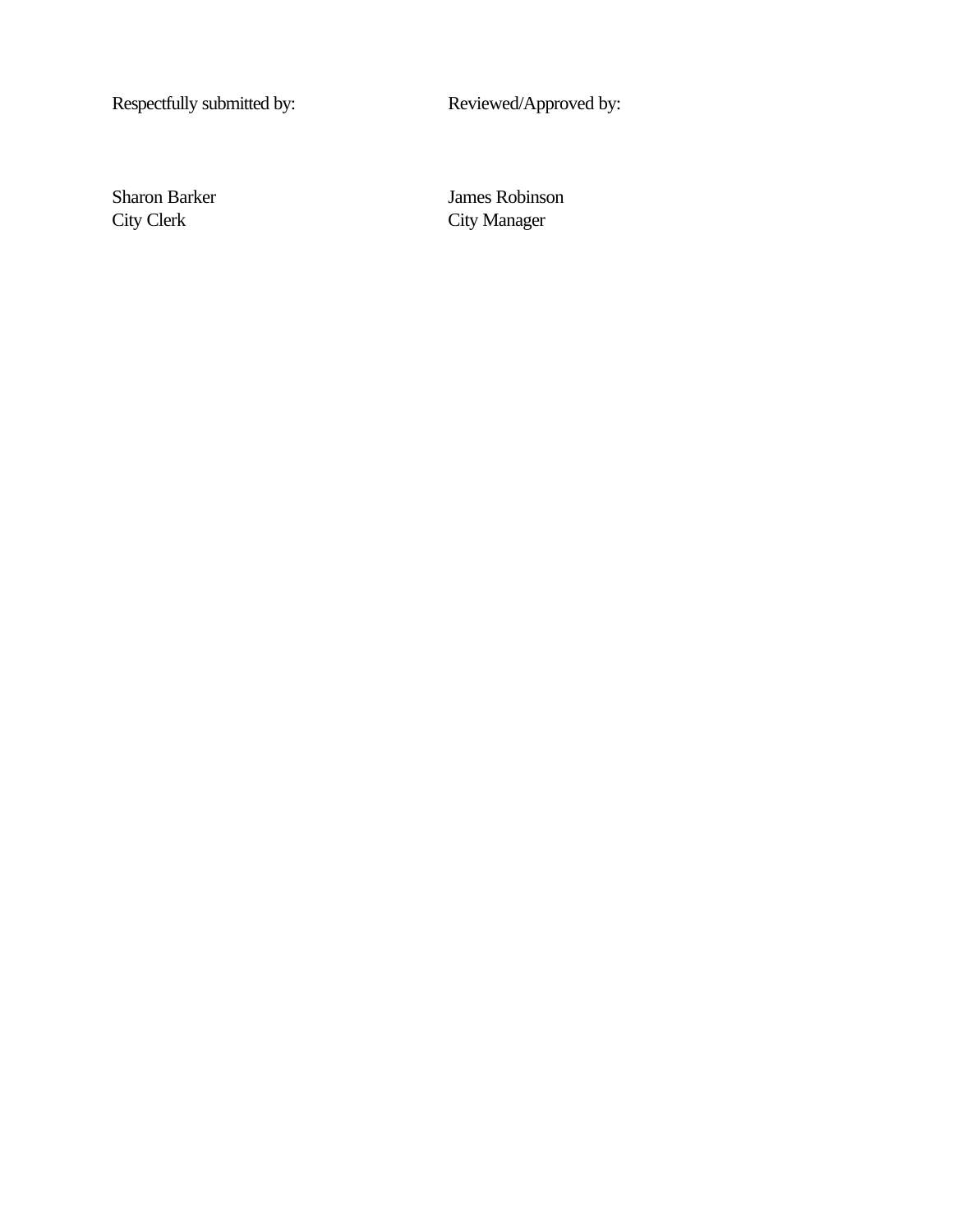| Respectfully submitted by: | Reviewed/Approved by: |
|---|---|
| Sharon Barker | James Robinson |
| City Clerk | City Manager |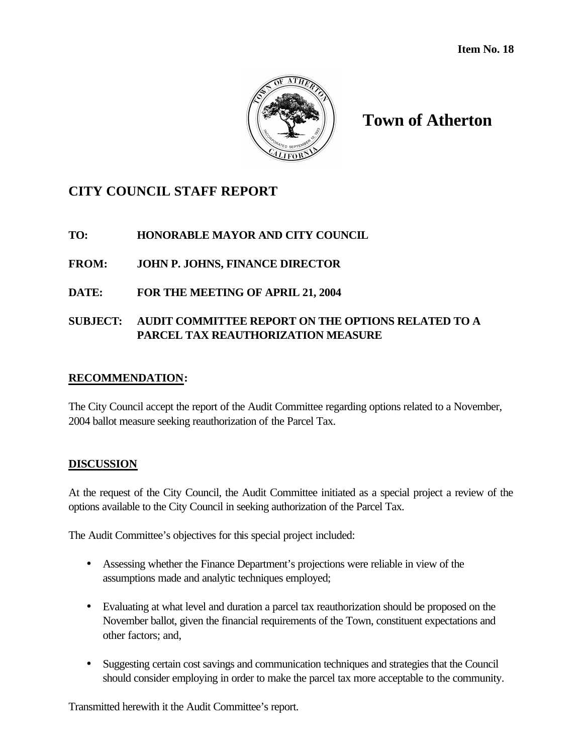Item No. 18

# Town of Atherton

## CITY COUNCIL STAFF REPORT

**TO:** HONORABLE MAYOR AND CITY COUNCIL

**FROM:** JOHN P. JOHNS, FINANCE DIRECTOR

**DATE:** FOR THE MEETING OF APRIL 21, 2004

**SUBJECT:** AUDIT COMMITTEE REPORT ON THE OPTIONS RELATED TO A PARCEL TAX REAUTHORIZATION MEASURE

**RECOMMENDATION:**

The City Council accept the report of the Audit Committee regarding options related to a November, 2004 ballot measure seeking reauthorization of the Parcel Tax.

**DISCUSSION**

At the request of the City Council, the Audit Committee initiated as a special project a review of the options available to the City Council in seeking authorization of the Parcel Tax.

The Audit Committee's objectives for this special project included:

- Assessing whether the Finance Department's projections were reliable in view of the assumptions made and analytic techniques employed;
- Evaluating at what level and duration a parcel tax reauthorization should be proposed on the November ballot, given the financial requirements of the Town, constituent expectations and other factors; and,
- Suggesting certain cost savings and communication techniques and strategies that the Council should consider employing in order to make the parcel tax more acceptable to the community.

Transmitted herewith it the Audit Committee's report.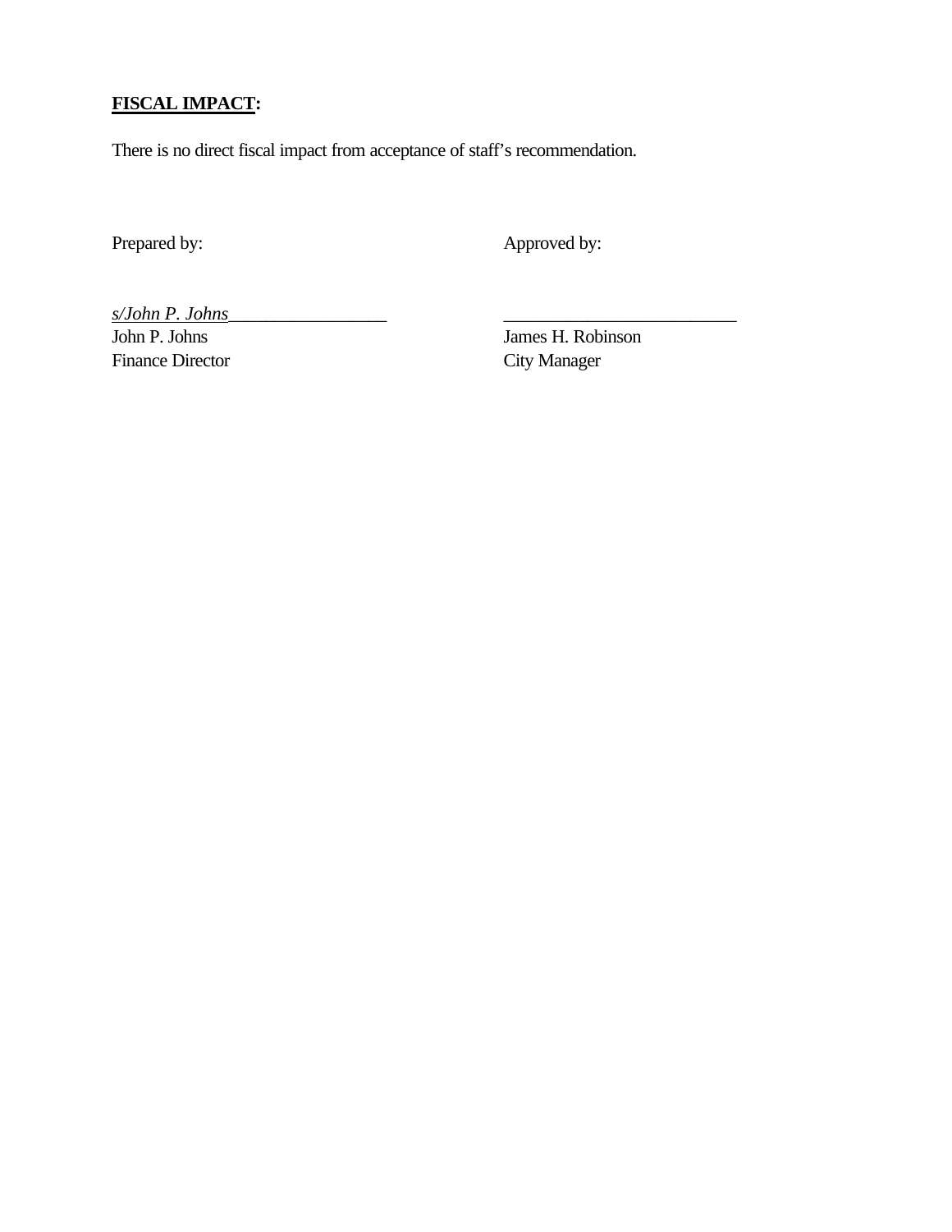**<u>FISCAL IMPACT</u>:**

There is no direct fiscal impact from acceptance of staff's recommendation.

| Prepared by: | Approved by: |
|---|---|
| *<u>s/John P. Johns</u>*_________________ | _________________________ |
| John P. Johns | James H. Robinson |
| Finance Director | City Manager |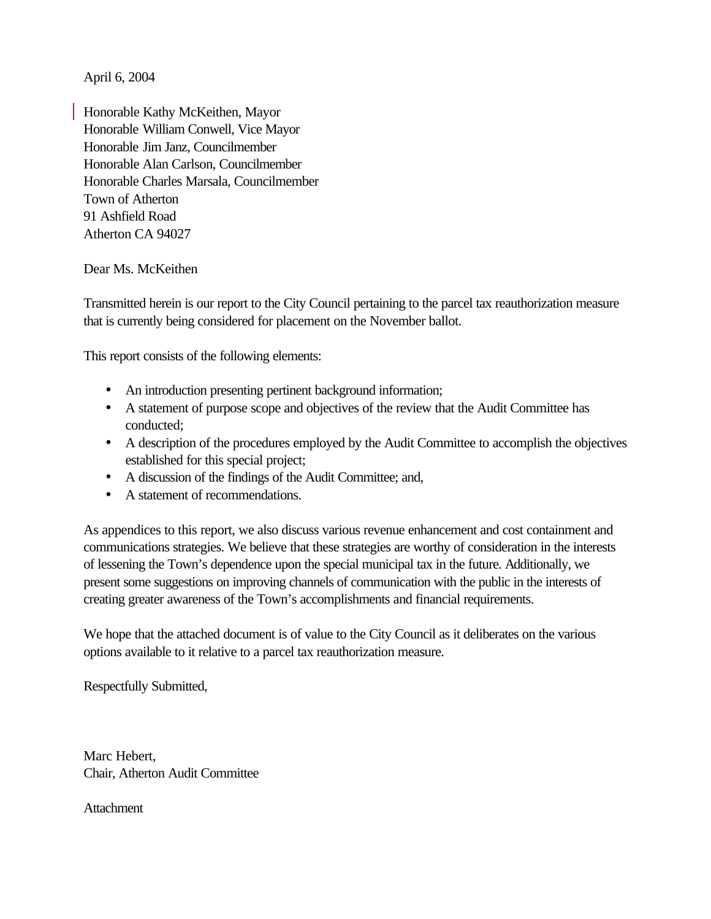April 6, 2004

Honorable Kathy McKeithen, Mayor
Honorable William Conwell, Vice Mayor
Honorable Jim Janz, Councilmember
Honorable Alan Carlson, Councilmember
Honorable Charles Marsala, Councilmember
Town of Atherton
91 Ashfield Road
Atherton CA 94027

Dear Ms. McKeithen

Transmitted herein is our report to the City Council pertaining to the parcel tax reauthorization measure that is currently being considered for placement on the November ballot.

This report consists of the following elements:

- An introduction presenting pertinent background information;
- A statement of purpose scope and objectives of the review that the Audit Committee has conducted;
- A description of the procedures employed by the Audit Committee to accomplish the objectives established for this special project;
- A discussion of the findings of the Audit Committee; and,
- A statement of recommendations.

As appendices to this report, we also discuss various revenue enhancement and cost containment and communications strategies. We believe that these strategies are worthy of consideration in the interests of lessening the Town's dependence upon the special municipal tax in the future. Additionally, we present some suggestions on improving channels of communication with the public in the interests of creating greater awareness of the Town's accomplishments and financial requirements.

We hope that the attached document is of value to the City Council as it deliberates on the various options available to it relative to a parcel tax reauthorization measure.

Respectfully Submitted,

Marc Hebert,
Chair, Atherton Audit Committee

Attachment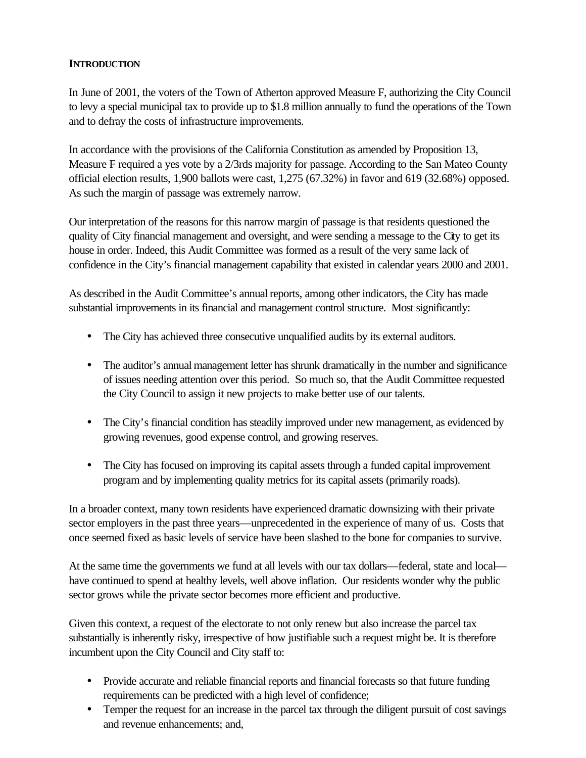**INTRODUCTION**

In June of 2001, the voters of the Town of Atherton approved Measure F, authorizing the City Council to levy a special municipal tax to provide up to $1.8 million annually to fund the operations of the Town and to defray the costs of infrastructure improvements.

In accordance with the provisions of the California Constitution as amended by Proposition 13, Measure F required a yes vote by a 2/3rds majority for passage. According to the San Mateo County official election results, 1,900 ballots were cast, 1,275 (67.32%) in favor and 619 (32.68%) opposed. As such the margin of passage was extremely narrow.

Our interpretation of the reasons for this narrow margin of passage is that residents questioned the quality of City financial management and oversight, and were sending a message to the City to get its house in order. Indeed, this Audit Committee was formed as a result of the very same lack of confidence in the City's financial management capability that existed in calendar years 2000 and 2001.

As described in the Audit Committee's annual reports, among other indicators, the City has made substantial improvements in its financial and management control structure. Most significantly:

- The City has achieved three consecutive unqualified audits by its external auditors.
- The auditor's annual management letter has shrunk dramatically in the number and significance of issues needing attention over this period. So much so, that the Audit Committee requested the City Council to assign it new projects to make better use of our talents.
- The City's financial condition has steadily improved under new management, as evidenced by growing revenues, good expense control, and growing reserves.
- The City has focused on improving its capital assets through a funded capital improvement program and by implementing quality metrics for its capital assets (primarily roads).

In a broader context, many town residents have experienced dramatic downsizing with their private sector employers in the past three years—unprecedented in the experience of many of us. Costs that once seemed fixed as basic levels of service have been slashed to the bone for companies to survive.

At the same time the governments we fund at all levels with our tax dollars—federal, state and local—have continued to spend at healthy levels, well above inflation. Our residents wonder why the public sector grows while the private sector becomes more efficient and productive.

Given this context, a request of the electorate to not only renew but also increase the parcel tax substantially is inherently risky, irrespective of how justifiable such a request might be. It is therefore incumbent upon the City Council and City staff to:

- Provide accurate and reliable financial reports and financial forecasts so that future funding requirements can be predicted with a high level of confidence;
- Temper the request for an increase in the parcel tax through the diligent pursuit of cost savings and revenue enhancements; and,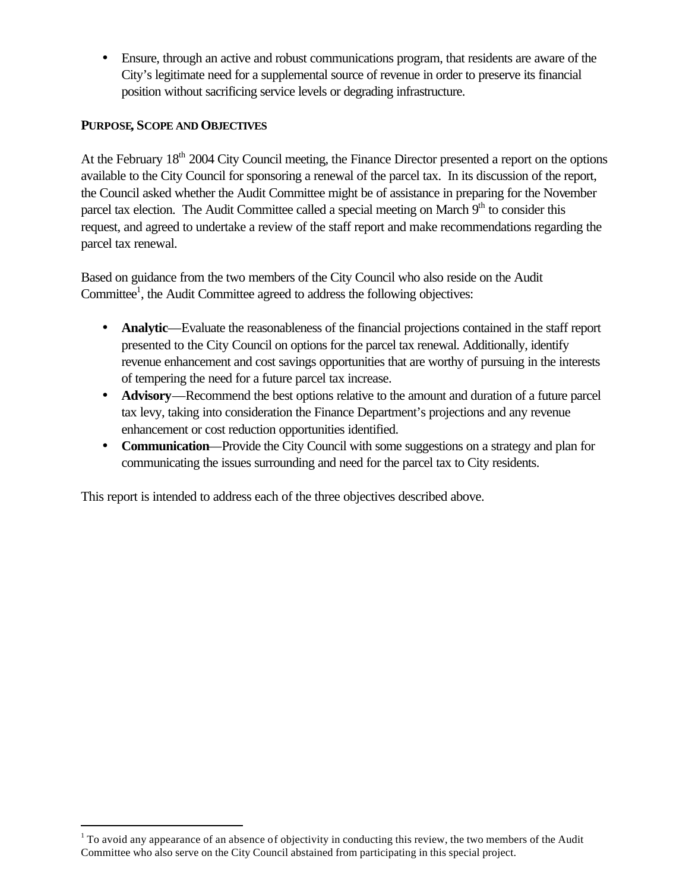- Ensure, through an active and robust communications program, that residents are aware of the City's legitimate need for a supplemental source of revenue in order to preserve its financial position without sacrificing service levels or degrading infrastructure.

**PURPOSE, SCOPE AND OBJECTIVES**

At the February 18th 2004 City Council meeting, the Finance Director presented a report on the options available to the City Council for sponsoring a renewal of the parcel tax. In its discussion of the report, the Council asked whether the Audit Committee might be of assistance in preparing for the November parcel tax election. The Audit Committee called a special meeting on March 9th to consider this request, and agreed to undertake a review of the staff report and make recommendations regarding the parcel tax renewal.

Based on guidance from the two members of the City Council who also reside on the Audit Committee[1], the Audit Committee agreed to address the following objectives:

- **Analytic**—Evaluate the reasonableness of the financial projections contained in the staff report presented to the City Council on options for the parcel tax renewal. Additionally, identify revenue enhancement and cost savings opportunities that are worthy of pursuing in the interests of tempering the need for a future parcel tax increase.
- **Advisory**—Recommend the best options relative to the amount and duration of a future parcel tax levy, taking into consideration the Finance Department's projections and any revenue enhancement or cost reduction opportunities identified.
- **Communication**—Provide the City Council with some suggestions on a strategy and plan for communicating the issues surrounding and need for the parcel tax to City residents.

This report is intended to address each of the three objectives described above.

[1] To avoid any appearance of an absence of objectivity in conducting this review, the two members of the Audit Committee who also serve on the City Council abstained from participating in this special project.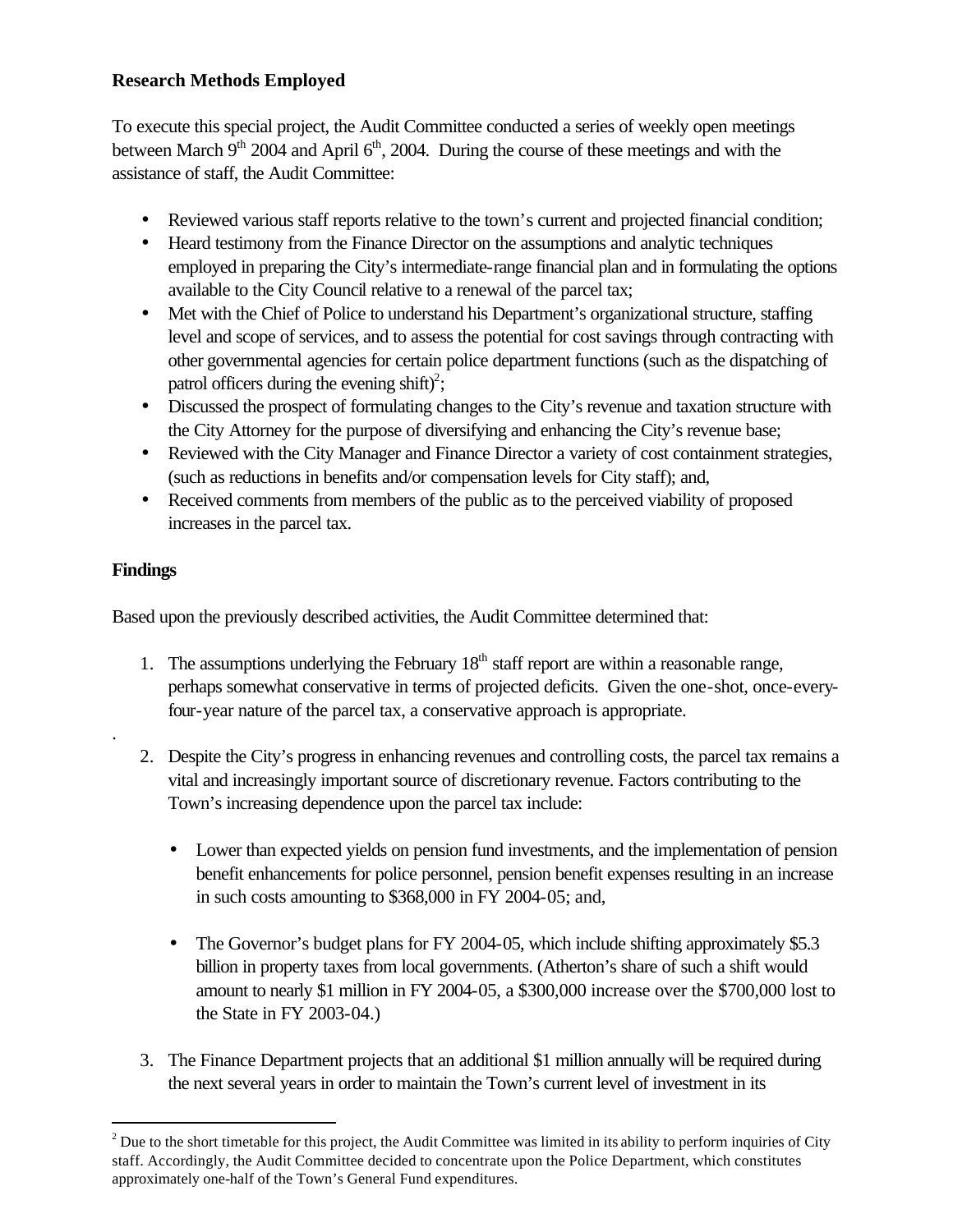**Research Methods Employed**

To execute this special project, the Audit Committee conducted a series of weekly open meetings between March 9th 2004 and April 6th, 2004. During the course of these meetings and with the assistance of staff, the Audit Committee:

- Reviewed various staff reports relative to the town's current and projected financial condition;
- Heard testimony from the Finance Director on the assumptions and analytic techniques employed in preparing the City's intermediate-range financial plan and in formulating the options available to the City Council relative to a renewal of the parcel tax;
- Met with the Chief of Police to understand his Department's organizational structure, staffing level and scope of services, and to assess the potential for cost savings through contracting with other governmental agencies for certain police department functions (such as the dispatching of patrol officers during the evening shift)[2];
- Discussed the prospect of formulating changes to the City's revenue and taxation structure with the City Attorney for the purpose of diversifying and enhancing the City's revenue base;
- Reviewed with the City Manager and Finance Director a variety of cost containment strategies, (such as reductions in benefits and/or compensation levels for City staff); and,
- Received comments from members of the public as to the perceived viability of proposed increases in the parcel tax.

**Findings**

Based upon the previously described activities, the Audit Committee determined that:

1. The assumptions underlying the February 18th staff report are within a reasonable range, perhaps somewhat conservative in terms of projected deficits. Given the one-shot, once-every-four-year nature of the parcel tax, a conservative approach is appropriate.

.

2. Despite the City's progress in enhancing revenues and controlling costs, the parcel tax remains a vital and increasingly important source of discretionary revenue. Factors contributing to the Town's increasing dependence upon the parcel tax include:

   - Lower than expected yields on pension fund investments, and the implementation of pension benefit enhancements for police personnel, pension benefit expenses resulting in an increase in such costs amounting to $368,000 in FY 2004-05; and,

   - The Governor's budget plans for FY 2004-05, which include shifting approximately $5.3 billion in property taxes from local governments. (Atherton's share of such a shift would amount to nearly $1 million in FY 2004-05, a $300,000 increase over the $700,000 lost to the State in FY 2003-04.)

3. The Finance Department projects that an additional $1 million annually will be required during the next several years in order to maintain the Town's current level of investment in its

[2] Due to the short timetable for this project, the Audit Committee was limited in its ability to perform inquiries of City staff. Accordingly, the Audit Committee decided to concentrate upon the Police Department, which constitutes approximately one-half of the Town's General Fund expenditures.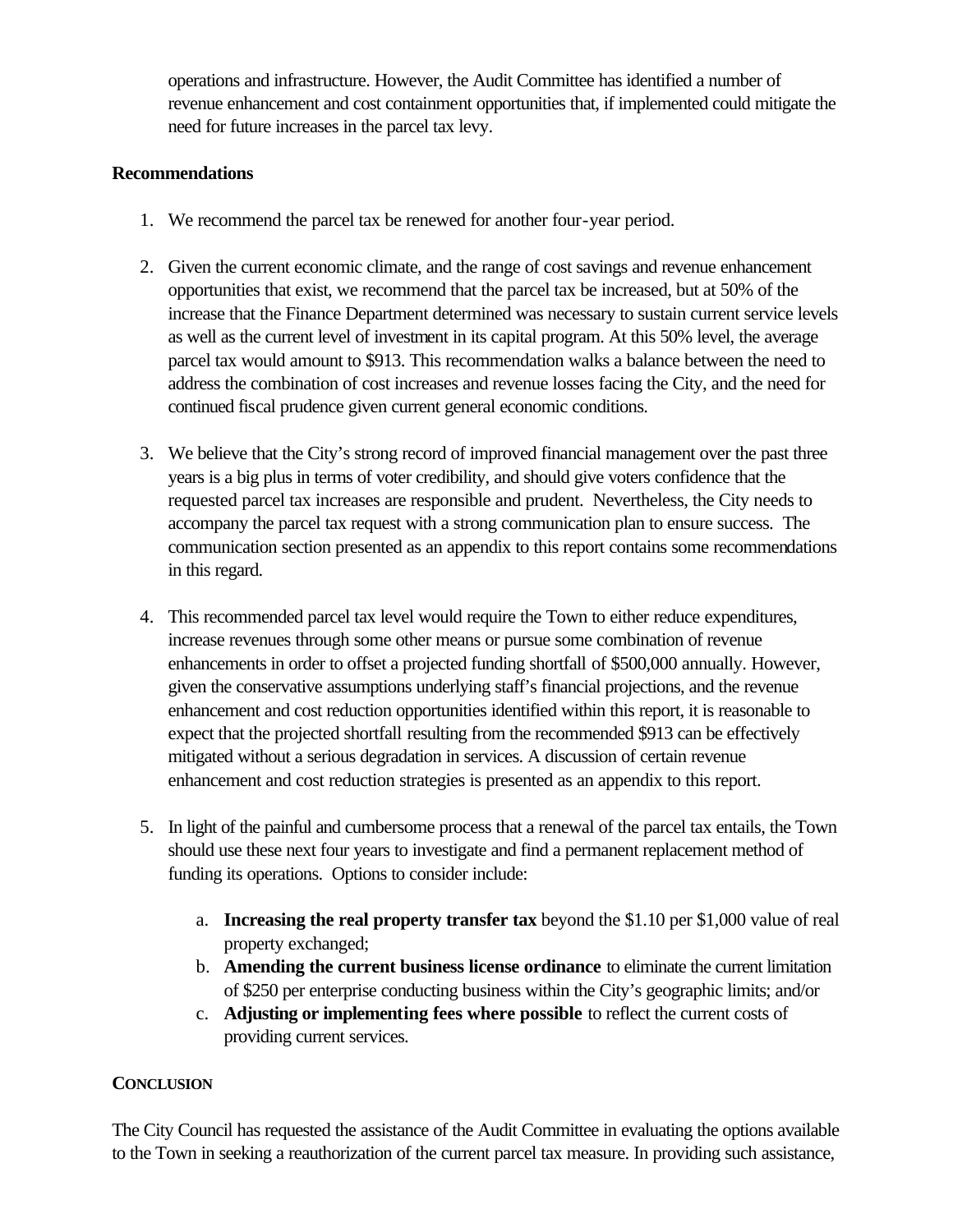operations and infrastructure. However, the Audit Committee has identified a number of revenue enhancement and cost containment opportunities that, if implemented could mitigate the need for future increases in the parcel tax levy.

**Recommendations**

1. We recommend the parcel tax be renewed for another four-year period.

2. Given the current economic climate, and the range of cost savings and revenue enhancement opportunities that exist, we recommend that the parcel tax be increased, but at 50% of the increase that the Finance Department determined was necessary to sustain current service levels as well as the current level of investment in its capital program. At this 50% level, the average parcel tax would amount to $913. This recommendation walks a balance between the need to address the combination of cost increases and revenue losses facing the City, and the need for continued fiscal prudence given current general economic conditions.

3. We believe that the City's strong record of improved financial management over the past three years is a big plus in terms of voter credibility, and should give voters confidence that the requested parcel tax increases are responsible and prudent. Nevertheless, the City needs to accompany the parcel tax request with a strong communication plan to ensure success. The communication section presented as an appendix to this report contains some recommendations in this regard.

4. This recommended parcel tax level would require the Town to either reduce expenditures, increase revenues through some other means or pursue some combination of revenue enhancements in order to offset a projected funding shortfall of $500,000 annually. However, given the conservative assumptions underlying staff's financial projections, and the revenue enhancement and cost reduction opportunities identified within this report, it is reasonable to expect that the projected shortfall resulting from the recommended $913 can be effectively mitigated without a serious degradation in services. A discussion of certain revenue enhancement and cost reduction strategies is presented as an appendix to this report.

5. In light of the painful and cumbersome process that a renewal of the parcel tax entails, the Town should use these next four years to investigate and find a permanent replacement method of funding its operations. Options to consider include:

    a. **Increasing the real property transfer tax** beyond the $1.10 per $1,000 value of real property exchanged;
    b. **Amending the current business license ordinance** to eliminate the current limitation of $250 per enterprise conducting business within the City's geographic limits; and/or
    c. **Adjusting or implementing fees where possible** to reflect the current costs of providing current services.

**CONCLUSION**

The City Council has requested the assistance of the Audit Committee in evaluating the options available to the Town in seeking a reauthorization of the current parcel tax measure. In providing such assistance,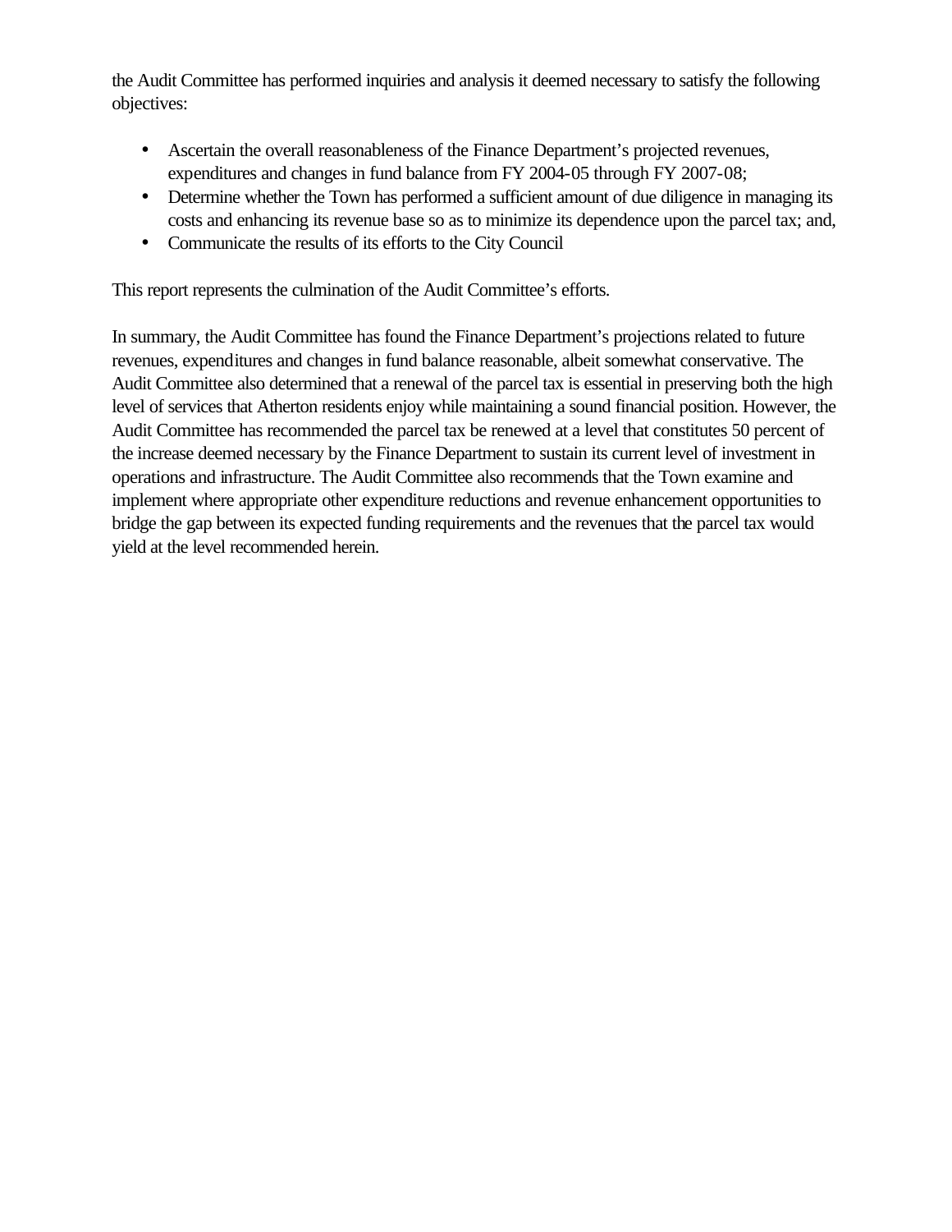the Audit Committee has performed inquiries and analysis it deemed necessary to satisfy the following objectives:

- Ascertain the overall reasonableness of the Finance Department's projected revenues, expenditures and changes in fund balance from FY 2004-05 through FY 2007-08;
- Determine whether the Town has performed a sufficient amount of due diligence in managing its costs and enhancing its revenue base so as to minimize its dependence upon the parcel tax; and,
- Communicate the results of its efforts to the City Council

This report represents the culmination of the Audit Committee's efforts.

In summary, the Audit Committee has found the Finance Department's projections related to future revenues, expenditures and changes in fund balance reasonable, albeit somewhat conservative. The Audit Committee also determined that a renewal of the parcel tax is essential in preserving both the high level of services that Atherton residents enjoy while maintaining a sound financial position. However, the Audit Committee has recommended the parcel tax be renewed at a level that constitutes 50 percent of the increase deemed necessary by the Finance Department to sustain its current level of investment in operations and infrastructure. The Audit Committee also recommends that the Town examine and implement where appropriate other expenditure reductions and revenue enhancement opportunities to bridge the gap between its expected funding requirements and the revenues that the parcel tax would yield at the level recommended herein.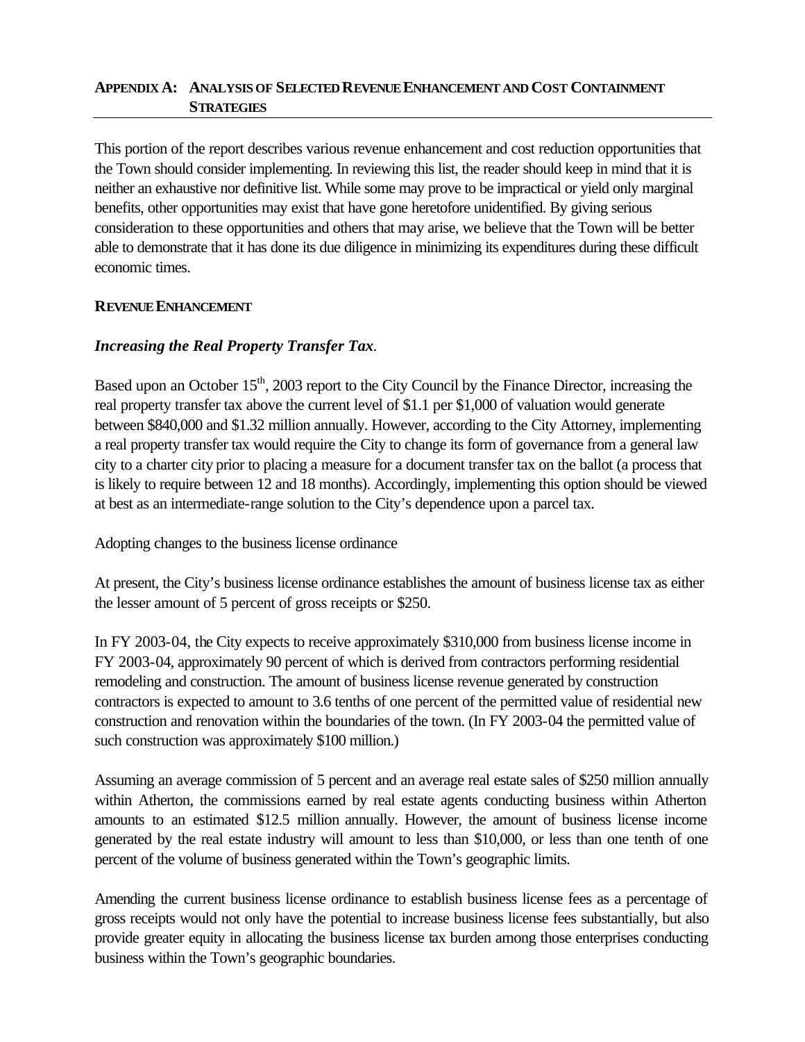## Appendix A: Analysis of Selected Revenue Enhancement and Cost Containment Strategies

This portion of the report describes various revenue enhancement and cost reduction opportunities that the Town should consider implementing. In reviewing this list, the reader should keep in mind that it is neither an exhaustive nor definitive list. While some may prove to be impractical or yield only marginal benefits, other opportunities may exist that have gone heretofore unidentified. By giving serious consideration to these opportunities and others that may arise, we believe that the Town will be better able to demonstrate that it has done its due diligence in minimizing its expenditures during these difficult economic times.

### Revenue Enhancement

***Increasing the Real Property Transfer Tax.***

Based upon an October 15th, 2003 report to the City Council by the Finance Director, increasing the real property transfer tax above the current level of $1.1 per $1,000 of valuation would generate between $840,000 and $1.32 million annually. However, according to the City Attorney, implementing a real property transfer tax would require the City to change its form of governance from a general law city to a charter city prior to placing a measure for a document transfer tax on the ballot (a process that is likely to require between 12 and 18 months). Accordingly, implementing this option should be viewed at best as an intermediate-range solution to the City's dependence upon a parcel tax.

Adopting changes to the business license ordinance

At present, the City's business license ordinance establishes the amount of business license tax as either the lesser amount of 5 percent of gross receipts or $250.

In FY 2003-04, the City expects to receive approximately $310,000 from business license income in FY 2003-04, approximately 90 percent of which is derived from contractors performing residential remodeling and construction. The amount of business license revenue generated by construction contractors is expected to amount to 3.6 tenths of one percent of the permitted value of residential new construction and renovation within the boundaries of the town. (In FY 2003-04 the permitted value of such construction was approximately $100 million.)

Assuming an average commission of 5 percent and an average real estate sales of $250 million annually within Atherton, the commissions earned by real estate agents conducting business within Atherton amounts to an estimated $12.5 million annually. However, the amount of business license income generated by the real estate industry will amount to less than $10,000, or less than one tenth of one percent of the volume of business generated within the Town's geographic limits.

Amending the current business license ordinance to establish business license fees as a percentage of gross receipts would not only have the potential to increase business license fees substantially, but also provide greater equity in allocating the business license tax burden among those enterprises conducting business within the Town's geographic boundaries.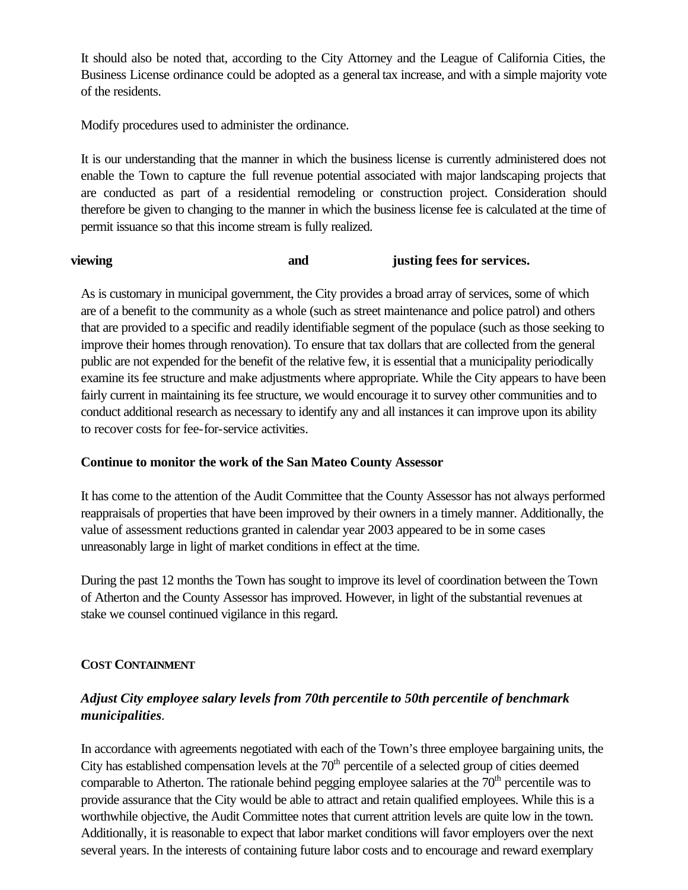It should also be noted that, according to the City Attorney and the League of California Cities, the Business License ordinance could be adopted as a general tax increase, and with a simple majority vote of the residents.

Modify procedures used to administer the ordinance.

It is our understanding that the manner in which the business license is currently administered does not enable the Town to capture the full revenue potential associated with major landscaping projects that are conducted as part of a residential remodeling or construction project. Consideration should therefore be given to changing to the manner in which the business license fee is calculated at the time of permit issuance so that this income stream is fully realized.

**viewing and justing fees for services.**

As is customary in municipal government, the City provides a broad array of services, some of which are of a benefit to the community as a whole (such as street maintenance and police patrol) and others that are provided to a specific and readily identifiable segment of the populace (such as those seeking to improve their homes through renovation). To ensure that tax dollars that are collected from the general public are not expended for the benefit of the relative few, it is essential that a municipality periodically examine its fee structure and make adjustments where appropriate. While the City appears to have been fairly current in maintaining its fee structure, we would encourage it to survey other communities and to conduct additional research as necessary to identify any and all instances it can improve upon its ability to recover costs for fee-for-service activities.

**Continue to monitor the work of the San Mateo County Assessor**

It has come to the attention of the Audit Committee that the County Assessor has not always performed reappraisals of properties that have been improved by their owners in a timely manner. Additionally, the value of assessment reductions granted in calendar year 2003 appeared to be in some cases unreasonably large in light of market conditions in effect at the time.

During the past 12 months the Town has sought to improve its level of coordination between the Town of Atherton and the County Assessor has improved. However, in light of the substantial revenues at stake we counsel continued vigilance in this regard.

**COST CONTAINMENT**

***Adjust City employee salary levels from 70th percentile to 50th percentile of benchmark municipalities***.

In accordance with agreements negotiated with each of the Town's three employee bargaining units, the City has established compensation levels at the 70th percentile of a selected group of cities deemed comparable to Atherton. The rationale behind pegging employee salaries at the 70th percentile was to provide assurance that the City would be able to attract and retain qualified employees. While this is a worthwhile objective, the Audit Committee notes that current attrition levels are quite low in the town. Additionally, it is reasonable to expect that labor market conditions will favor employers over the next several years. In the interests of containing future labor costs and to encourage and reward exemplary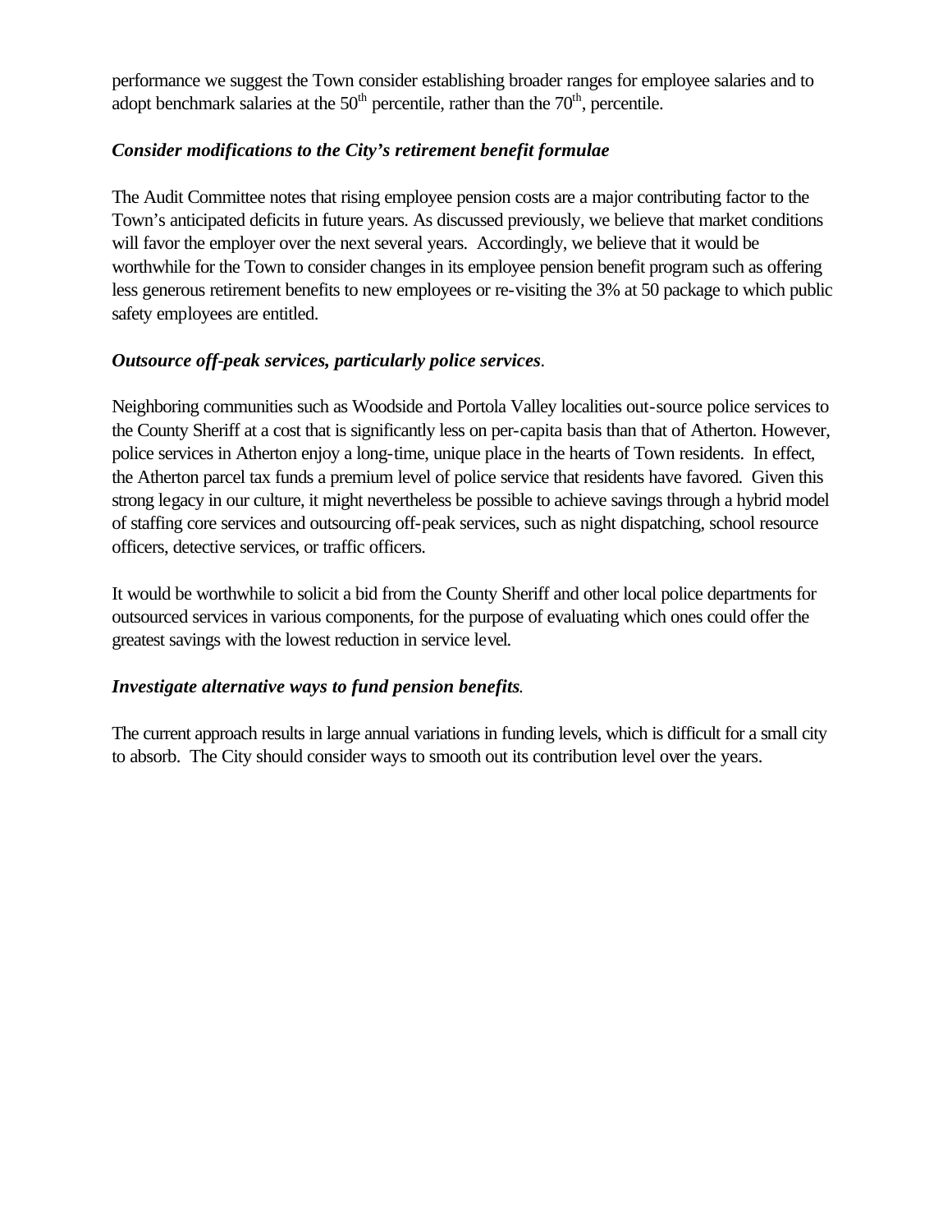performance we suggest the Town consider establishing broader ranges for employee salaries and to adopt benchmark salaries at the 50th percentile, rather than the 70th, percentile.

***Consider modifications to the City's retirement benefit formulae***

The Audit Committee notes that rising employee pension costs are a major contributing factor to the Town's anticipated deficits in future years. As discussed previously, we believe that market conditions will favor the employer over the next several years. Accordingly, we believe that it would be worthwhile for the Town to consider changes in its employee pension benefit program such as offering less generous retirement benefits to new employees or re-visiting the 3% at 50 package to which public safety employees are entitled.

***Outsource off-peak services, particularly police services.***

Neighboring communities such as Woodside and Portola Valley localities out-source police services to the County Sheriff at a cost that is significantly less on per-capita basis than that of Atherton. However, police services in Atherton enjoy a long-time, unique place in the hearts of Town residents. In effect, the Atherton parcel tax funds a premium level of police service that residents have favored. Given this strong legacy in our culture, it might nevertheless be possible to achieve savings through a hybrid model of staffing core services and outsourcing off-peak services, such as night dispatching, school resource officers, detective services, or traffic officers.

It would be worthwhile to solicit a bid from the County Sheriff and other local police departments for outsourced services in various components, for the purpose of evaluating which ones could offer the greatest savings with the lowest reduction in service level.

***Investigate alternative ways to fund pension benefits.***

The current approach results in large annual variations in funding levels, which is difficult for a small city to absorb. The City should consider ways to smooth out its contribution level over the years.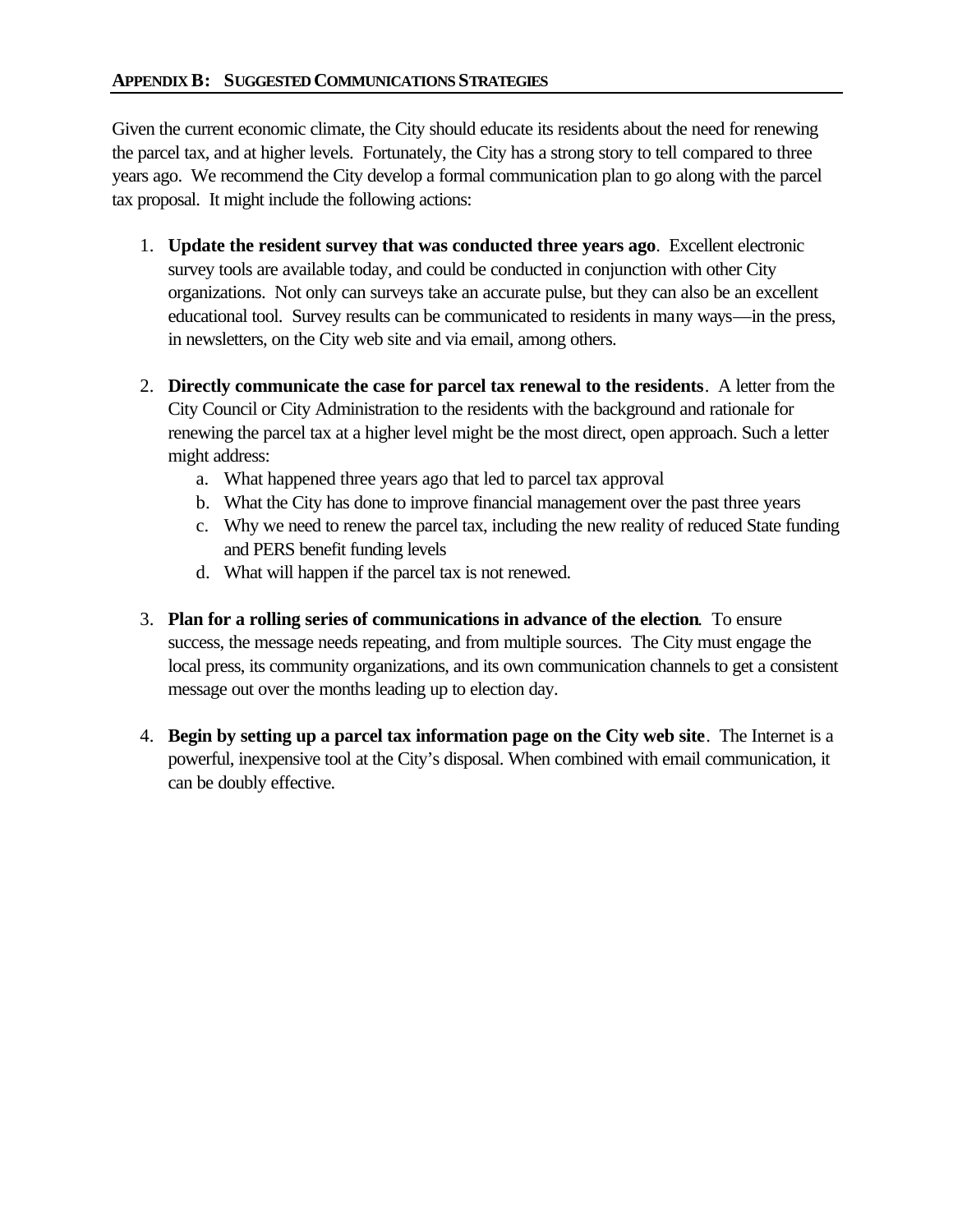## APPENDIX B: SUGGESTED COMMUNICATIONS STRATEGIES

Given the current economic climate, the City should educate its residents about the need for renewing the parcel tax, and at higher levels. Fortunately, the City has a strong story to tell compared to three years ago. We recommend the City develop a formal communication plan to go along with the parcel tax proposal. It might include the following actions:

1. **Update the resident survey that was conducted three years ago**. Excellent electronic survey tools are available today, and could be conducted in conjunction with other City organizations. Not only can surveys take an accurate pulse, but they can also be an excellent educational tool. Survey results can be communicated to residents in many ways—in the press, in newsletters, on the City web site and via email, among others.

2. **Directly communicate the case for parcel tax renewal to the residents**. A letter from the City Council or City Administration to the residents with the background and rationale for renewing the parcel tax at a higher level might be the most direct, open approach. Such a letter might address:
   a. What happened three years ago that led to parcel tax approval
   b. What the City has done to improve financial management over the past three years
   c. Why we need to renew the parcel tax, including the new reality of reduced State funding and PERS benefit funding levels
   d. What will happen if the parcel tax is not renewed.

3. **Plan for a rolling series of communications in advance of the election**. To ensure success, the message needs repeating, and from multiple sources. The City must engage the local press, its community organizations, and its own communication channels to get a consistent message out over the months leading up to election day.

4. **Begin by setting up a parcel tax information page on the City web site**. The Internet is a powerful, inexpensive tool at the City's disposal. When combined with email communication, it can be doubly effective.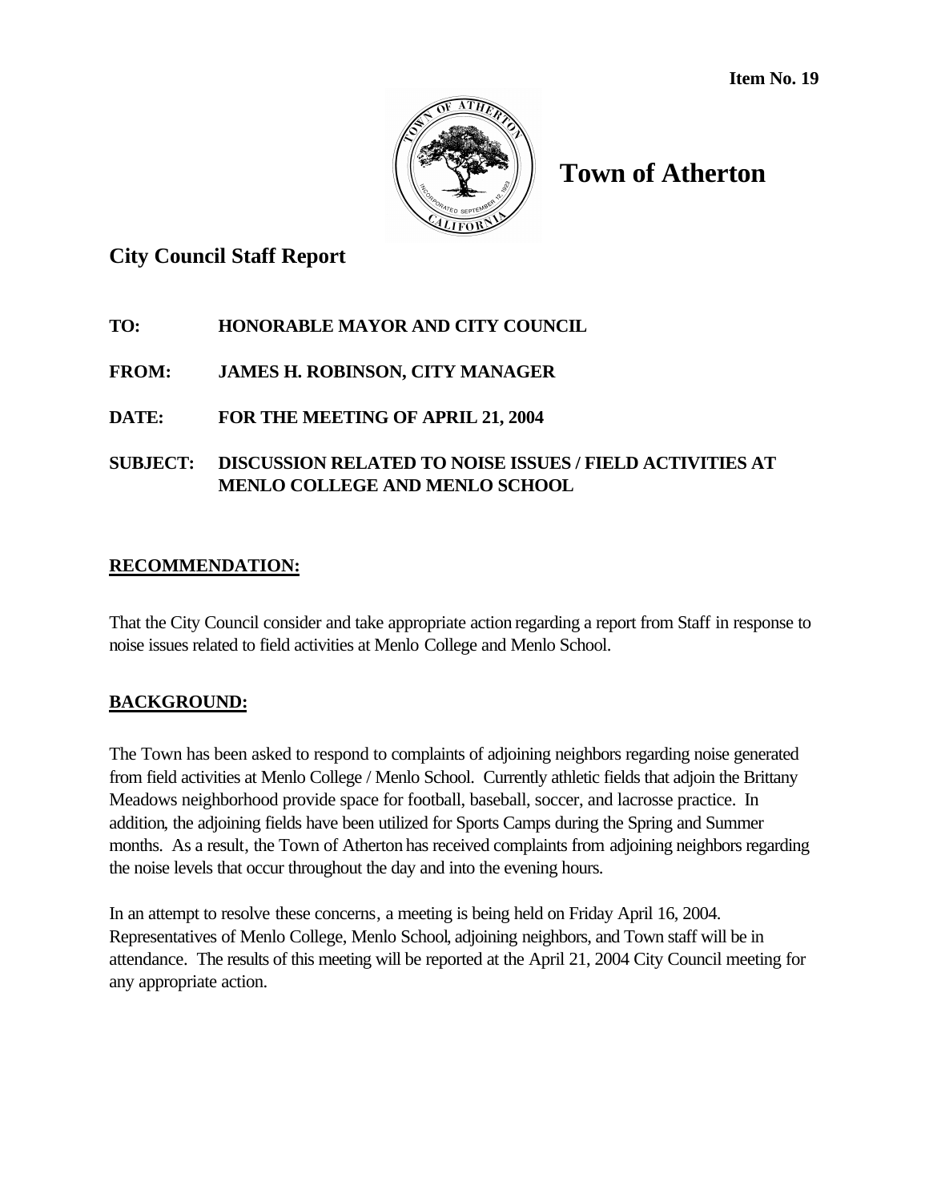**Item No. 19**

# Town of Atherton

## City Council Staff Report

**TO:** HONORABLE MAYOR AND CITY COUNCIL

**FROM:** JAMES H. ROBINSON, CITY MANAGER

**DATE:** FOR THE MEETING OF APRIL 21, 2004

**SUBJECT:** DISCUSSION RELATED TO NOISE ISSUES / FIELD ACTIVITIES AT MENLO COLLEGE AND MENLO SCHOOL

**RECOMMENDATION:**

That the City Council consider and take appropriate action regarding a report from Staff in response to noise issues related to field activities at Menlo College and Menlo School.

**BACKGROUND:**

The Town has been asked to respond to complaints of adjoining neighbors regarding noise generated from field activities at Menlo College / Menlo School. Currently athletic fields that adjoin the Brittany Meadows neighborhood provide space for football, baseball, soccer, and lacrosse practice. In addition, the adjoining fields have been utilized for Sports Camps during the Spring and Summer months. As a result, the Town of Atherton has received complaints from adjoining neighbors regarding the noise levels that occur throughout the day and into the evening hours.

In an attempt to resolve these concerns, a meeting is being held on Friday April 16, 2004. Representatives of Menlo College, Menlo School, adjoining neighbors, and Town staff will be in attendance. The results of this meeting will be reported at the April 21, 2004 City Council meeting for any appropriate action.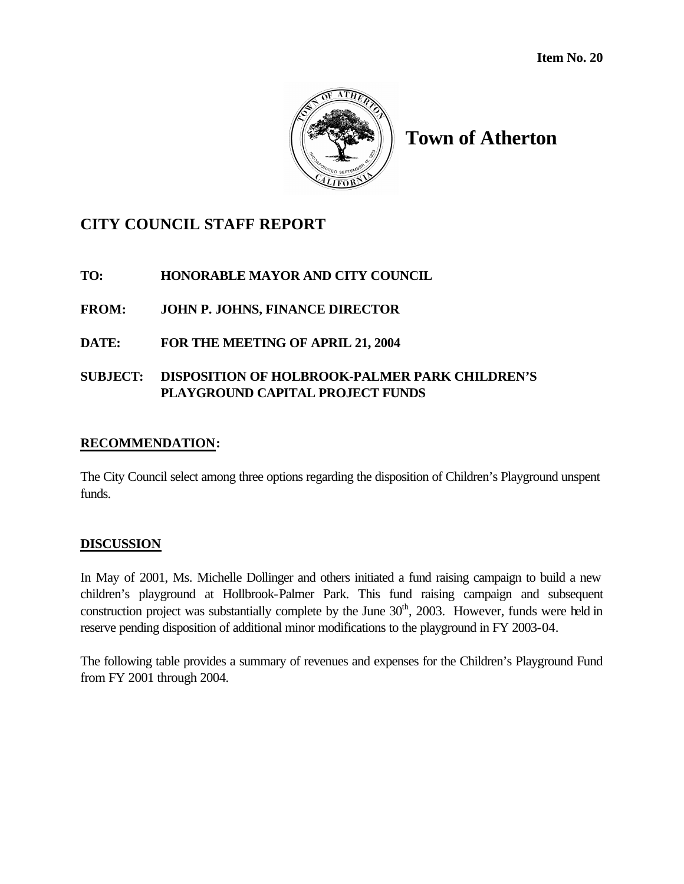Item No. 20

# Town of Atherton

## CITY COUNCIL STAFF REPORT

**TO:** HONORABLE MAYOR AND CITY COUNCIL

**FROM:** JOHN P. JOHNS, FINANCE DIRECTOR

**DATE:** FOR THE MEETING OF APRIL 21, 2004

**SUBJECT:** DISPOSITION OF HOLBROOK-PALMER PARK CHILDREN'S PLAYGROUND CAPITAL PROJECT FUNDS

### RECOMMENDATION:

The City Council select among three options regarding the disposition of Children's Playground unspent funds.

### DISCUSSION

In May of 2001, Ms. Michelle Dollinger and others initiated a fund raising campaign to build a new children's playground at Hollbrook-Palmer Park. This fund raising campaign and subsequent construction project was substantially complete by the June 30th, 2003. However, funds were held in reserve pending disposition of additional minor modifications to the playground in FY 2003-04.

The following table provides a summary of revenues and expenses for the Children's Playground Fund from FY 2001 through 2004.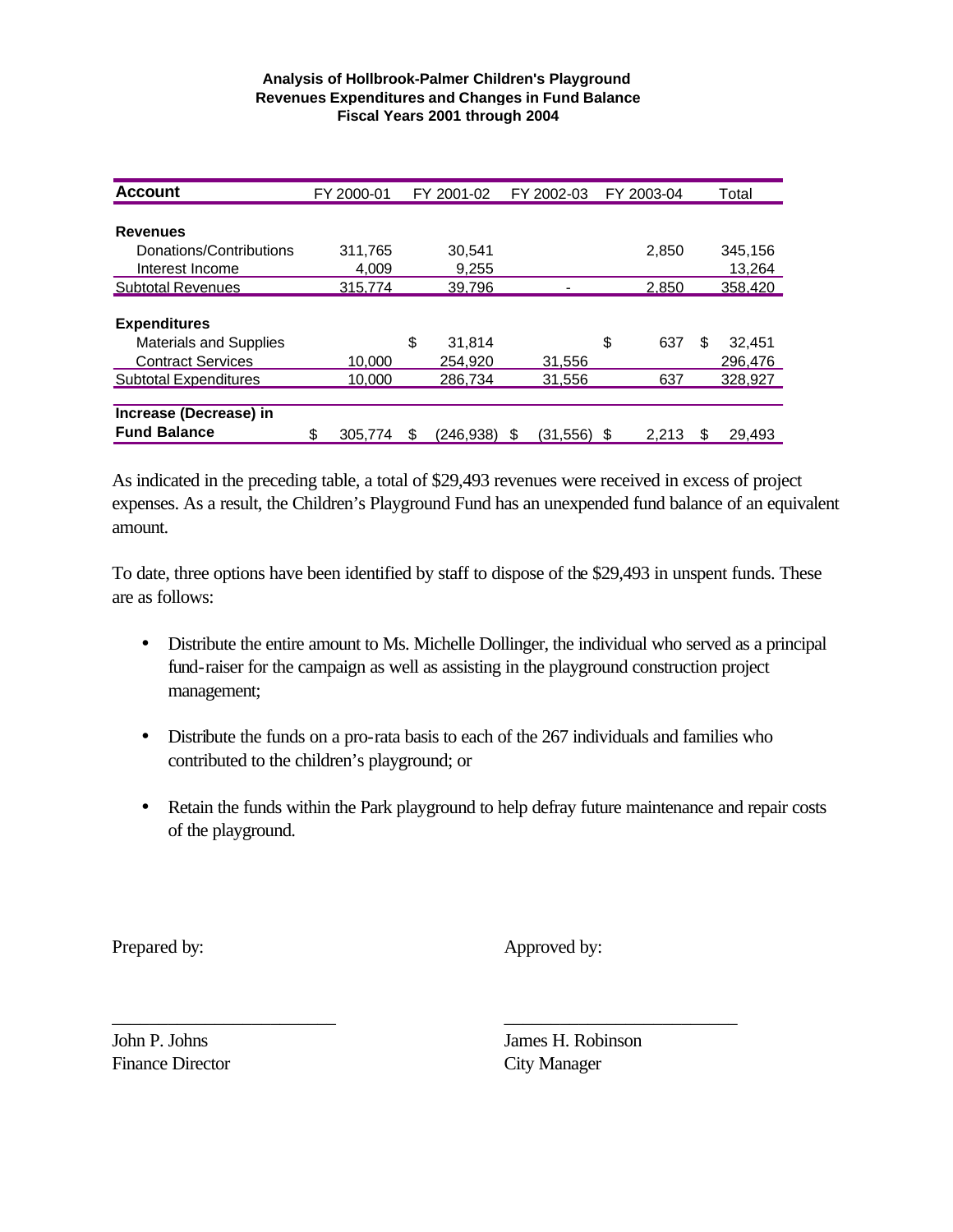**Analysis of Hollbrook-Palmer Children's Playground**
**Revenues Expenditures and Changes in Fund Balance**
**Fiscal Years 2001 through 2004**

| Account | FY 2000-01 | FY 2001-02 | FY 2002-03 | FY 2003-04 | Total |
|---|---|---|---|---|---|
| **Revenues** | | | | | |
| Donations/Contributions | 311,765 | 30,541 | | 2,850 | 345,156 |
| Interest Income | 4,009 | 9,255 | | | 13,264 |
| Subtotal Revenues | 315,774 | 39,796 | - | 2,850 | 358,420 |
| **Expenditures** | | | | | |
| Materials and Supplies | | $ 31,814 | | $ 637 | $ 32,451 |
| Contract Services | 10,000 | 254,920 | 31,556 | | 296,476 |
| Subtotal Expenditures | 10,000 | 286,734 | 31,556 | 637 | 328,927 |
| **Increase (Decrease) in Fund Balance** | $ 305,774 | $ (246,938) | $ (31,556) | $ 2,213 | $ 29,493 |

As indicated in the preceding table, a total of $29,493 revenues were received in excess of project expenses. As a result, the Children's Playground Fund has an unexpended fund balance of an equivalent amount.

To date, three options have been identified by staff to dispose of the $29,493 in unspent funds. These are as follows:

- Distribute the entire amount to Ms. Michelle Dollinger, the individual who served as a principal fund-raiser for the campaign as well as assisting in the playground construction project management;
- Distribute the funds on a pro-rata basis to each of the 267 individuals and families who contributed to the children's playground; or
- Retain the funds within the Park playground to help defray future maintenance and repair costs of the playground.

Prepared by: ________________________
John P. Johns
Finance Director

Approved by: ________________________
James H. Robinson
City Manager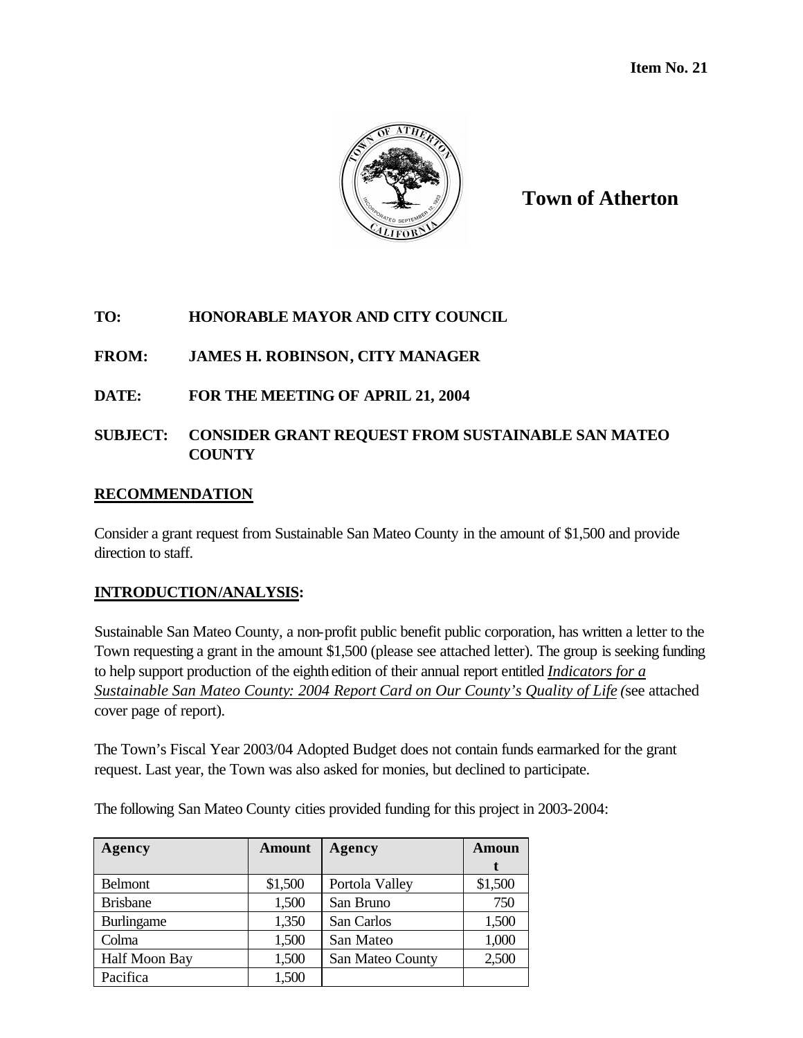**Item No. 21**

# Town of Atherton

**TO:** HONORABLE MAYOR AND CITY COUNCIL

**FROM:** JAMES H. ROBINSON, CITY MANAGER

**DATE:** FOR THE MEETING OF APRIL 21, 2004

**SUBJECT:** CONSIDER GRANT REQUEST FROM SUSTAINABLE SAN MATEO COUNTY

## RECOMMENDATION

Consider a grant request from Sustainable San Mateo County in the amount of $1,500 and provide direction to staff.

## INTRODUCTION/ANALYSIS:

Sustainable San Mateo County, a non-profit public benefit public corporation, has written a letter to the Town requesting a grant in the amount $1,500 (please see attached letter). The group is seeking funding to help support production of the eighth edition of their annual report entitled *Indicators for a Sustainable San Mateo County: 2004 Report Card on Our County's Quality of Life (*see attached cover page of report).

The Town's Fiscal Year 2003/04 Adopted Budget does not contain funds earmarked for the grant request. Last year, the Town was also asked for monies, but declined to participate.

The following San Mateo County cities provided funding for this project in 2003-2004:

| Agency | Amount | Agency | Amount |
|---|---|---|---|
| Belmont | $1,500 | Portola Valley | $1,500 |
| Brisbane | 1,500 | San Bruno | 750 |
| Burlingame | 1,350 | San Carlos | 1,500 |
| Colma | 1,500 | San Mateo | 1,000 |
| Half Moon Bay | 1,500 | San Mateo County | 2,500 |
| Pacifica | 1,500 | | |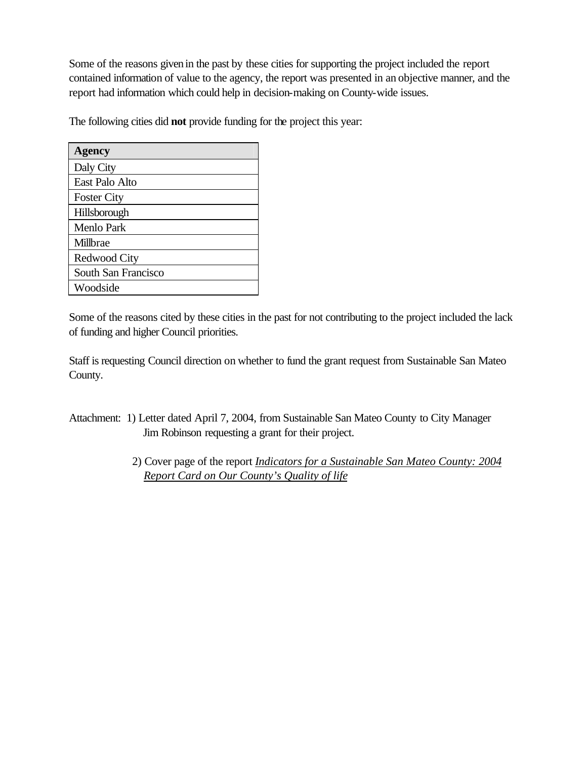Some of the reasons given in the past by these cities for supporting the project included the report contained information of value to the agency, the report was presented in an objective manner, and the report had information which could help in decision-making on County-wide issues.

The following cities did **not** provide funding for the project this year:

| Agency |
|---|
| Daly City |
| East Palo Alto |
| Foster City |
| Hillsborough |
| Menlo Park |
| Millbrae |
| Redwood City |
| South San Francisco |
| Woodside |

Some of the reasons cited by these cities in the past for not contributing to the project included the lack of funding and higher Council priorities.

Staff is requesting Council direction on whether to fund the grant request from Sustainable San Mateo County.

Attachment: 1) Letter dated April 7, 2004, from Sustainable San Mateo County to City Manager Jim Robinson requesting a grant for their project.

2) Cover page of the report *Indicators for a Sustainable San Mateo County: 2004 Report Card on Our County's Quality of life*